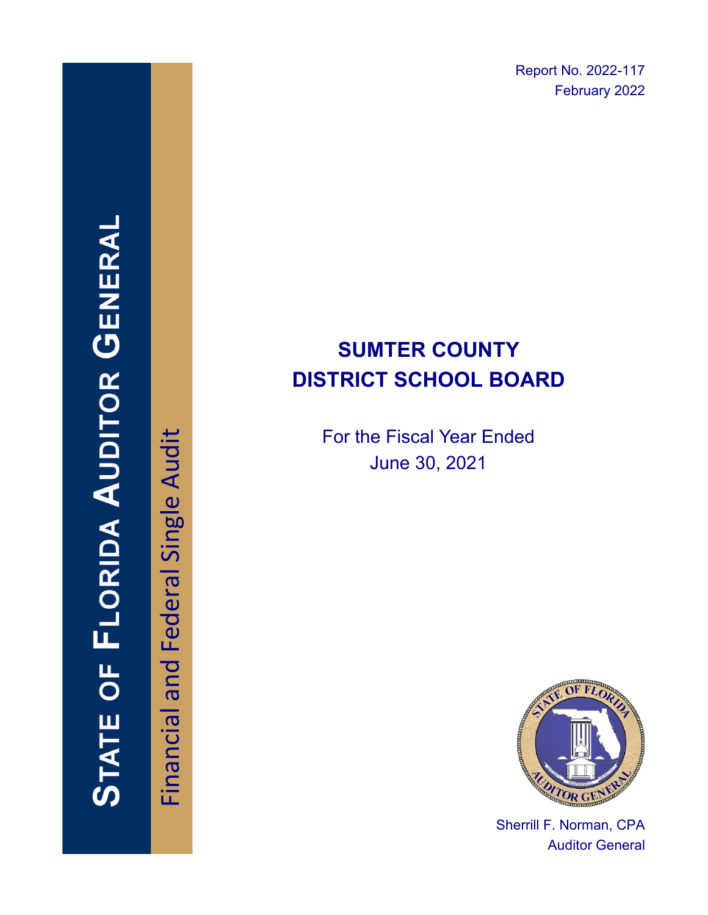STATE OF FLORIDA AUDITOR GENERAL

Financial and Federal Single Audit

Report No. 2022-117
February 2022

# SUMTER COUNTY DISTRICT SCHOOL BOARD

For the Fiscal Year Ended
June 30, 2021

Sherrill F. Norman, CPA
Auditor General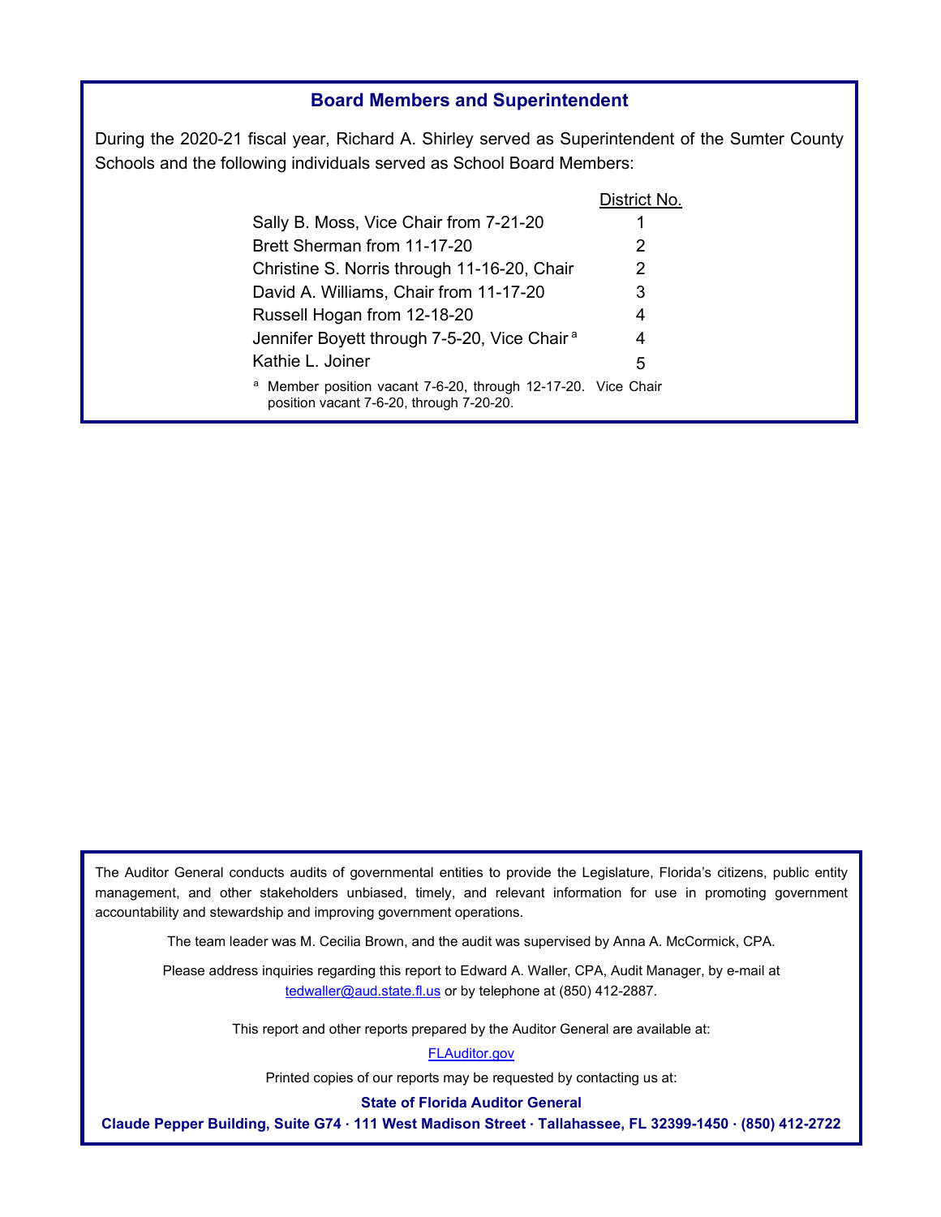## Board Members and Superintendent

During the 2020-21 fiscal year, Richard A. Shirley served as Superintendent of the Sumter County Schools and the following individuals served as School Board Members:

| | District No. |
|---|---|
| Sally B. Moss, Vice Chair from 7-21-20 | 1 |
| Brett Sherman from 11-17-20 | 2 |
| Christine S. Norris through 11-16-20, Chair | 2 |
| David A. Williams, Chair from 11-17-20 | 3 |
| Russell Hogan from 12-18-20 | 4 |
| Jennifer Boyett through 7-5-20, Vice Chair [a] | 4 |
| Kathie L. Joiner | 5 |

[a] Member position vacant 7-6-20, through 12-17-20. Vice Chair position vacant 7-6-20, through 7-20-20.

The Auditor General conducts audits of governmental entities to provide the Legislature, Florida's citizens, public entity management, and other stakeholders unbiased, timely, and relevant information for use in promoting government accountability and stewardship and improving government operations.

The team leader was M. Cecilia Brown, and the audit was supervised by Anna A. McCormick, CPA.

Please address inquiries regarding this report to Edward A. Waller, CPA, Audit Manager, by e-mail at tedwaller@aud.state.fl.us or by telephone at (850) 412-2887.

This report and other reports prepared by the Auditor General are available at:

FLAuditor.gov

Printed copies of our reports may be requested by contacting us at:

**State of Florida Auditor General**

**Claude Pepper Building, Suite G74 · 111 West Madison Street · Tallahassee, FL 32399-1450 · (850) 412-2722**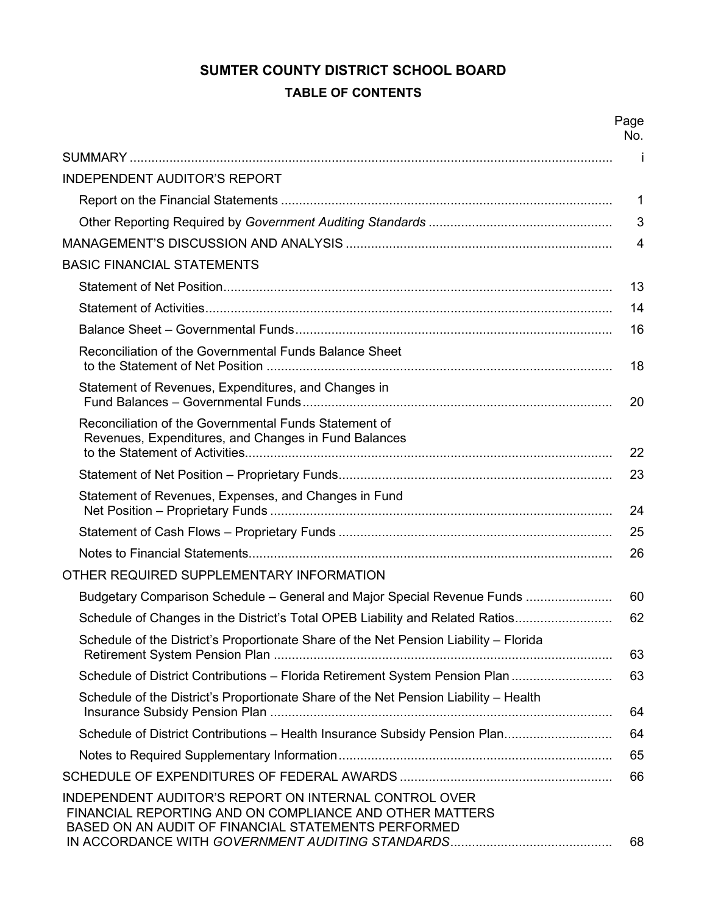# SUMTER COUNTY DISTRICT SCHOOL BOARD

## TABLE OF CONTENTS

| | Page No. |
|---|---|
| SUMMARY | i |
| INDEPENDENT AUDITOR'S REPORT | |
| Report on the Financial Statements | 1 |
| Other Reporting Required by *Government Auditing Standards* | 3 |
| MANAGEMENT'S DISCUSSION AND ANALYSIS | 4 |
| BASIC FINANCIAL STATEMENTS | |
| Statement of Net Position | 13 |
| Statement of Activities | 14 |
| Balance Sheet – Governmental Funds | 16 |
| Reconciliation of the Governmental Funds Balance Sheet to the Statement of Net Position | 18 |
| Statement of Revenues, Expenditures, and Changes in Fund Balances – Governmental Funds | 20 |
| Reconciliation of the Governmental Funds Statement of Revenues, Expenditures, and Changes in Fund Balances to the Statement of Activities | 22 |
| Statement of Net Position – Proprietary Funds | 23 |
| Statement of Revenues, Expenses, and Changes in Fund Net Position – Proprietary Funds | 24 |
| Statement of Cash Flows – Proprietary Funds | 25 |
| Notes to Financial Statements | 26 |
| OTHER REQUIRED SUPPLEMENTARY INFORMATION | |
| Budgetary Comparison Schedule – General and Major Special Revenue Funds | 60 |
| Schedule of Changes in the District's Total OPEB Liability and Related Ratios | 62 |
| Schedule of the District's Proportionate Share of the Net Pension Liability – Florida Retirement System Pension Plan | 63 |
| Schedule of District Contributions – Florida Retirement System Pension Plan | 63 |
| Schedule of the District's Proportionate Share of the Net Pension Liability – Health Insurance Subsidy Pension Plan | 64 |
| Schedule of District Contributions – Health Insurance Subsidy Pension Plan | 64 |
| Notes to Required Supplementary Information | 65 |
| SCHEDULE OF EXPENDITURES OF FEDERAL AWARDS | 66 |
| INDEPENDENT AUDITOR'S REPORT ON INTERNAL CONTROL OVER FINANCIAL REPORTING AND ON COMPLIANCE AND OTHER MATTERS BASED ON AN AUDIT OF FINANCIAL STATEMENTS PERFORMED IN ACCORDANCE WITH *GOVERNMENT AUDITING STANDARDS* | 68 |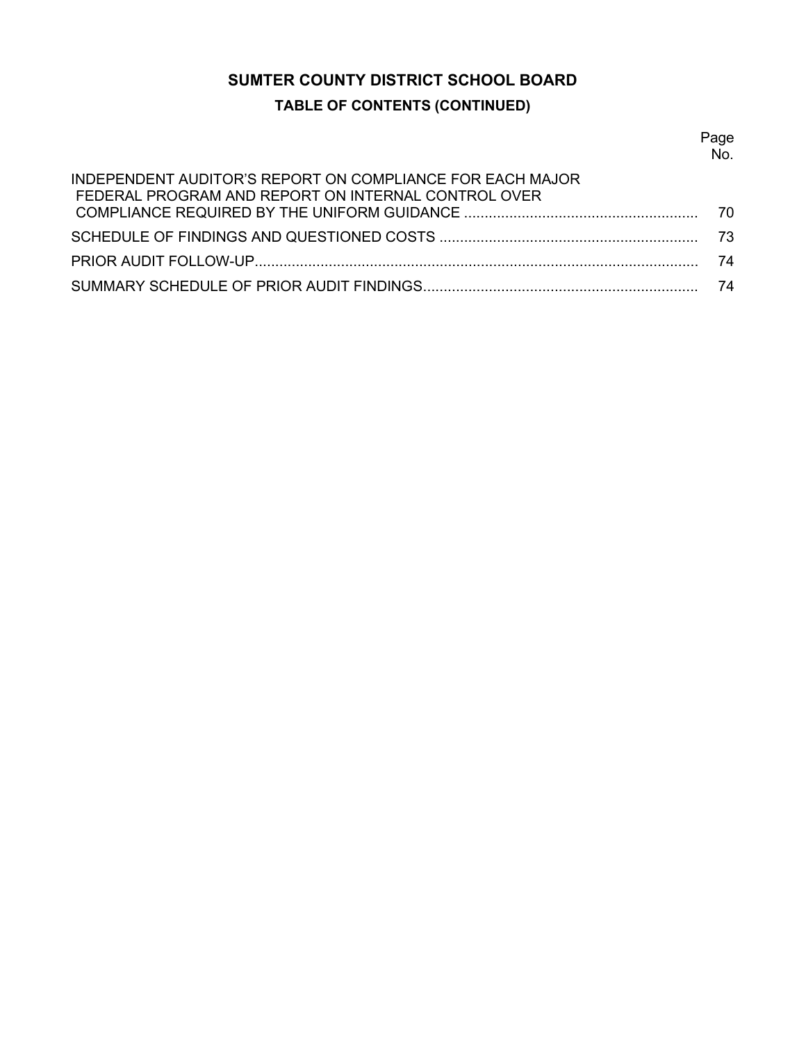# SUMTER COUNTY DISTRICT SCHOOL BOARD

## TABLE OF CONTENTS (CONTINUED)

| | Page No. |
|---|---|
| INDEPENDENT AUDITOR'S REPORT ON COMPLIANCE FOR EACH MAJOR FEDERAL PROGRAM AND REPORT ON INTERNAL CONTROL OVER COMPLIANCE REQUIRED BY THE UNIFORM GUIDANCE | 70 |
| SCHEDULE OF FINDINGS AND QUESTIONED COSTS | 73 |
| PRIOR AUDIT FOLLOW-UP | 74 |
| SUMMARY SCHEDULE OF PRIOR AUDIT FINDINGS | 74 |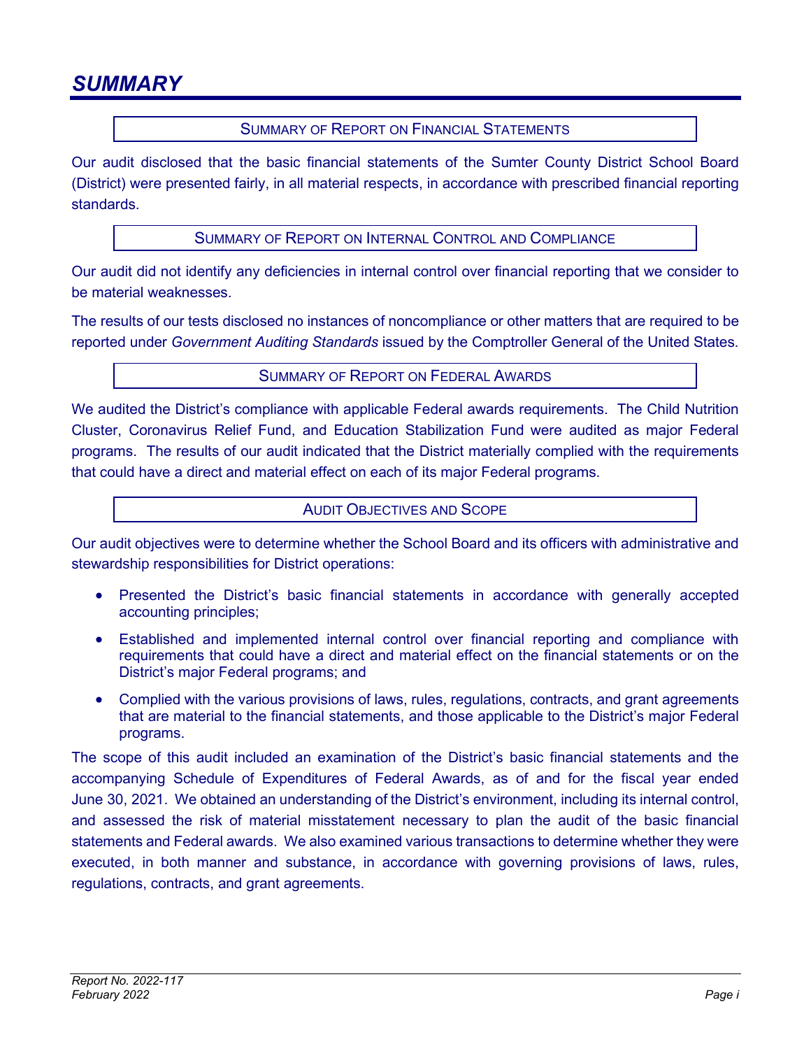# SUMMARY

## SUMMARY OF REPORT ON FINANCIAL STATEMENTS

Our audit disclosed that the basic financial statements of the Sumter County District School Board (District) were presented fairly, in all material respects, in accordance with prescribed financial reporting standards.

## SUMMARY OF REPORT ON INTERNAL CONTROL AND COMPLIANCE

Our audit did not identify any deficiencies in internal control over financial reporting that we consider to be material weaknesses.

The results of our tests disclosed no instances of noncompliance or other matters that are required to be reported under *Government Auditing Standards* issued by the Comptroller General of the United States.

## SUMMARY OF REPORT ON FEDERAL AWARDS

We audited the District's compliance with applicable Federal awards requirements. The Child Nutrition Cluster, Coronavirus Relief Fund, and Education Stabilization Fund were audited as major Federal programs. The results of our audit indicated that the District materially complied with the requirements that could have a direct and material effect on each of its major Federal programs.

## AUDIT OBJECTIVES AND SCOPE

Our audit objectives were to determine whether the School Board and its officers with administrative and stewardship responsibilities for District operations:

- Presented the District's basic financial statements in accordance with generally accepted accounting principles;
- Established and implemented internal control over financial reporting and compliance with requirements that could have a direct and material effect on the financial statements or on the District's major Federal programs; and
- Complied with the various provisions of laws, rules, regulations, contracts, and grant agreements that are material to the financial statements, and those applicable to the District's major Federal programs.

The scope of this audit included an examination of the District's basic financial statements and the accompanying Schedule of Expenditures of Federal Awards, as of and for the fiscal year ended June 30, 2021. We obtained an understanding of the District's environment, including its internal control, and assessed the risk of material misstatement necessary to plan the audit of the basic financial statements and Federal awards. We also examined various transactions to determine whether they were executed, in both manner and substance, in accordance with governing provisions of laws, rules, regulations, contracts, and grant agreements.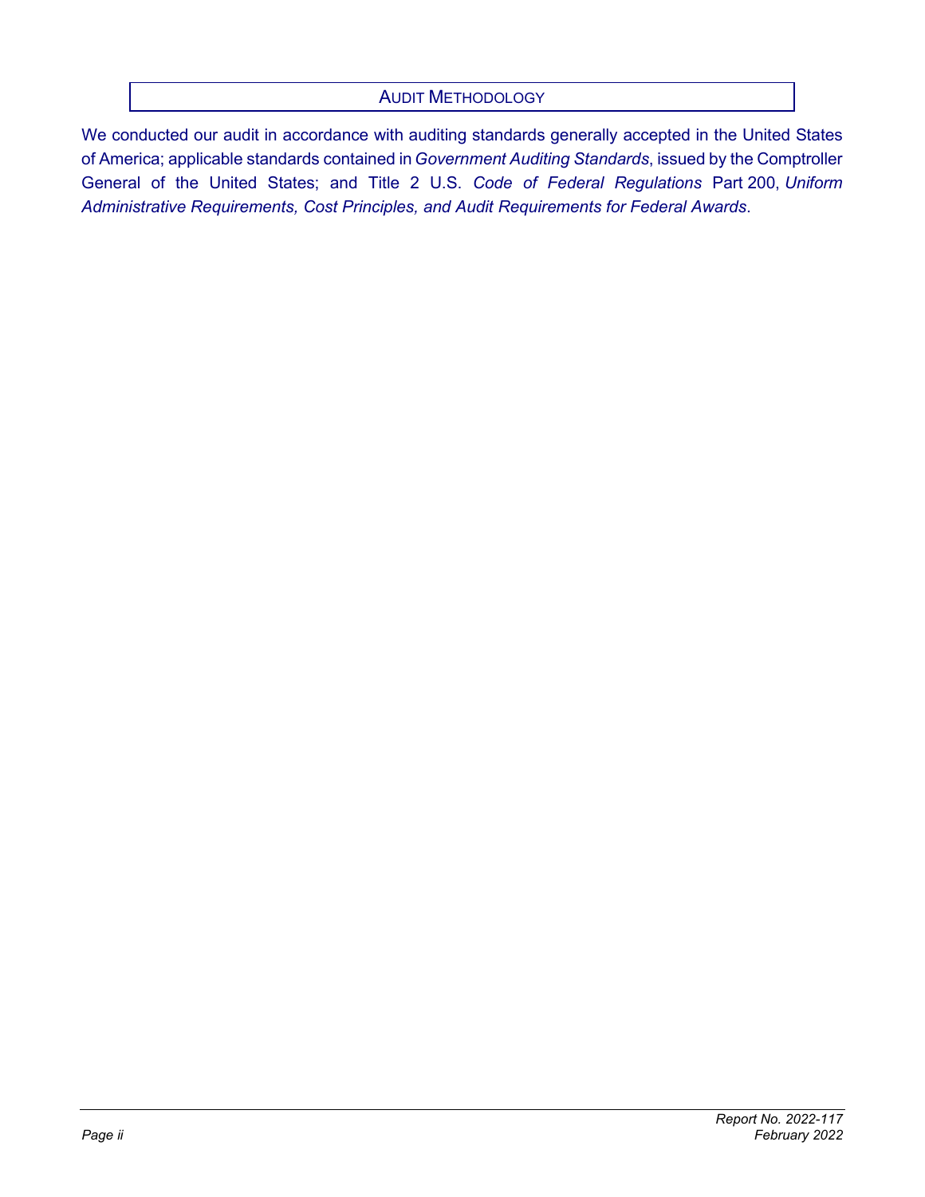## AUDIT METHODOLOGY

We conducted our audit in accordance with auditing standards generally accepted in the United States of America; applicable standards contained in *Government Auditing Standards*, issued by the Comptroller General of the United States; and Title 2 U.S. *Code of Federal Regulations* Part 200, *Uniform Administrative Requirements, Cost Principles, and Audit Requirements for Federal Awards*.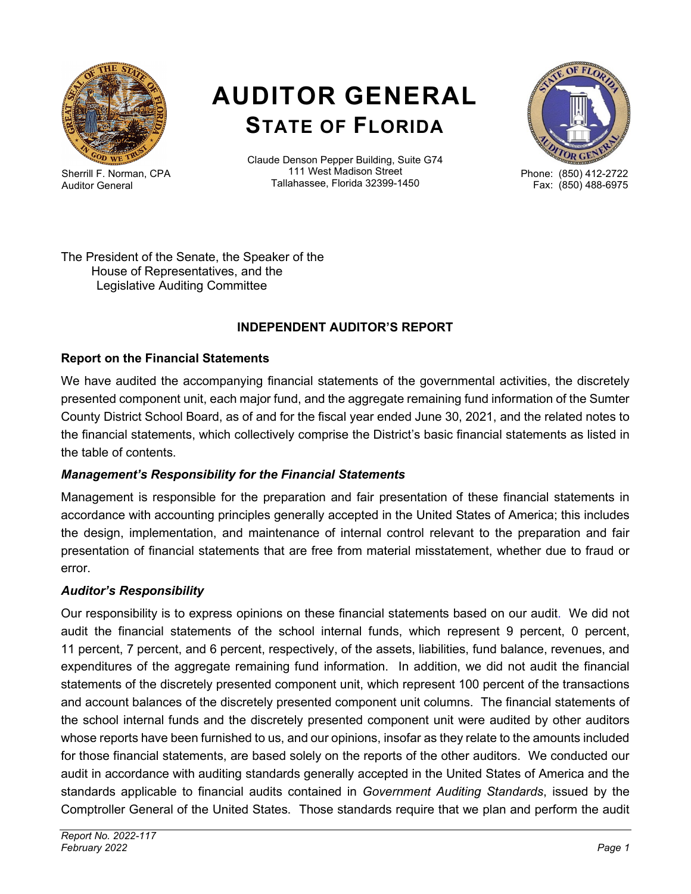# AUDITOR GENERAL
## STATE OF FLORIDA

Sherrill F. Norman, CPA
Auditor General

Claude Denson Pepper Building, Suite G74
111 West Madison Street
Tallahassee, Florida 32399-1450

Phone: (850) 412-2722
Fax: (850) 488-6975

The President of the Senate, the Speaker of the
House of Representatives, and the
Legislative Auditing Committee

### INDEPENDENT AUDITOR'S REPORT

### Report on the Financial Statements

We have audited the accompanying financial statements of the governmental activities, the discretely presented component unit, each major fund, and the aggregate remaining fund information of the Sumter County District School Board, as of and for the fiscal year ended June 30, 2021, and the related notes to the financial statements, which collectively comprise the District's basic financial statements as listed in the table of contents.

#### *Management's Responsibility for the Financial Statements*

Management is responsible for the preparation and fair presentation of these financial statements in accordance with accounting principles generally accepted in the United States of America; this includes the design, implementation, and maintenance of internal control relevant to the preparation and fair presentation of financial statements that are free from material misstatement, whether due to fraud or error.

#### *Auditor's Responsibility*

Our responsibility is to express opinions on these financial statements based on our audit. We did not audit the financial statements of the school internal funds, which represent 9 percent, 0 percent, 11 percent, 7 percent, and 6 percent, respectively, of the assets, liabilities, fund balance, revenues, and expenditures of the aggregate remaining fund information. In addition, we did not audit the financial statements of the discretely presented component unit, which represent 100 percent of the transactions and account balances of the discretely presented component unit columns. The financial statements of the school internal funds and the discretely presented component unit were audited by other auditors whose reports have been furnished to us, and our opinions, insofar as they relate to the amounts included for those financial statements, are based solely on the reports of the other auditors. We conducted our audit in accordance with auditing standards generally accepted in the United States of America and the standards applicable to financial audits contained in *Government Auditing Standards*, issued by the Comptroller General of the United States. Those standards require that we plan and perform the audit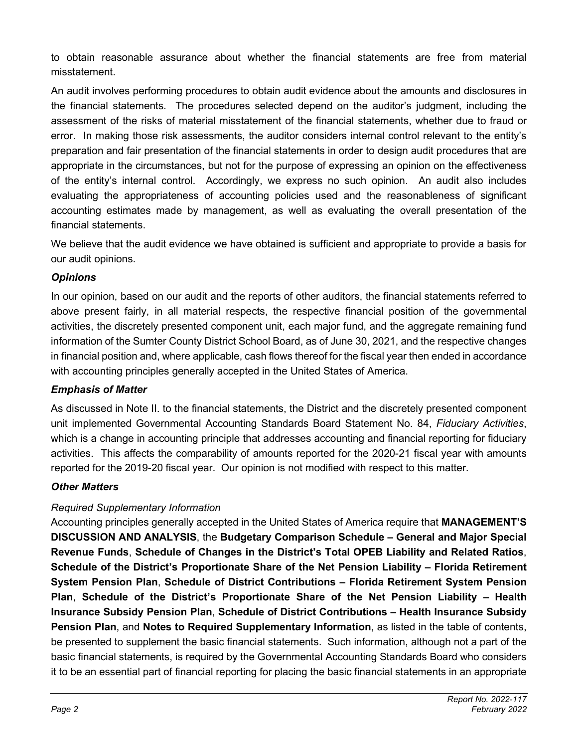to obtain reasonable assurance about whether the financial statements are free from material misstatement.

An audit involves performing procedures to obtain audit evidence about the amounts and disclosures in the financial statements. The procedures selected depend on the auditor's judgment, including the assessment of the risks of material misstatement of the financial statements, whether due to fraud or error. In making those risk assessments, the auditor considers internal control relevant to the entity's preparation and fair presentation of the financial statements in order to design audit procedures that are appropriate in the circumstances, but not for the purpose of expressing an opinion on the effectiveness of the entity's internal control. Accordingly, we express no such opinion. An audit also includes evaluating the appropriateness of accounting policies used and the reasonableness of significant accounting estimates made by management, as well as evaluating the overall presentation of the financial statements.

We believe that the audit evidence we have obtained is sufficient and appropriate to provide a basis for our audit opinions.

### *Opinions*

In our opinion, based on our audit and the reports of other auditors, the financial statements referred to above present fairly, in all material respects, the respective financial position of the governmental activities, the discretely presented component unit, each major fund, and the aggregate remaining fund information of the Sumter County District School Board, as of June 30, 2021, and the respective changes in financial position and, where applicable, cash flows thereof for the fiscal year then ended in accordance with accounting principles generally accepted in the United States of America.

### *Emphasis of Matter*

As discussed in Note II. to the financial statements, the District and the discretely presented component unit implemented Governmental Accounting Standards Board Statement No. 84, *Fiduciary Activities*, which is a change in accounting principle that addresses accounting and financial reporting for fiduciary activities. This affects the comparability of amounts reported for the 2020-21 fiscal year with amounts reported for the 2019-20 fiscal year. Our opinion is not modified with respect to this matter.

### *Other Matters*

*Required Supplementary Information*

Accounting principles generally accepted in the United States of America require that **MANAGEMENT'S DISCUSSION AND ANALYSIS**, the **Budgetary Comparison Schedule – General and Major Special Revenue Funds**, **Schedule of Changes in the District's Total OPEB Liability and Related Ratios**, **Schedule of the District's Proportionate Share of the Net Pension Liability – Florida Retirement System Pension Plan**, **Schedule of District Contributions – Florida Retirement System Pension Plan**, **Schedule of the District's Proportionate Share of the Net Pension Liability – Health Insurance Subsidy Pension Plan**, **Schedule of District Contributions – Health Insurance Subsidy Pension Plan**, and **Notes to Required Supplementary Information**, as listed in the table of contents, be presented to supplement the basic financial statements. Such information, although not a part of the basic financial statements, is required by the Governmental Accounting Standards Board who considers it to be an essential part of financial reporting for placing the basic financial statements in an appropriate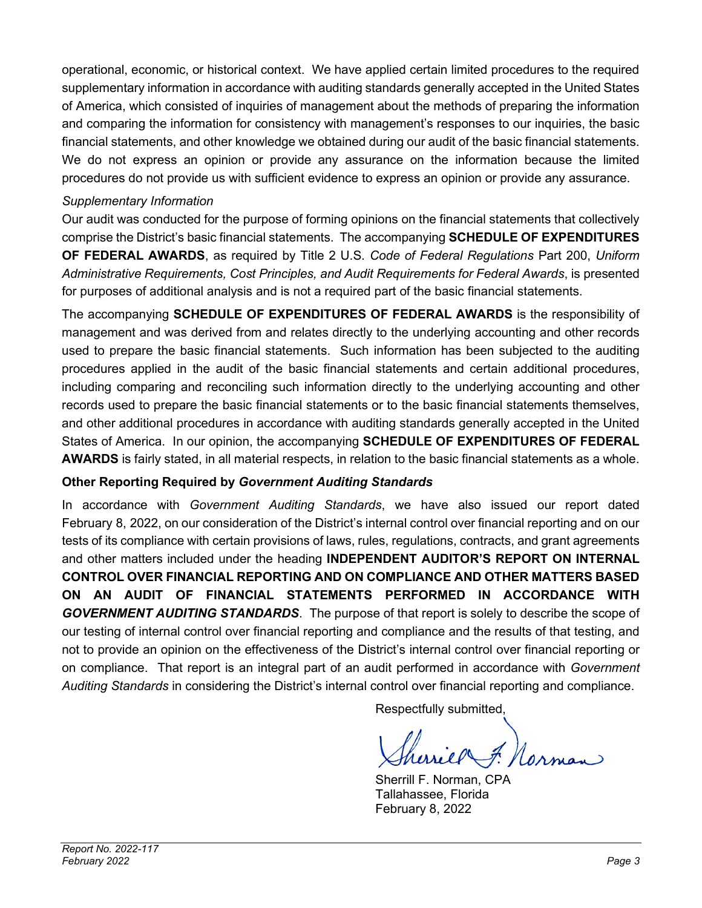operational, economic, or historical context. We have applied certain limited procedures to the required supplementary information in accordance with auditing standards generally accepted in the United States of America, which consisted of inquiries of management about the methods of preparing the information and comparing the information for consistency with management's responses to our inquiries, the basic financial statements, and other knowledge we obtained during our audit of the basic financial statements. We do not express an opinion or provide any assurance on the information because the limited procedures do not provide us with sufficient evidence to express an opinion or provide any assurance.

*Supplementary Information*

Our audit was conducted for the purpose of forming opinions on the financial statements that collectively comprise the District's basic financial statements. The accompanying **SCHEDULE OF EXPENDITURES OF FEDERAL AWARDS**, as required by Title 2 U.S. *Code of Federal Regulations* Part 200, *Uniform Administrative Requirements, Cost Principles, and Audit Requirements for Federal Awards*, is presented for purposes of additional analysis and is not a required part of the basic financial statements.

The accompanying **SCHEDULE OF EXPENDITURES OF FEDERAL AWARDS** is the responsibility of management and was derived from and relates directly to the underlying accounting and other records used to prepare the basic financial statements. Such information has been subjected to the auditing procedures applied in the audit of the basic financial statements and certain additional procedures, including comparing and reconciling such information directly to the underlying accounting and other records used to prepare the basic financial statements or to the basic financial statements themselves, and other additional procedures in accordance with auditing standards generally accepted in the United States of America. In our opinion, the accompanying **SCHEDULE OF EXPENDITURES OF FEDERAL AWARDS** is fairly stated, in all material respects, in relation to the basic financial statements as a whole.

**Other Reporting Required by *Government Auditing Standards***

In accordance with *Government Auditing Standards*, we have also issued our report dated February 8, 2022, on our consideration of the District's internal control over financial reporting and on our tests of its compliance with certain provisions of laws, rules, regulations, contracts, and grant agreements and other matters included under the heading **INDEPENDENT AUDITOR'S REPORT ON INTERNAL CONTROL OVER FINANCIAL REPORTING AND ON COMPLIANCE AND OTHER MATTERS BASED ON AN AUDIT OF FINANCIAL STATEMENTS PERFORMED IN ACCORDANCE WITH *GOVERNMENT AUDITING STANDARDS***. The purpose of that report is solely to describe the scope of our testing of internal control over financial reporting and compliance and the results of that testing, and not to provide an opinion on the effectiveness of the District's internal control over financial reporting or on compliance. That report is an integral part of an audit performed in accordance with *Government Auditing Standards* in considering the District's internal control over financial reporting and compliance.

Respectfully submitted,

Sherrill F. Norman, CPA
Tallahassee, Florida
February 8, 2022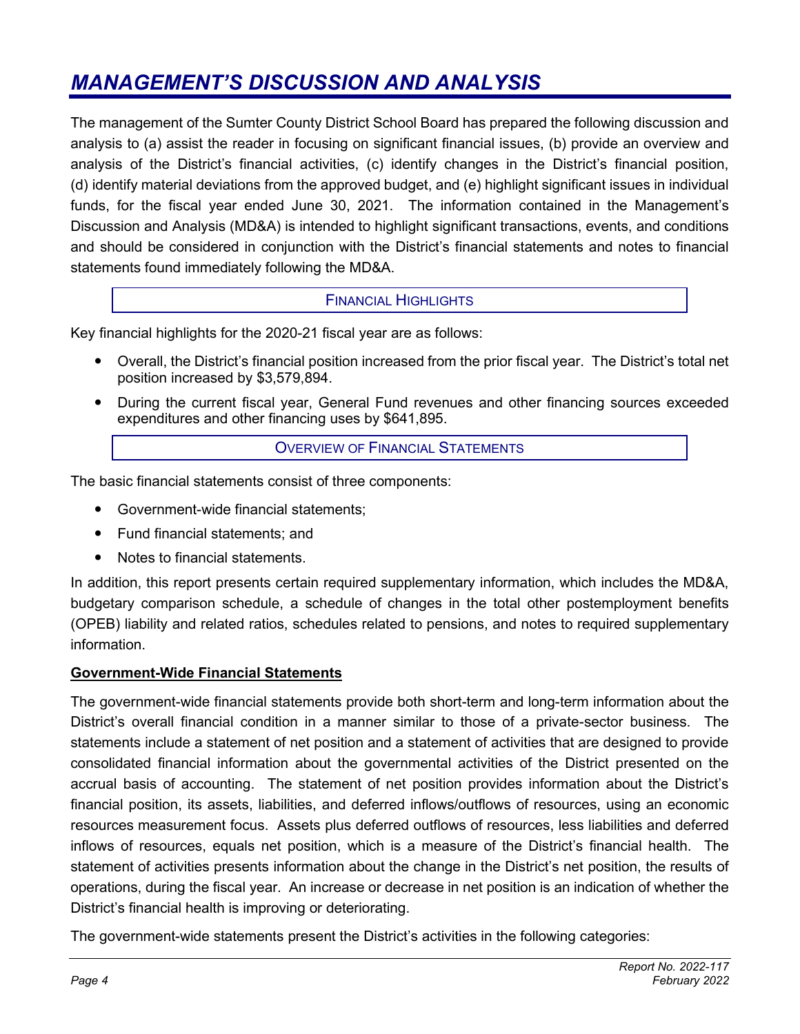# *MANAGEMENT'S DISCUSSION AND ANALYSIS*

The management of the Sumter County District School Board has prepared the following discussion and analysis to (a) assist the reader in focusing on significant financial issues, (b) provide an overview and analysis of the District's financial activities, (c) identify changes in the District's financial position, (d) identify material deviations from the approved budget, and (e) highlight significant issues in individual funds, for the fiscal year ended June 30, 2021. The information contained in the Management's Discussion and Analysis (MD&A) is intended to highlight significant transactions, events, and conditions and should be considered in conjunction with the District's financial statements and notes to financial statements found immediately following the MD&A.

## FINANCIAL HIGHLIGHTS

Key financial highlights for the 2020-21 fiscal year are as follows:

- Overall, the District's financial position increased from the prior fiscal year. The District's total net position increased by $3,579,894.
- During the current fiscal year, General Fund revenues and other financing sources exceeded expenditures and other financing uses by $641,895.

## OVERVIEW OF FINANCIAL STATEMENTS

The basic financial statements consist of three components:

- Government-wide financial statements;
- Fund financial statements; and
- Notes to financial statements.

In addition, this report presents certain required supplementary information, which includes the MD&A, budgetary comparison schedule, a schedule of changes in the total other postemployment benefits (OPEB) liability and related ratios, schedules related to pensions, and notes to required supplementary information.

### Government-Wide Financial Statements

The government-wide financial statements provide both short-term and long-term information about the District's overall financial condition in a manner similar to those of a private-sector business. The statements include a statement of net position and a statement of activities that are designed to provide consolidated financial information about the governmental activities of the District presented on the accrual basis of accounting. The statement of net position provides information about the District's financial position, its assets, liabilities, and deferred inflows/outflows of resources, using an economic resources measurement focus. Assets plus deferred outflows of resources, less liabilities and deferred inflows of resources, equals net position, which is a measure of the District's financial health. The statement of activities presents information about the change in the District's net position, the results of operations, during the fiscal year. An increase or decrease in net position is an indication of whether the District's financial health is improving or deteriorating.

The government-wide statements present the District's activities in the following categories: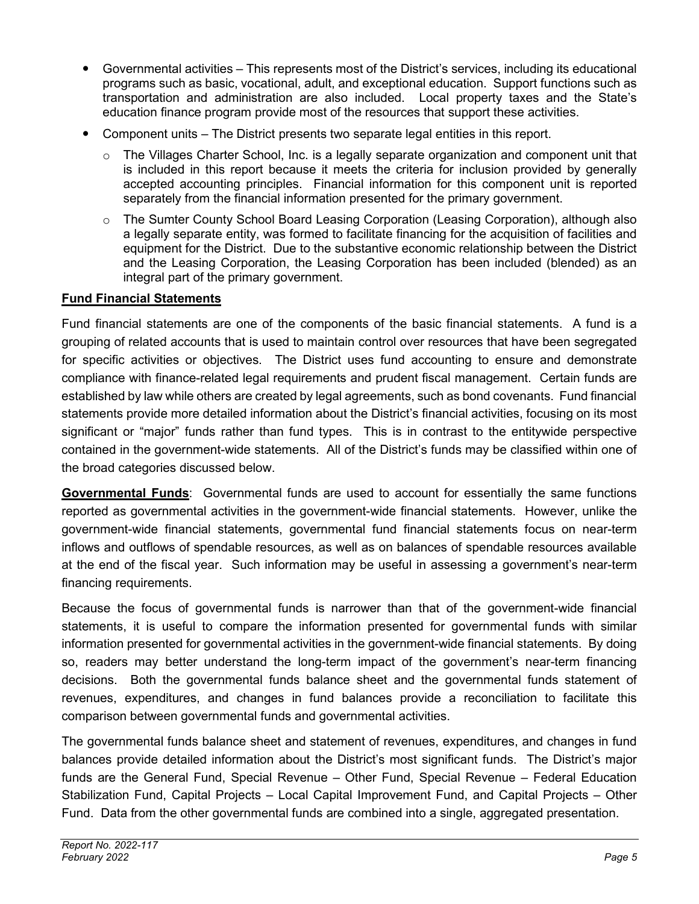- Governmental activities – This represents most of the District's services, including its educational programs such as basic, vocational, adult, and exceptional education. Support functions such as transportation and administration are also included. Local property taxes and the State's education finance program provide most of the resources that support these activities.
- Component units – The District presents two separate legal entities in this report.
  - The Villages Charter School, Inc. is a legally separate organization and component unit that is included in this report because it meets the criteria for inclusion provided by generally accepted accounting principles. Financial information for this component unit is reported separately from the financial information presented for the primary government.
  - The Sumter County School Board Leasing Corporation (Leasing Corporation), although also a legally separate entity, was formed to facilitate financing for the acquisition of facilities and equipment for the District. Due to the substantive economic relationship between the District and the Leasing Corporation, the Leasing Corporation has been included (blended) as an integral part of the primary government.

**Fund Financial Statements**

Fund financial statements are one of the components of the basic financial statements. A fund is a grouping of related accounts that is used to maintain control over resources that have been segregated for specific activities or objectives. The District uses fund accounting to ensure and demonstrate compliance with finance-related legal requirements and prudent fiscal management. Certain funds are established by law while others are created by legal agreements, such as bond covenants. Fund financial statements provide more detailed information about the District's financial activities, focusing on its most significant or "major" funds rather than fund types. This is in contrast to the entitywide perspective contained in the government-wide statements. All of the District's funds may be classified within one of the broad categories discussed below.

**Governmental Funds**: Governmental funds are used to account for essentially the same functions reported as governmental activities in the government-wide financial statements. However, unlike the government-wide financial statements, governmental fund financial statements focus on near-term inflows and outflows of spendable resources, as well as on balances of spendable resources available at the end of the fiscal year. Such information may be useful in assessing a government's near-term financing requirements.

Because the focus of governmental funds is narrower than that of the government-wide financial statements, it is useful to compare the information presented for governmental funds with similar information presented for governmental activities in the government-wide financial statements. By doing so, readers may better understand the long-term impact of the government's near-term financing decisions. Both the governmental funds balance sheet and the governmental funds statement of revenues, expenditures, and changes in fund balances provide a reconciliation to facilitate this comparison between governmental funds and governmental activities.

The governmental funds balance sheet and statement of revenues, expenditures, and changes in fund balances provide detailed information about the District's most significant funds. The District's major funds are the General Fund, Special Revenue – Other Fund, Special Revenue – Federal Education Stabilization Fund, Capital Projects – Local Capital Improvement Fund, and Capital Projects – Other Fund. Data from the other governmental funds are combined into a single, aggregated presentation.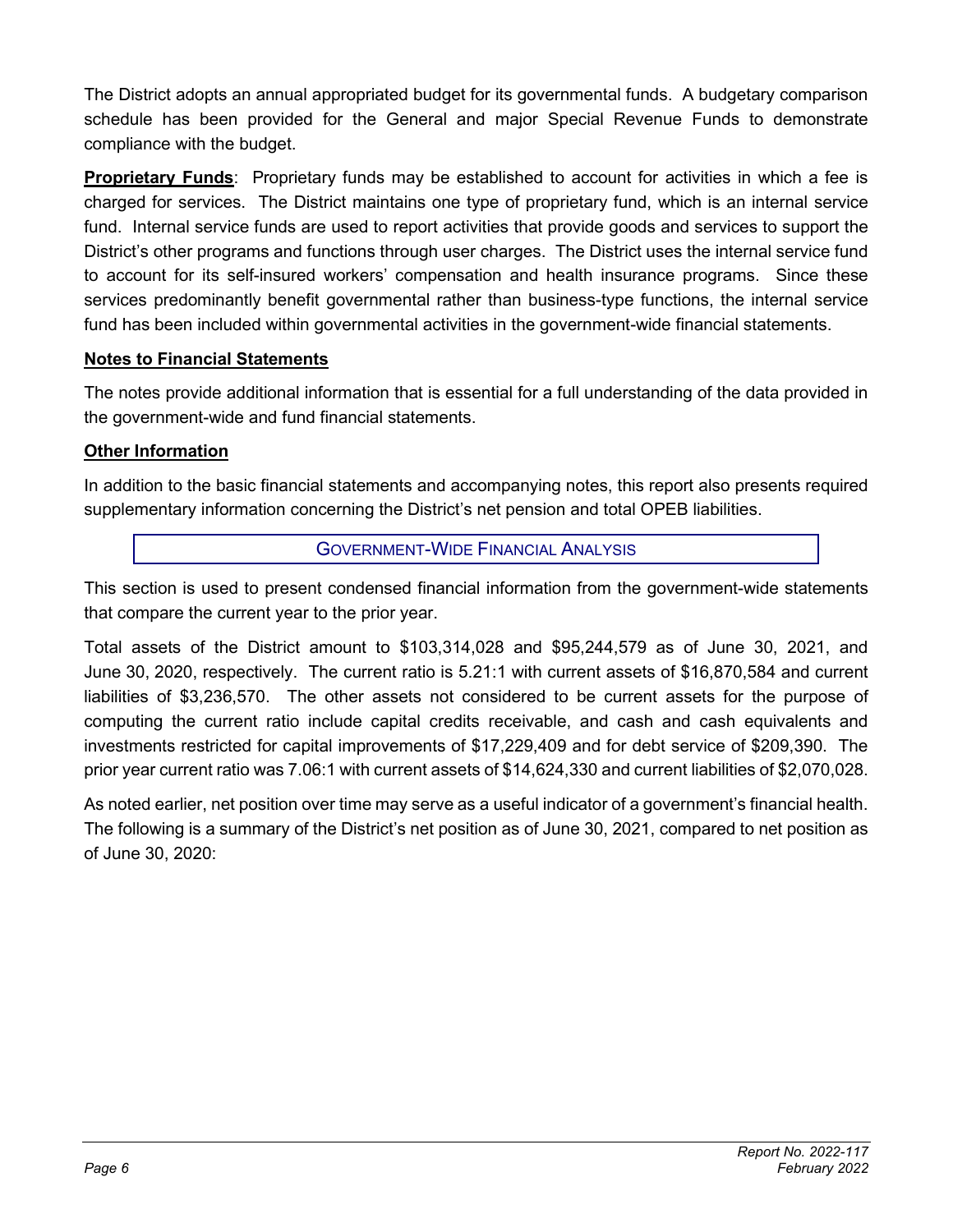The District adopts an annual appropriated budget for its governmental funds. A budgetary comparison schedule has been provided for the General and major Special Revenue Funds to demonstrate compliance with the budget.

**Proprietary Funds**: Proprietary funds may be established to account for activities in which a fee is charged for services. The District maintains one type of proprietary fund, which is an internal service fund. Internal service funds are used to report activities that provide goods and services to support the District's other programs and functions through user charges. The District uses the internal service fund to account for its self-insured workers' compensation and health insurance programs. Since these services predominantly benefit governmental rather than business-type functions, the internal service fund has been included within governmental activities in the government-wide financial statements.

**Notes to Financial Statements**

The notes provide additional information that is essential for a full understanding of the data provided in the government-wide and fund financial statements.

**Other Information**

In addition to the basic financial statements and accompanying notes, this report also presents required supplementary information concerning the District's net pension and total OPEB liabilities.

## GOVERNMENT-WIDE FINANCIAL ANALYSIS

This section is used to present condensed financial information from the government-wide statements that compare the current year to the prior year.

Total assets of the District amount to $103,314,028 and $95,244,579 as of June 30, 2021, and June 30, 2020, respectively. The current ratio is 5.21:1 with current assets of $16,870,584 and current liabilities of $3,236,570. The other assets not considered to be current assets for the purpose of computing the current ratio include capital credits receivable, and cash and cash equivalents and investments restricted for capital improvements of $17,229,409 and for debt service of $209,390. The prior year current ratio was 7.06:1 with current assets of $14,624,330 and current liabilities of $2,070,028.

As noted earlier, net position over time may serve as a useful indicator of a government's financial health. The following is a summary of the District's net position as of June 30, 2021, compared to net position as of June 30, 2020: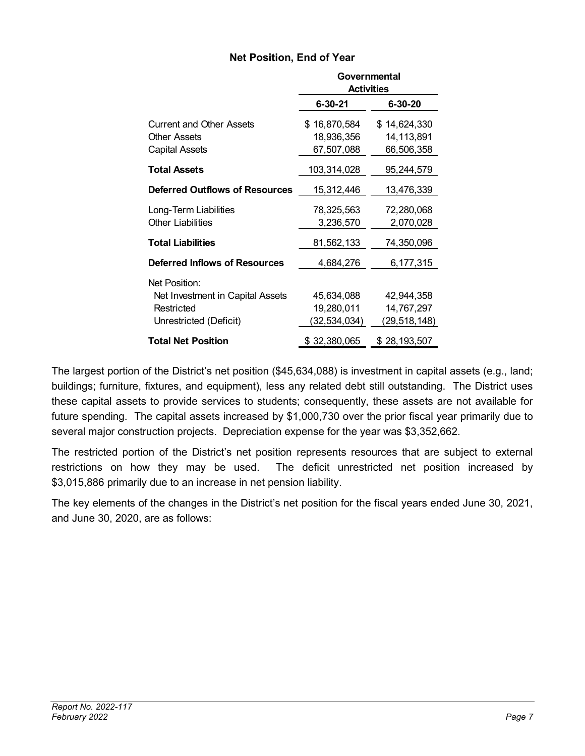### Net Position, End of Year

| | Governmental Activities | |
|---|---|---|
| | 6-30-21 | 6-30-20 |
| Current and Other Assets | $ 16,870,584 | $ 14,624,330 |
| Other Assets | 18,936,356 | 14,113,891 |
| Capital Assets | 67,507,088 | 66,506,358 |
| **Total Assets** | 103,314,028 | 95,244,579 |
| **Deferred Outflows of Resources** | 15,312,446 | 13,476,339 |
| Long-Term Liabilities | 78,325,563 | 72,280,068 |
| Other Liabilities | 3,236,570 | 2,070,028 |
| **Total Liabilities** | 81,562,133 | 74,350,096 |
| **Deferred Inflows of Resources** | 4,684,276 | 6,177,315 |
| Net Position: | | |
| Net Investment in Capital Assets | 45,634,088 | 42,944,358 |
| Restricted | 19,280,011 | 14,767,297 |
| Unrestricted (Deficit) | (32,534,034) | (29,518,148) |
| **Total Net Position** | $ 32,380,065 | $ 28,193,507 |

The largest portion of the District's net position ($45,634,088) is investment in capital assets (e.g., land; buildings; furniture, fixtures, and equipment), less any related debt still outstanding. The District uses these capital assets to provide services to students; consequently, these assets are not available for future spending. The capital assets increased by $1,000,730 over the prior fiscal year primarily due to several major construction projects. Depreciation expense for the year was $3,352,662.

The restricted portion of the District's net position represents resources that are subject to external restrictions on how they may be used. The deficit unrestricted net position increased by $3,015,886 primarily due to an increase in net pension liability.

The key elements of the changes in the District's net position for the fiscal years ended June 30, 2021, and June 30, 2020, are as follows: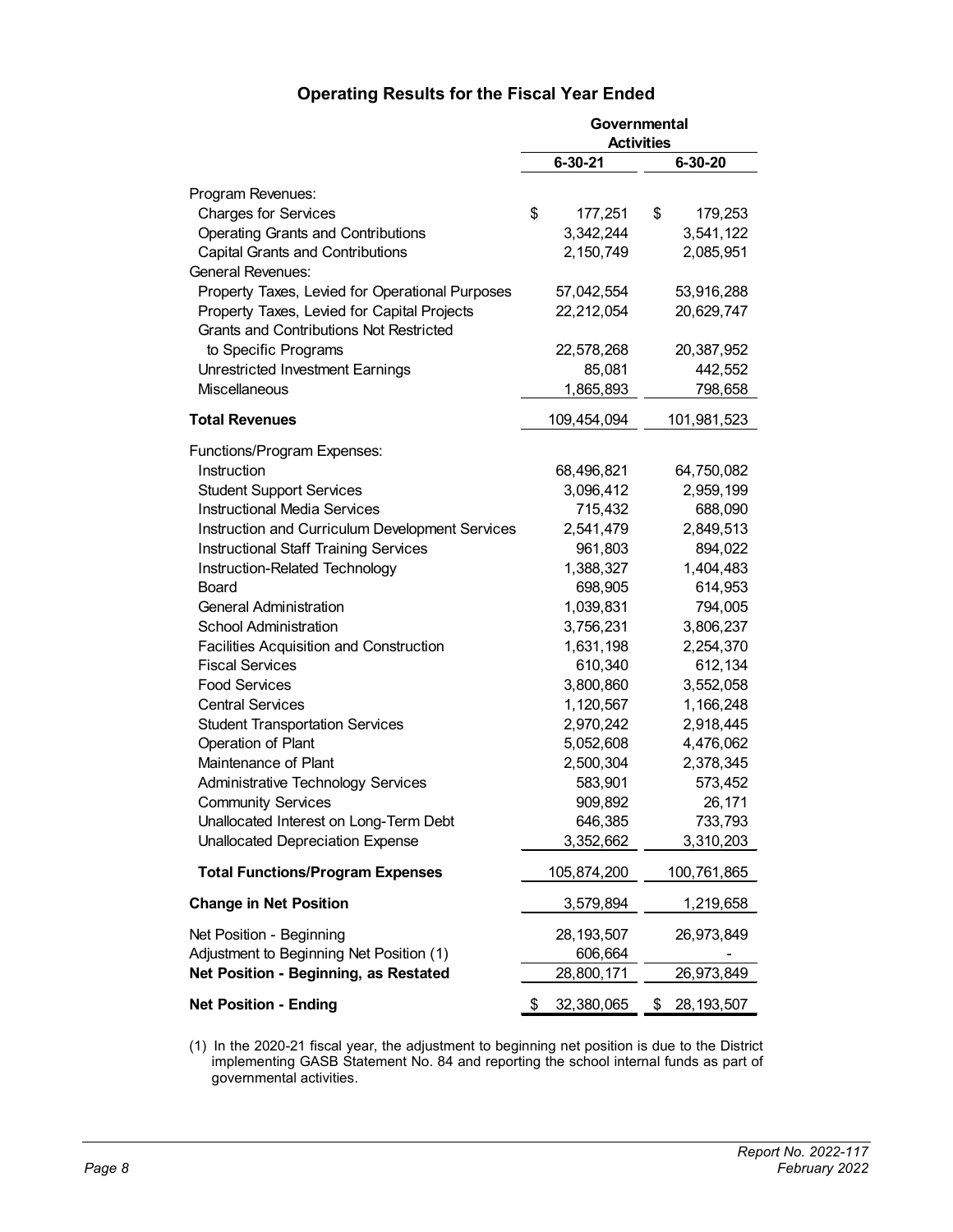## Operating Results for the Fiscal Year Ended

| | Governmental Activities | |
|---|---|---|
| | 6-30-21 | 6-30-20 |
| Program Revenues: | | |
| Charges for Services | $ 177,251 | $ 179,253 |
| Operating Grants and Contributions | 3,342,244 | 3,541,122 |
| Capital Grants and Contributions | 2,150,749 | 2,085,951 |
| General Revenues: | | |
| Property Taxes, Levied for Operational Purposes | 57,042,554 | 53,916,288 |
| Property Taxes, Levied for Capital Projects | 22,212,054 | 20,629,747 |
| Grants and Contributions Not Restricted to Specific Programs | 22,578,268 | 20,387,952 |
| Unrestricted Investment Earnings | 85,081 | 442,552 |
| Miscellaneous | 1,865,893 | 798,658 |
| **Total Revenues** | 109,454,094 | 101,981,523 |
| Functions/Program Expenses: | | |
| Instruction | 68,496,821 | 64,750,082 |
| Student Support Services | 3,096,412 | 2,959,199 |
| Instructional Media Services | 715,432 | 688,090 |
| Instruction and Curriculum Development Services | 2,541,479 | 2,849,513 |
| Instructional Staff Training Services | 961,803 | 894,022 |
| Instruction-Related Technology | 1,388,327 | 1,404,483 |
| Board | 698,905 | 614,953 |
| General Administration | 1,039,831 | 794,005 |
| School Administration | 3,756,231 | 3,806,237 |
| Facilities Acquisition and Construction | 1,631,198 | 2,254,370 |
| Fiscal Services | 610,340 | 612,134 |
| Food Services | 3,800,860 | 3,552,058 |
| Central Services | 1,120,567 | 1,166,248 |
| Student Transportation Services | 2,970,242 | 2,918,445 |
| Operation of Plant | 5,052,608 | 4,476,062 |
| Maintenance of Plant | 2,500,304 | 2,378,345 |
| Administrative Technology Services | 583,901 | 573,452 |
| Community Services | 909,892 | 26,171 |
| Unallocated Interest on Long-Term Debt | 646,385 | 733,793 |
| Unallocated Depreciation Expense | 3,352,662 | 3,310,203 |
| **Total Functions/Program Expenses** | 105,874,200 | 100,761,865 |
| **Change in Net Position** | 3,579,894 | 1,219,658 |
| Net Position - Beginning | 28,193,507 | 26,973,849 |
| Adjustment to Beginning Net Position (1) | 606,664 | - |
| **Net Position - Beginning, as Restated** | 28,800,171 | 26,973,849 |
| **Net Position - Ending** | $ 32,380,065 | $ 28,193,507 |

(1) In the 2020-21 fiscal year, the adjustment to beginning net position is due to the District implementing GASB Statement No. 84 and reporting the school internal funds as part of governmental activities.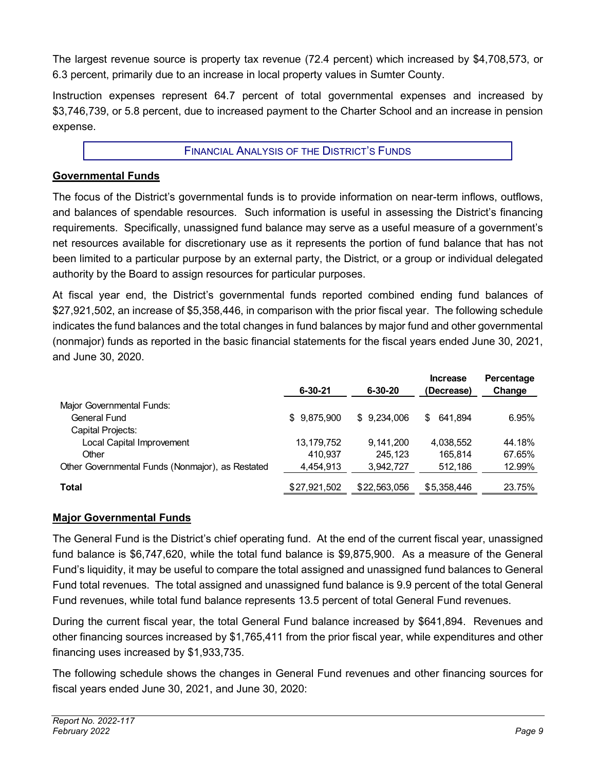The largest revenue source is property tax revenue (72.4 percent) which increased by $4,708,573, or 6.3 percent, primarily due to an increase in local property values in Sumter County.

Instruction expenses represent 64.7 percent of total governmental expenses and increased by $3,746,739, or 5.8 percent, due to increased payment to the Charter School and an increase in pension expense.

## FINANCIAL ANALYSIS OF THE DISTRICT'S FUNDS

### Governmental Funds

The focus of the District's governmental funds is to provide information on near-term inflows, outflows, and balances of spendable resources. Such information is useful in assessing the District's financing requirements. Specifically, unassigned fund balance may serve as a useful measure of a government's net resources available for discretionary use as it represents the portion of fund balance that has not been limited to a particular purpose by an external party, the District, or a group or individual delegated authority by the Board to assign resources for particular purposes.

At fiscal year end, the District's governmental funds reported combined ending fund balances of $27,921,502, an increase of $5,358,446, in comparison with the prior fiscal year. The following schedule indicates the fund balances and the total changes in fund balances by major fund and other governmental (nonmajor) funds as reported in the basic financial statements for the fiscal years ended June 30, 2021, and June 30, 2020.

| | 6-30-21 | 6-30-20 | Increase (Decrease) | Percentage Change |
|---|---|---|---|---|
| Major Governmental Funds: | | | | |
| General Fund | $ 9,875,900 | $ 9,234,006 | $ 641,894 | 6.95% |
| Capital Projects: | | | | |
| Local Capital Improvement | 13,179,752 | 9,141,200 | 4,038,552 | 44.18% |
| Other | 410,937 | 245,123 | 165,814 | 67.65% |
| Other Governmental Funds (Nonmajor), as Restated | 4,454,913 | 3,942,727 | 512,186 | 12.99% |
| **Total** | $27,921,502 | $22,563,056 | $5,358,446 | 23.75% |

### Major Governmental Funds

The General Fund is the District's chief operating fund. At the end of the current fiscal year, unassigned fund balance is $6,747,620, while the total fund balance is $9,875,900. As a measure of the General Fund's liquidity, it may be useful to compare the total assigned and unassigned fund balances to General Fund total revenues. The total assigned and unassigned fund balance is 9.9 percent of the total General Fund revenues, while total fund balance represents 13.5 percent of total General Fund revenues.

During the current fiscal year, the total General Fund balance increased by $641,894. Revenues and other financing sources increased by $1,765,411 from the prior fiscal year, while expenditures and other financing uses increased by $1,933,735.

The following schedule shows the changes in General Fund revenues and other financing sources for fiscal years ended June 30, 2021, and June 30, 2020: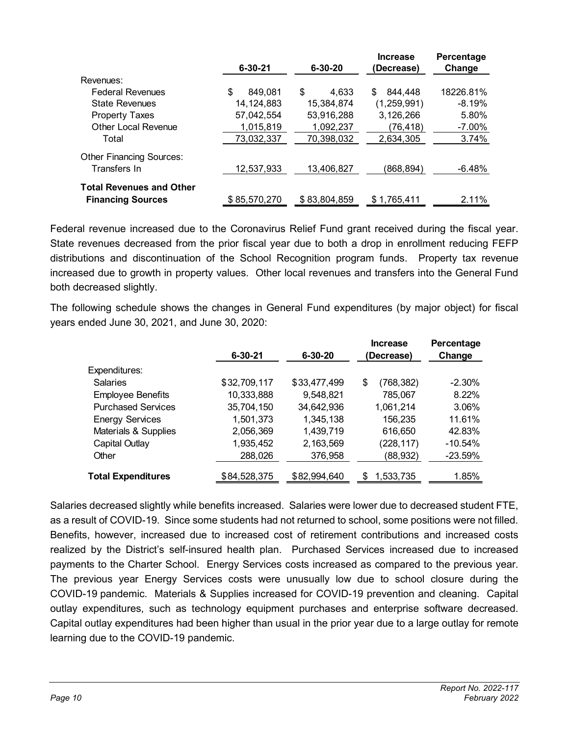| | 6-30-21 | 6-30-20 | Increase (Decrease) | Percentage Change |
|---|---|---|---|---|
| Revenues: | | | | |
| Federal Revenues | $ 849,081 | $ 4,633 | $ 844,448 | 18226.81% |
| State Revenues | 14,124,883 | 15,384,874 | (1,259,991) | -8.19% |
| Property Taxes | 57,042,554 | 53,916,288 | 3,126,266 | 5.80% |
| Other Local Revenue | 1,015,819 | 1,092,237 | (76,418) | -7.00% |
| Total | 73,032,337 | 70,398,032 | 2,634,305 | 3.74% |
| Other Financing Sources: | | | | |
| Transfers In | 12,537,933 | 13,406,827 | (868,894) | -6.48% |
| **Total Revenues and Other Financing Sources** | $ 85,570,270 | $ 83,804,859 | $ 1,765,411 | 2.11% |

Federal revenue increased due to the Coronavirus Relief Fund grant received during the fiscal year. State revenues decreased from the prior fiscal year due to both a drop in enrollment reducing FEFP distributions and discontinuation of the School Recognition program funds. Property tax revenue increased due to growth in property values. Other local revenues and transfers into the General Fund both decreased slightly.

The following schedule shows the changes in General Fund expenditures (by major object) for fiscal years ended June 30, 2021, and June 30, 2020:

| | 6-30-21 | 6-30-20 | Increase (Decrease) | Percentage Change |
|---|---|---|---|---|
| Expenditures: | | | | |
| Salaries | $32,709,117 | $33,477,499 | $ (768,382) | -2.30% |
| Employee Benefits | 10,333,888 | 9,548,821 | 785,067 | 8.22% |
| Purchased Services | 35,704,150 | 34,642,936 | 1,061,214 | 3.06% |
| Energy Services | 1,501,373 | 1,345,138 | 156,235 | 11.61% |
| Materials & Supplies | 2,056,369 | 1,439,719 | 616,650 | 42.83% |
| Capital Outlay | 1,935,452 | 2,163,569 | (228,117) | -10.54% |
| Other | 288,026 | 376,958 | (88,932) | -23.59% |
| **Total Expenditures** | $84,528,375 | $82,994,640 | $ 1,533,735 | 1.85% |

Salaries decreased slightly while benefits increased. Salaries were lower due to decreased student FTE, as a result of COVID-19. Since some students had not returned to school, some positions were not filled. Benefits, however, increased due to increased cost of retirement contributions and increased costs realized by the District's self-insured health plan. Purchased Services increased due to increased payments to the Charter School. Energy Services costs increased as compared to the previous year. The previous year Energy Services costs were unusually low due to school closure during the COVID-19 pandemic. Materials & Supplies increased for COVID-19 prevention and cleaning. Capital outlay expenditures, such as technology equipment purchases and enterprise software decreased. Capital outlay expenditures had been higher than usual in the prior year due to a large outlay for remote learning due to the COVID-19 pandemic.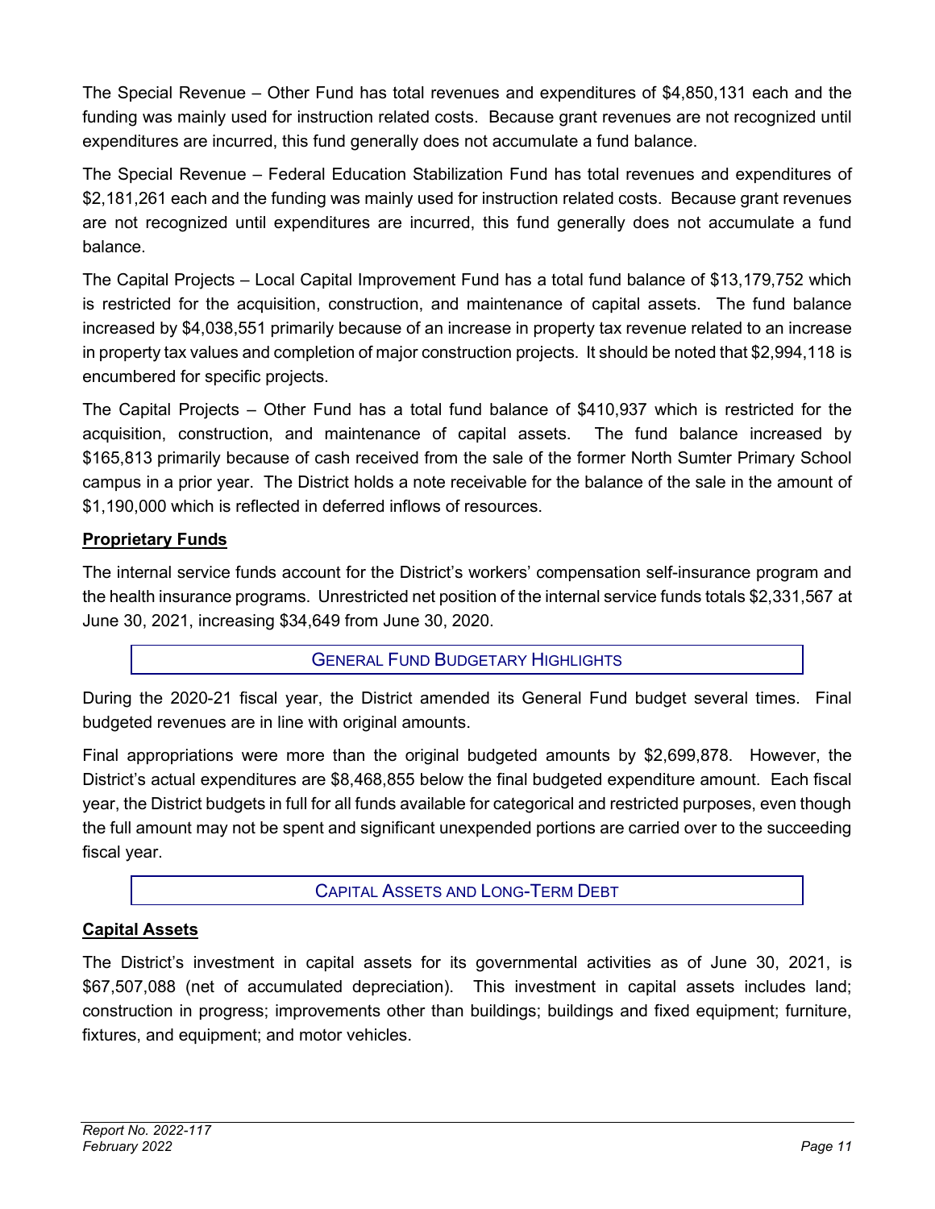The Special Revenue – Other Fund has total revenues and expenditures of $4,850,131 each and the funding was mainly used for instruction related costs. Because grant revenues are not recognized until expenditures are incurred, this fund generally does not accumulate a fund balance.

The Special Revenue – Federal Education Stabilization Fund has total revenues and expenditures of $2,181,261 each and the funding was mainly used for instruction related costs. Because grant revenues are not recognized until expenditures are incurred, this fund generally does not accumulate a fund balance.

The Capital Projects – Local Capital Improvement Fund has a total fund balance of $13,179,752 which is restricted for the acquisition, construction, and maintenance of capital assets. The fund balance increased by $4,038,551 primarily because of an increase in property tax revenue related to an increase in property tax values and completion of major construction projects. It should be noted that $2,994,118 is encumbered for specific projects.

The Capital Projects – Other Fund has a total fund balance of $410,937 which is restricted for the acquisition, construction, and maintenance of capital assets. The fund balance increased by $165,813 primarily because of cash received from the sale of the former North Sumter Primary School campus in a prior year. The District holds a note receivable for the balance of the sale in the amount of $1,190,000 which is reflected in deferred inflows of resources.

**Proprietary Funds**

The internal service funds account for the District's workers' compensation self-insurance program and the health insurance programs. Unrestricted net position of the internal service funds totals $2,331,567 at June 30, 2021, increasing $34,649 from June 30, 2020.

## GENERAL FUND BUDGETARY HIGHLIGHTS

During the 2020-21 fiscal year, the District amended its General Fund budget several times. Final budgeted revenues are in line with original amounts.

Final appropriations were more than the original budgeted amounts by $2,699,878. However, the District's actual expenditures are $8,468,855 below the final budgeted expenditure amount. Each fiscal year, the District budgets in full for all funds available for categorical and restricted purposes, even though the full amount may not be spent and significant unexpended portions are carried over to the succeeding fiscal year.

## CAPITAL ASSETS AND LONG-TERM DEBT

**Capital Assets**

The District's investment in capital assets for its governmental activities as of June 30, 2021, is $67,507,088 (net of accumulated depreciation). This investment in capital assets includes land; construction in progress; improvements other than buildings; buildings and fixed equipment; furniture, fixtures, and equipment; and motor vehicles.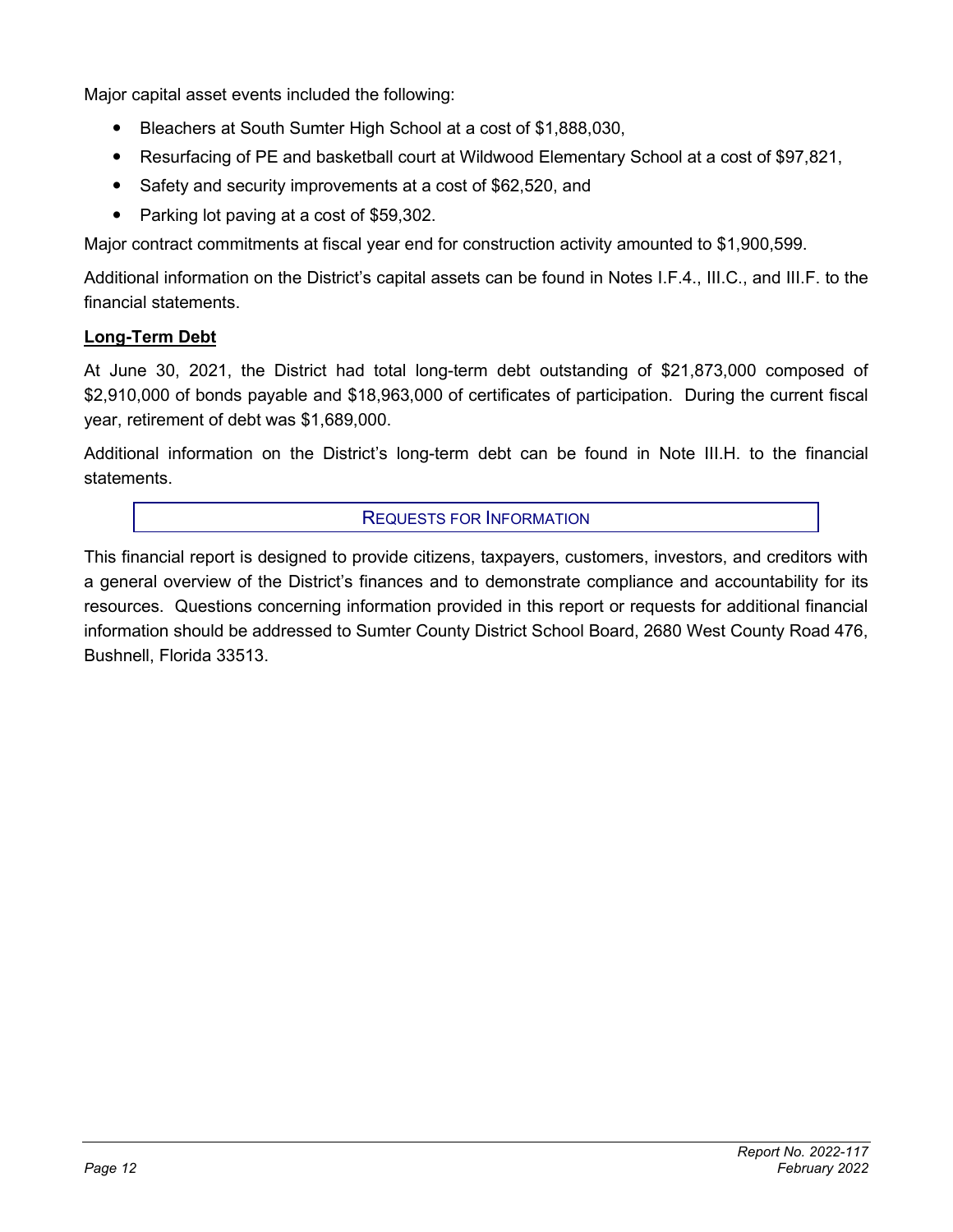Major capital asset events included the following:

- Bleachers at South Sumter High School at a cost of $1,888,030,
- Resurfacing of PE and basketball court at Wildwood Elementary School at a cost of $97,821,
- Safety and security improvements at a cost of $62,520, and
- Parking lot paving at a cost of $59,302.

Major contract commitments at fiscal year end for construction activity amounted to $1,900,599.

Additional information on the District's capital assets can be found in Notes I.F.4., III.C., and III.F. to the financial statements.

**Long-Term Debt**

At June 30, 2021, the District had total long-term debt outstanding of $21,873,000 composed of $2,910,000 of bonds payable and $18,963,000 of certificates of participation. During the current fiscal year, retirement of debt was $1,689,000.

Additional information on the District's long-term debt can be found in Note III.H. to the financial statements.

## REQUESTS FOR INFORMATION

This financial report is designed to provide citizens, taxpayers, customers, investors, and creditors with a general overview of the District's finances and to demonstrate compliance and accountability for its resources. Questions concerning information provided in this report or requests for additional financial information should be addressed to Sumter County District School Board, 2680 West County Road 476, Bushnell, Florida 33513.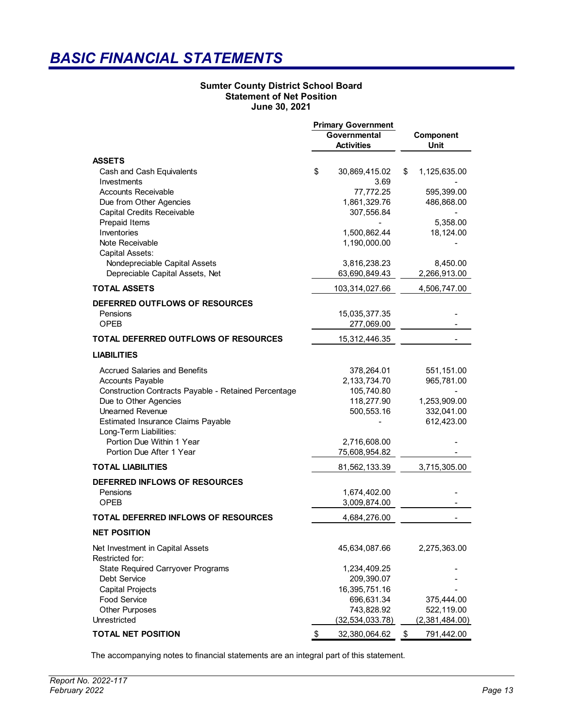# BASIC FINANCIAL STATEMENTS

**Sumter County District School Board**
**Statement of Net Position**
**June 30, 2021**

| | Primary Government | |
|---|---|---|
| | Governmental Activities | Component Unit |
| **ASSETS** | | |
| Cash and Cash Equivalents | $ 30,869,415.02 | $ 1,125,635.00 |
| Investments | 3.69 | - |
| Accounts Receivable | 77,772.25 | 595,399.00 |
| Due from Other Agencies | 1,861,329.76 | 486,868.00 |
| Capital Credits Receivable | 307,556.84 | - |
| Prepaid Items | - | 5,358.00 |
| Inventories | 1,500,862.44 | 18,124.00 |
| Note Receivable | 1,190,000.00 | - |
| Capital Assets: | | |
| Nondepreciable Capital Assets | 3,816,238.23 | 8,450.00 |
| Depreciable Capital Assets, Net | 63,690,849.43 | 2,266,913.00 |
| **TOTAL ASSETS** | 103,314,027.66 | 4,506,747.00 |
| **DEFERRED OUTFLOWS OF RESOURCES** | | |
| Pensions | 15,035,377.35 | - |
| OPEB | 277,069.00 | - |
| **TOTAL DEFERRED OUTFLOWS OF RESOURCES** | 15,312,446.35 | - |
| **LIABILITIES** | | |
| Accrued Salaries and Benefits | 378,264.01 | 551,151.00 |
| Accounts Payable | 2,133,734.70 | 965,781.00 |
| Construction Contracts Payable - Retained Percentage | 105,740.80 | - |
| Due to Other Agencies | 118,277.90 | 1,253,909.00 |
| Unearned Revenue | 500,553.16 | 332,041.00 |
| Estimated Insurance Claims Payable | - | 612,423.00 |
| Long-Term Liabilities: | | |
| Portion Due Within 1 Year | 2,716,608.00 | - |
| Portion Due After 1 Year | 75,608,954.82 | - |
| **TOTAL LIABILITIES** | 81,562,133.39 | 3,715,305.00 |
| **DEFERRED INFLOWS OF RESOURCES** | | |
| Pensions | 1,674,402.00 | - |
| OPEB | 3,009,874.00 | - |
| **TOTAL DEFERRED INFLOWS OF RESOURCES** | 4,684,276.00 | - |
| **NET POSITION** | | |
| Net Investment in Capital Assets | 45,634,087.66 | 2,275,363.00 |
| Restricted for: | | |
| State Required Carryover Programs | 1,234,409.25 | - |
| Debt Service | 209,390.07 | - |
| Capital Projects | 16,395,751.16 | - |
| Food Service | 696,631.34 | 375,444.00 |
| Other Purposes | 743,828.92 | 522,119.00 |
| Unrestricted | (32,534,033.78) | (2,381,484.00) |
| **TOTAL NET POSITION** | $ 32,380,064.62 | $ 791,442.00 |

The accompanying notes to financial statements are an integral part of this statement.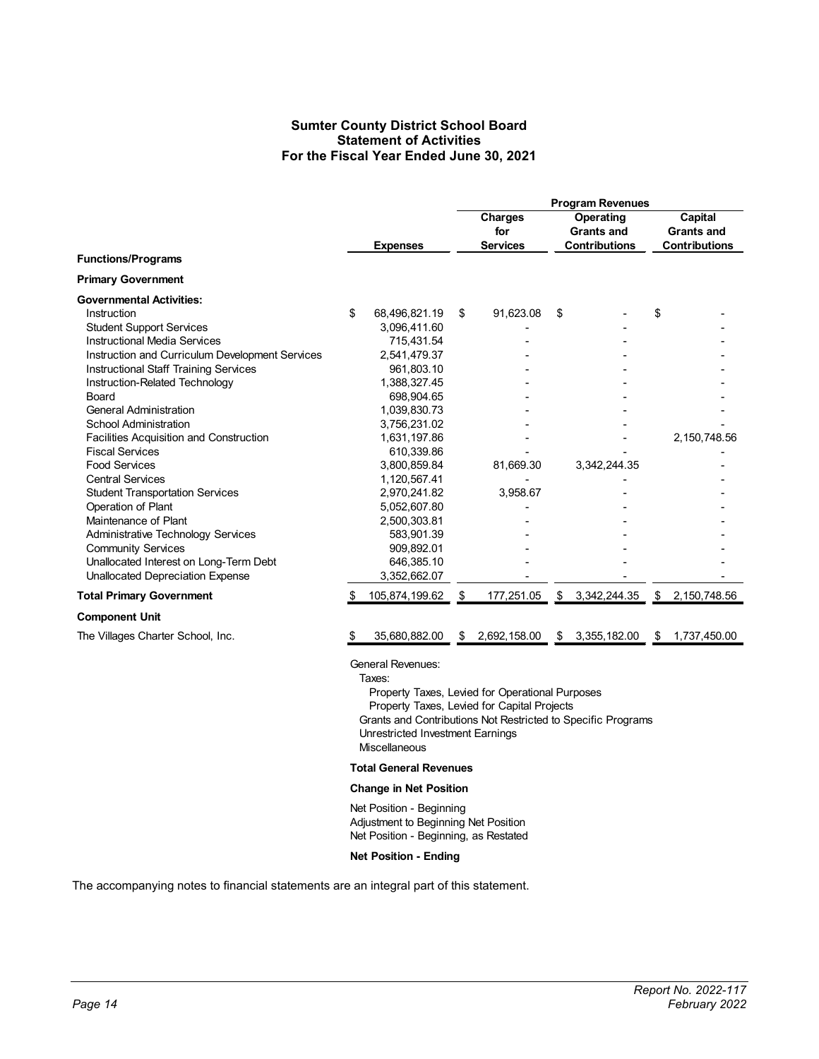# Sumter County District School Board
## Statement of Activities
### For the Fiscal Year Ended June 30, 2021

| | | Program Revenues | | |
|---|---|---|---|---|
| **Functions/Programs** | **Expenses** | **Charges for Services** | **Operating Grants and Contributions** | **Capital Grants and Contributions** |
| **Primary Government** | | | | |
| **Governmental Activities:** | | | | |
| Instruction | $ 68,496,821.19 | $ 91,623.08 | $ - | $ - |
| Student Support Services | 3,096,411.60 | - | - | - |
| Instructional Media Services | 715,431.54 | - | - | - |
| Instruction and Curriculum Development Services | 2,541,479.37 | - | - | - |
| Instructional Staff Training Services | 961,803.10 | - | - | - |
| Instruction-Related Technology | 1,388,327.45 | - | - | - |
| Board | 698,904.65 | - | - | - |
| General Administration | 1,039,830.73 | - | - | - |
| School Administration | 3,756,231.02 | - | - | - |
| Facilities Acquisition and Construction | 1,631,197.86 | - | - | 2,150,748.56 |
| Fiscal Services | 610,339.86 | - | - | - |
| Food Services | 3,800,859.84 | 81,669.30 | 3,342,244.35 | - |
| Central Services | 1,120,567.41 | - | - | - |
| Student Transportation Services | 2,970,241.82 | 3,958.67 | - | - |
| Operation of Plant | 5,052,607.80 | - | - | - |
| Maintenance of Plant | 2,500,303.81 | - | - | - |
| Administrative Technology Services | 583,901.39 | - | - | - |
| Community Services | 909,892.01 | - | - | - |
| Unallocated Interest on Long-Term Debt | 646,385.10 | - | - | - |
| Unallocated Depreciation Expense | 3,352,662.07 | - | - | - |
| **Total Primary Government** | $ 105,874,199.62 | $ 177,251.05 | $ 3,342,244.35 | $ 2,150,748.56 |
| **Component Unit** | | | | |
| The Villages Charter School, Inc. | $ 35,680,882.00 | $ 2,692,158.00 | $ 3,355,182.00 | $ 1,737,450.00 |

General Revenues:
  Taxes:
    Property Taxes, Levied for Operational Purposes
    Property Taxes, Levied for Capital Projects
  Grants and Contributions Not Restricted to Specific Programs
  Unrestricted Investment Earnings
  Miscellaneous

**Total General Revenues**

**Change in Net Position**

Net Position - Beginning
Adjustment to Beginning Net Position
Net Position - Beginning, as Restated

**Net Position - Ending**

The accompanying notes to financial statements are an integral part of this statement.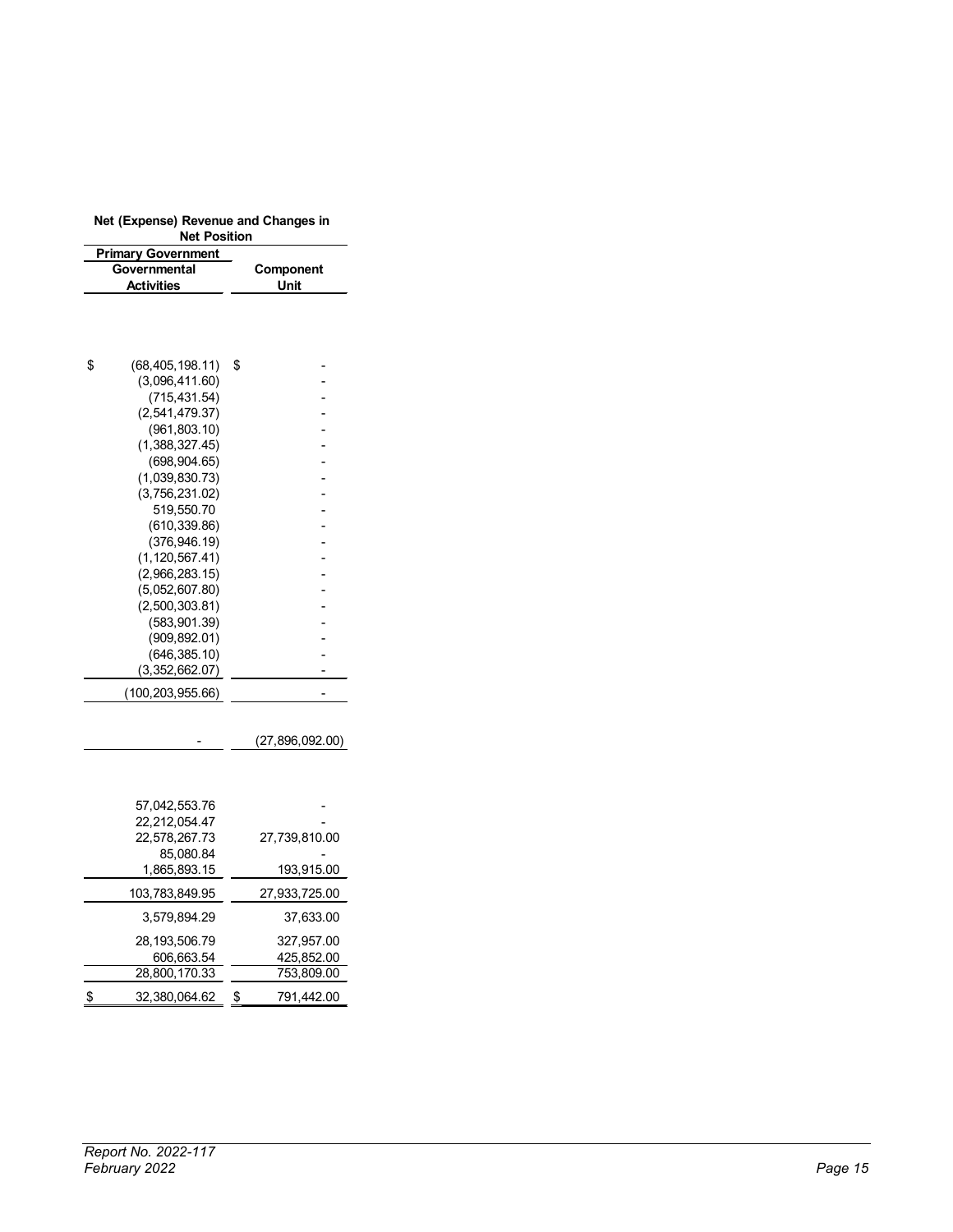| Net (Expense) Revenue and Changes in Net Position | |
|---|---|
| **Primary Government** | |
| **Governmental Activities** | **Component Unit** |
| | |
| $ (68,405,198.11) | $ - |
| (3,096,411.60) | - |
| (715,431.54) | - |
| (2,541,479.37) | - |
| (961,803.10) | - |
| (1,388,327.45) | - |
| (698,904.65) | - |
| (1,039,830.73) | - |
| (3,756,231.02) | - |
| 519,550.70 | - |
| (610,339.86) | - |
| (376,946.19) | - |
| (1,120,567.41) | - |
| (2,966,283.15) | - |
| (5,052,607.80) | - |
| (2,500,303.81) | - |
| (583,901.39) | - |
| (909,892.01) | - |
| (646,385.10) | - |
| (3,352,662.07) | - |
| (100,203,955.66) | - |
| | |
| - | (27,896,092.00) |
| | |
| 57,042,553.76 | - |
| 22,212,054.47 | - |
| 22,578,267.73 | 27,739,810.00 |
| 85,080.84 | - |
| 1,865,893.15 | 193,915.00 |
| 103,783,849.95 | 27,933,725.00 |
| 3,579,894.29 | 37,633.00 |
| 28,193,506.79 | 327,957.00 |
| 606,663.54 | 425,852.00 |
| 28,800,170.33 | 753,809.00 |
| $ 32,380,064.62 | $ 791,442.00 |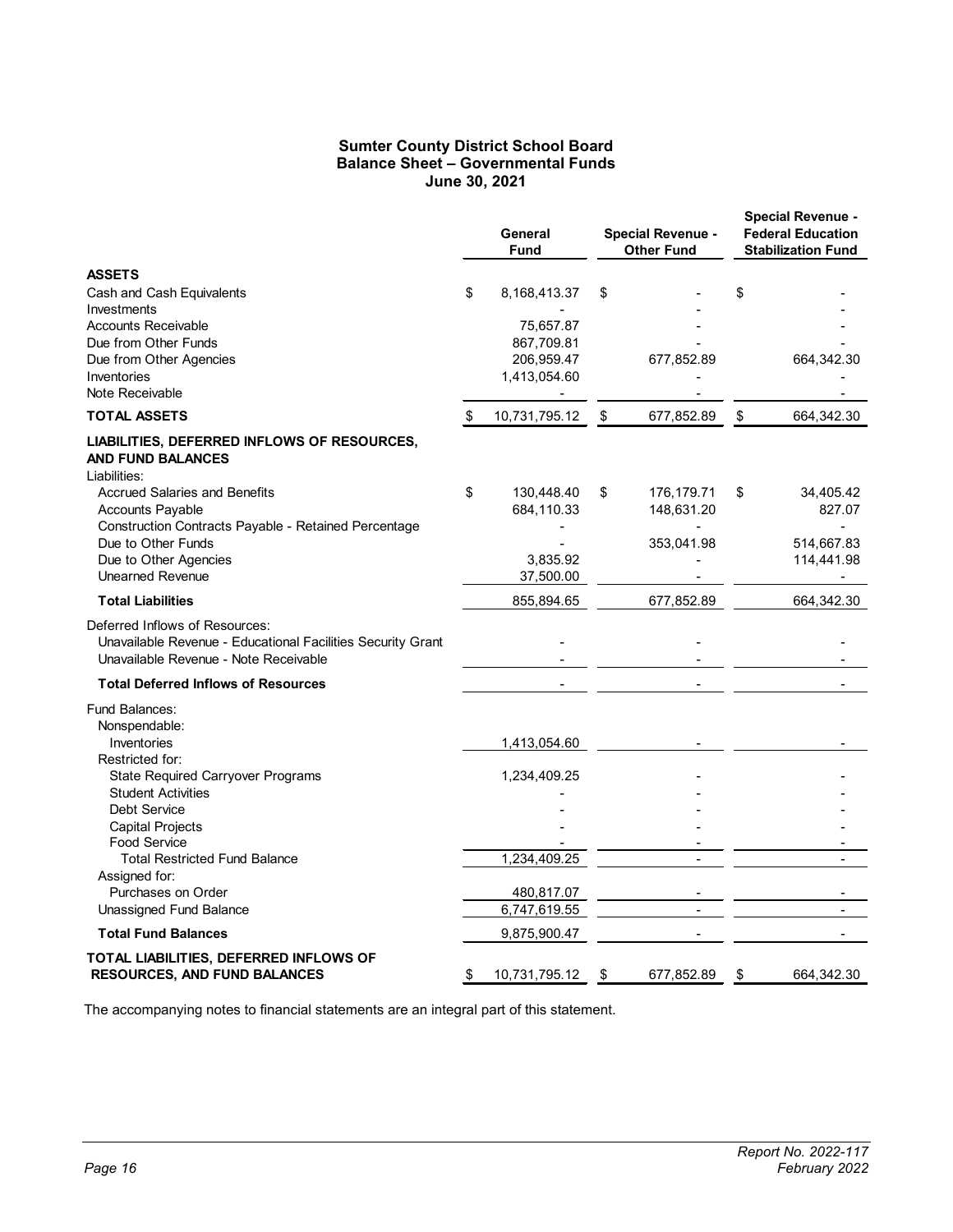# Sumter County District School Board
## Balance Sheet – Governmental Funds
### June 30, 2021

| | General Fund | Special Revenue - Other Fund | Special Revenue - Federal Education Stabilization Fund |
|---|---|---|---|
| **ASSETS** | | | |
| Cash and Cash Equivalents | $ 8,168,413.37 | $ - | $ - |
| Investments | - | - | - |
| Accounts Receivable | 75,657.87 | - | - |
| Due from Other Funds | 867,709.81 | - | - |
| Due from Other Agencies | 206,959.47 | 677,852.89 | 664,342.30 |
| Inventories | 1,413,054.60 | - | - |
| Note Receivable | - | - | - |
| **TOTAL ASSETS** | $ 10,731,795.12 | $ 677,852.89 | $ 664,342.30 |
| **LIABILITIES, DEFERRED INFLOWS OF RESOURCES, AND FUND BALANCES** | | | |
| Liabilities: | | | |
| Accrued Salaries and Benefits | $ 130,448.40 | $ 176,179.71 | $ 34,405.42 |
| Accounts Payable | 684,110.33 | 148,631.20 | 827.07 |
| Construction Contracts Payable - Retained Percentage | - | - | - |
| Due to Other Funds | - | 353,041.98 | 514,667.83 |
| Due to Other Agencies | 3,835.92 | - | 114,441.98 |
| Unearned Revenue | 37,500.00 | - | - |
| **Total Liabilities** | 855,894.65 | 677,852.89 | 664,342.30 |
| Deferred Inflows of Resources: | | | |
| Unavailable Revenue - Educational Facilities Security Grant | - | - | - |
| Unavailable Revenue - Note Receivable | - | - | - |
| **Total Deferred Inflows of Resources** | - | - | - |
| Fund Balances: | | | |
| Nonspendable: | | | |
| Inventories | 1,413,054.60 | - | - |
| Restricted for: | | | |
| State Required Carryover Programs | 1,234,409.25 | - | - |
| Student Activities | - | - | - |
| Debt Service | - | - | - |
| Capital Projects | - | - | - |
| Food Service | - | - | - |
| Total Restricted Fund Balance | 1,234,409.25 | - | - |
| Assigned for: | | | |
| Purchases on Order | 480,817.07 | - | - |
| Unassigned Fund Balance | 6,747,619.55 | - | - |
| **Total Fund Balances** | 9,875,900.47 | - | - |
| **TOTAL LIABILITIES, DEFERRED INFLOWS OF RESOURCES, AND FUND BALANCES** | $ 10,731,795.12 | $ 677,852.89 | $ 664,342.30 |

The accompanying notes to financial statements are an integral part of this statement.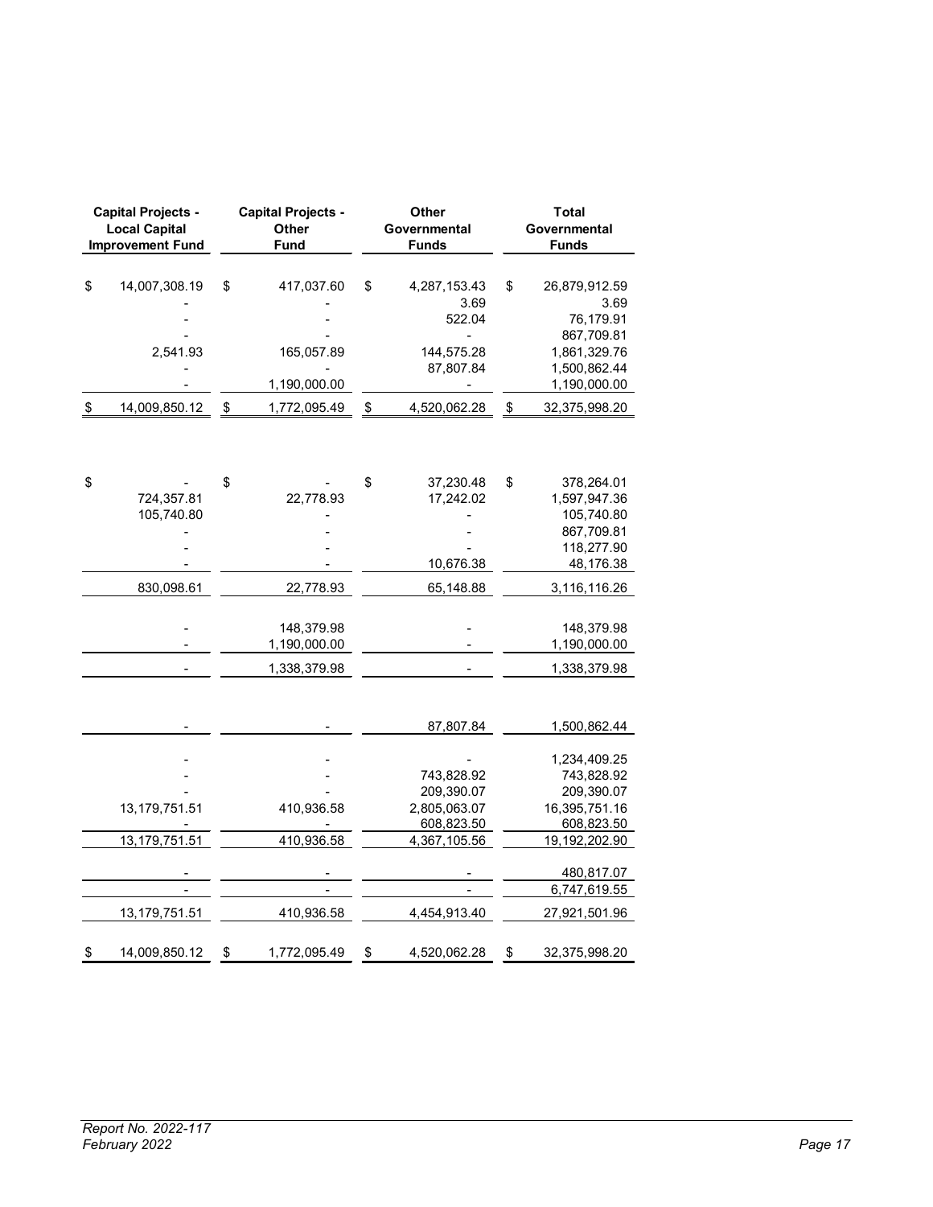| Capital Projects - Local Capital Improvement Fund | Capital Projects - Other Fund | Other Governmental Funds | Total Governmental Funds |
|---|---|---|---|
| $ 14,007,308.19 | $ 417,037.60 | $ 4,287,153.43 | $ 26,879,912.59 |
| - | - | 3.69 | 3.69 |
| - | - | 522.04 | 76,179.91 |
| - | - | - | 867,709.81 |
| 2,541.93 | 165,057.89 | 144,575.28 | 1,861,329.76 |
| - | - | 87,807.84 | 1,500,862.44 |
| - | 1,190,000.00 | - | 1,190,000.00 |
| $ 14,009,850.12 | $ 1,772,095.49 | $ 4,520,062.28 | $ 32,375,998.20 |
| | | | |
| $ - | $ - | $ 37,230.48 | $ 378,264.01 |
| 724,357.81 | 22,778.93 | 17,242.02 | 1,597,947.36 |
| 105,740.80 | - | - | 105,740.80 |
| - | - | - | 867,709.81 |
| - | - | - | 118,277.90 |
| - | - | 10,676.38 | 48,176.38 |
| 830,098.61 | 22,778.93 | 65,148.88 | 3,116,116.26 |
| | | | |
| - | 148,379.98 | - | 148,379.98 |
| - | 1,190,000.00 | - | 1,190,000.00 |
| - | 1,338,379.98 | - | 1,338,379.98 |
| | | | |
| - | - | 87,807.84 | 1,500,862.44 |
| | | | |
| - | - | - | 1,234,409.25 |
| - | - | 743,828.92 | 743,828.92 |
| - | - | 209,390.07 | 209,390.07 |
| 13,179,751.51 | 410,936.58 | 2,805,063.07 | 16,395,751.16 |
| - | - | 608,823.50 | 608,823.50 |
| 13,179,751.51 | 410,936.58 | 4,367,105.56 | 19,192,202.90 |
| | | | |
| - | - | - | 480,817.07 |
| - | - | - | 6,747,619.55 |
| 13,179,751.51 | 410,936.58 | 4,454,913.40 | 27,921,501.96 |
| | | | |
| $ 14,009,850.12 | $ 1,772,095.49 | $ 4,520,062.28 | $ 32,375,998.20 |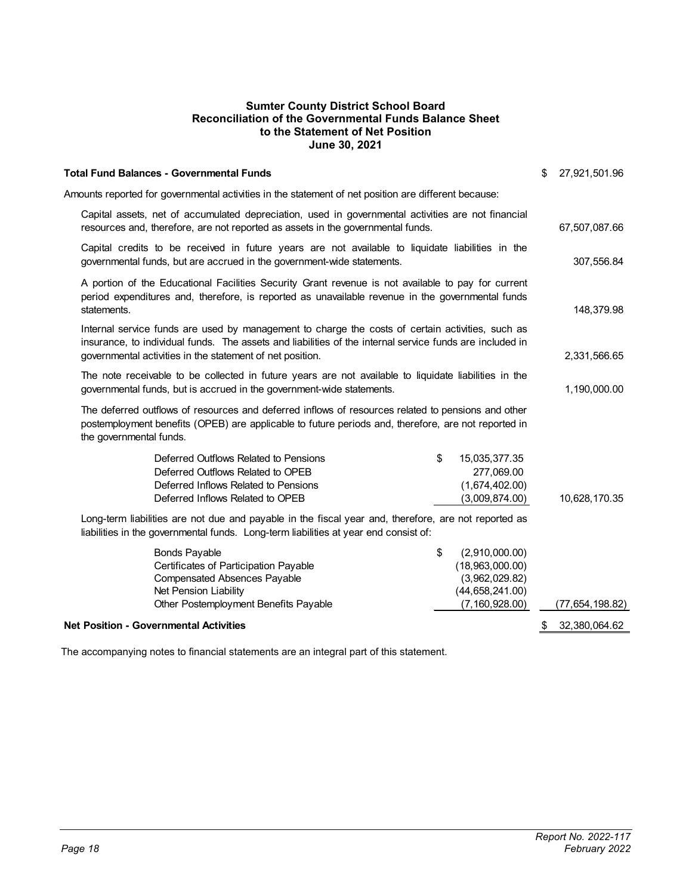# Sumter County District School Board
## Reconciliation of the Governmental Funds Balance Sheet to the Statement of Net Position
### June 30, 2021

| | | |
|---|---|---|
| **Total Fund Balances - Governmental Funds** | | $ 27,921,501.96 |
| Amounts reported for governmental activities in the statement of net position are different because: | | |
| Capital assets, net of accumulated depreciation, used in governmental activities are not financial resources and, therefore, are not reported as assets in the governmental funds. | | 67,507,087.66 |
| Capital credits to be received in future years are not available to liquidate liabilities in the governmental funds, but are accrued in the government-wide statements. | | 307,556.84 |
| A portion of the Educational Facilities Security Grant revenue is not available to pay for current period expenditures and, therefore, is reported as unavailable revenue in the governmental funds statements. | | 148,379.98 |
| Internal service funds are used by management to charge the costs of certain activities, such as insurance, to individual funds. The assets and liabilities of the internal service funds are included in governmental activities in the statement of net position. | | 2,331,566.65 |
| The note receivable to be collected in future years are not available to liquidate liabilities in the governmental funds, but is accrued in the government-wide statements. | | 1,190,000.00 |
| The deferred outflows of resources and deferred inflows of resources related to pensions and other postemployment benefits (OPEB) are applicable to future periods and, therefore, are not reported in the governmental funds. | | |
| Deferred Outflows Related to Pensions | $ 15,035,377.35 | |
| Deferred Outflows Related to OPEB | 277,069.00 | |
| Deferred Inflows Related to Pensions | (1,674,402.00) | |
| Deferred Inflows Related to OPEB | (3,009,874.00) | 10,628,170.35 |
| Long-term liabilities are not due and payable in the fiscal year and, therefore, are not reported as liabilities in the governmental funds. Long-term liabilities at year end consist of: | | |
| Bonds Payable | $ (2,910,000.00) | |
| Certificates of Participation Payable | (18,963,000.00) | |
| Compensated Absences Payable | (3,962,029.82) | |
| Net Pension Liability | (44,658,241.00) | |
| Other Postemployment Benefits Payable | (7,160,928.00) | (77,654,198.82) |
| **Net Position - Governmental Activities** | | $ 32,380,064.62 |

The accompanying notes to financial statements are an integral part of this statement.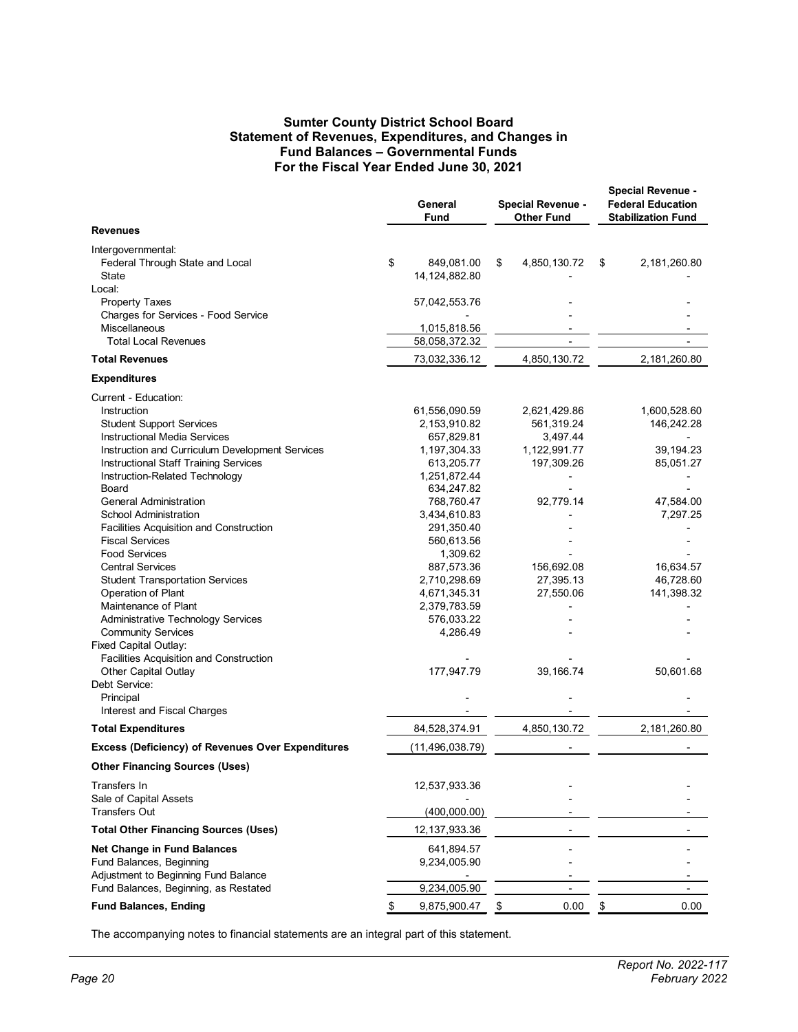# Sumter County District School Board
## Statement of Revenues, Expenditures, and Changes in Fund Balances – Governmental Funds
### For the Fiscal Year Ended June 30, 2021

| | General Fund | Special Revenue - Other Fund | Special Revenue - Federal Education Stabilization Fund |
|---|---|---|---|
| **Revenues** | | | |
| Intergovernmental: | | | |
| Federal Through State and Local | $ 849,081.00 | $ 4,850,130.72 | $ 2,181,260.80 |
| State | 14,124,882.80 | - | - |
| Local: | | | |
| Property Taxes | 57,042,553.76 | - | - |
| Charges for Services - Food Service | - | - | - |
| Miscellaneous | 1,015,818.56 | - | - |
| Total Local Revenues | 58,058,372.32 | - | - |
| **Total Revenues** | 73,032,336.12 | 4,850,130.72 | 2,181,260.80 |
| **Expenditures** | | | |
| Current - Education: | | | |
| Instruction | 61,556,090.59 | 2,621,429.86 | 1,600,528.60 |
| Student Support Services | 2,153,910.82 | 561,319.24 | 146,242.28 |
| Instructional Media Services | 657,829.81 | 3,497.44 | - |
| Instruction and Curriculum Development Services | 1,197,304.33 | 1,122,991.77 | 39,194.23 |
| Instructional Staff Training Services | 613,205.77 | 197,309.26 | 85,051.27 |
| Instruction-Related Technology | 1,251,872.44 | - | - |
| Board | 634,247.82 | - | - |
| General Administration | 768,760.47 | 92,779.14 | 47,584.00 |
| School Administration | 3,434,610.83 | - | 7,297.25 |
| Facilities Acquisition and Construction | 291,350.40 | - | - |
| Fiscal Services | 560,613.56 | - | - |
| Food Services | 1,309.62 | - | - |
| Central Services | 887,573.36 | 156,692.08 | 16,634.57 |
| Student Transportation Services | 2,710,298.69 | 27,395.13 | 46,728.60 |
| Operation of Plant | 4,671,345.31 | 27,550.06 | 141,398.32 |
| Maintenance of Plant | 2,379,783.59 | - | - |
| Administrative Technology Services | 576,033.22 | - | - |
| Community Services | 4,286.49 | - | - |
| Fixed Capital Outlay: | | | |
| Facilities Acquisition and Construction | - | - | - |
| Other Capital Outlay | 177,947.79 | 39,166.74 | 50,601.68 |
| Debt Service: | | | |
| Principal | - | - | - |
| Interest and Fiscal Charges | - | - | - |
| **Total Expenditures** | 84,528,374.91 | 4,850,130.72 | 2,181,260.80 |
| **Excess (Deficiency) of Revenues Over Expenditures** | (11,496,038.79) | - | - |
| **Other Financing Sources (Uses)** | | | |
| Transfers In | 12,537,933.36 | - | - |
| Sale of Capital Assets | - | - | - |
| Transfers Out | (400,000.00) | - | - |
| **Total Other Financing Sources (Uses)** | 12,137,933.36 | - | - |
| **Net Change in Fund Balances** | 641,894.57 | - | - |
| Fund Balances, Beginning | 9,234,005.90 | - | - |
| Adjustment to Beginning Fund Balance | - | - | - |
| Fund Balances, Beginning, as Restated | 9,234,005.90 | - | - |
| **Fund Balances, Ending** | $ 9,875,900.47 | $ 0.00 | $ 0.00 |

The accompanying notes to financial statements are an integral part of this statement.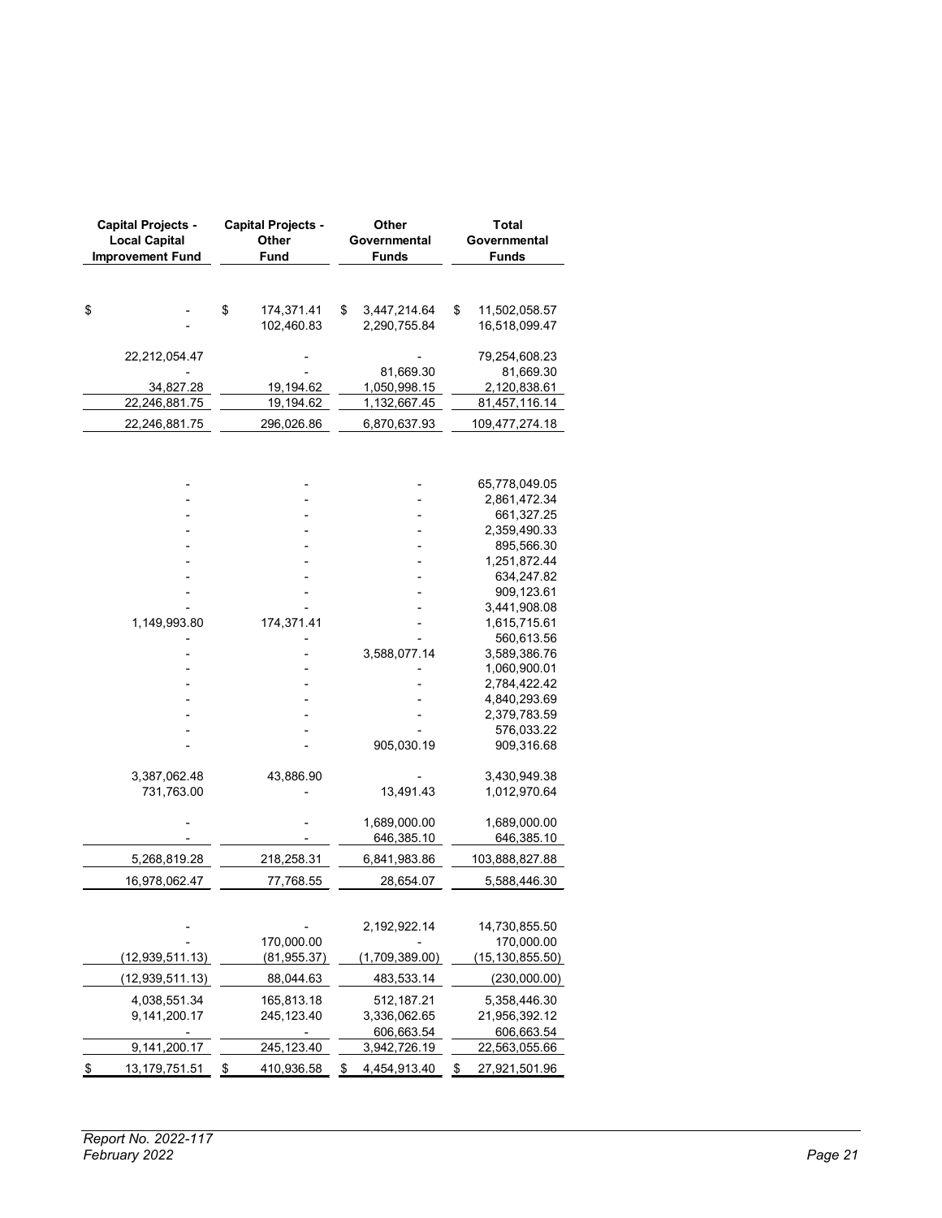| Capital Projects - Local Capital Improvement Fund | Capital Projects - Other Fund | Other Governmental Funds | Total Governmental Funds |
|---|---|---|---|
| $ - | $ 174,371.41 | $ 3,447,214.64 | $ 11,502,058.57 |
| - | 102,460.83 | 2,290,755.84 | 16,518,099.47 |
| 22,212,054.47 | - | - | 79,254,608.23 |
| - | - | 81,669.30 | 81,669.30 |
| 34,827.28 | 19,194.62 | 1,050,998.15 | 2,120,838.61 |
| 22,246,881.75 | 19,194.62 | 1,132,667.45 | 81,457,116.14 |
| 22,246,881.75 | 296,026.86 | 6,870,637.93 | 109,477,274.18 |
| | | | |
| - | - | - | 65,778,049.05 |
| - | - | - | 2,861,472.34 |
| - | - | - | 661,327.25 |
| - | - | - | 2,359,490.33 |
| - | - | - | 895,566.30 |
| - | - | - | 1,251,872.44 |
| - | - | - | 634,247.82 |
| - | - | - | 909,123.61 |
| - | - | - | 3,441,908.08 |
| 1,149,993.80 | 174,371.41 | - | 1,615,715.61 |
| - | - | - | 560,613.56 |
| - | - | 3,588,077.14 | 3,589,386.76 |
| - | - | - | 1,060,900.01 |
| - | - | - | 2,784,422.42 |
| - | - | - | 4,840,293.69 |
| - | - | - | 2,379,783.59 |
| - | - | - | 576,033.22 |
| - | - | 905,030.19 | 909,316.68 |
| 3,387,062.48 | 43,886.90 | - | 3,430,949.38 |
| 731,763.00 | - | 13,491.43 | 1,012,970.64 |
| - | - | 1,689,000.00 | 1,689,000.00 |
| - | - | 646,385.10 | 646,385.10 |
| 5,268,819.28 | 218,258.31 | 6,841,983.86 | 103,888,827.88 |
| 16,978,062.47 | 77,768.55 | 28,654.07 | 5,588,446.30 |
| | | | |
| - | - | 2,192,922.14 | 14,730,855.50 |
| - | 170,000.00 | - | 170,000.00 |
| (12,939,511.13) | (81,955.37) | (1,709,389.00) | (15,130,855.50) |
| (12,939,511.13) | 88,044.63 | 483,533.14 | (230,000.00) |
| 4,038,551.34 | 165,813.18 | 512,187.21 | 5,358,446.30 |
| 9,141,200.17 | 245,123.40 | 3,336,062.65 | 21,956,392.12 |
| - | - | 606,663.54 | 606,663.54 |
| 9,141,200.17 | 245,123.40 | 3,942,726.19 | 22,563,055.66 |
| $ 13,179,751.51 | $ 410,936.58 | $ 4,454,913.40 | $ 27,921,501.96 |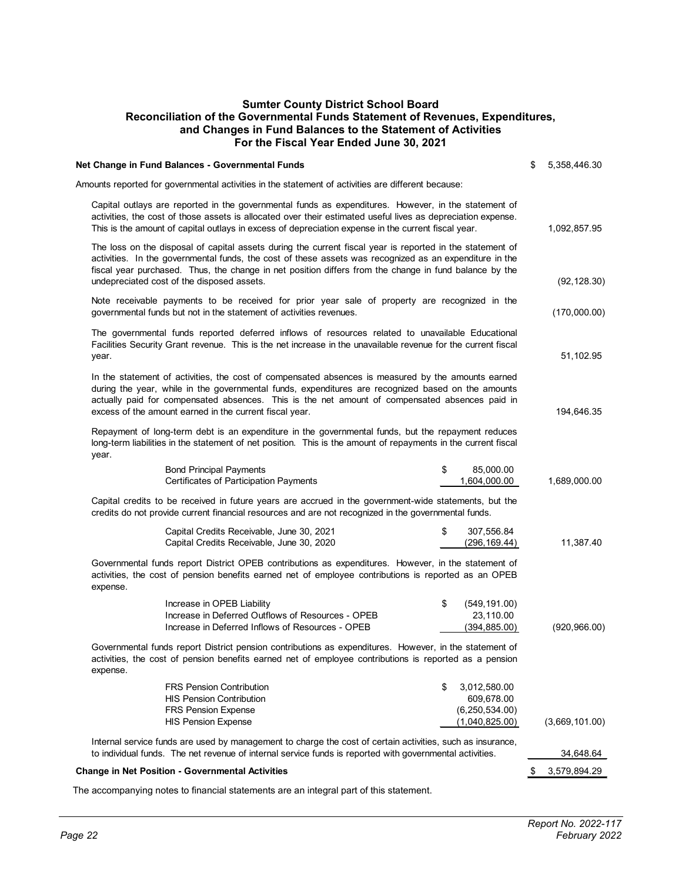# Sumter County District School Board
## Reconciliation of the Governmental Funds Statement of Revenues, Expenditures, and Changes in Fund Balances to the Statement of Activities
### For the Fiscal Year Ended June 30, 2021

| | | |
|---|---|---|
| **Net Change in Fund Balances - Governmental Funds** | | $ 5,358,446.30 |
| Amounts reported for governmental activities in the statement of activities are different because: | | |
| Capital outlays are reported in the governmental funds as expenditures. However, in the statement of activities, the cost of those assets is allocated over their estimated useful lives as depreciation expense. This is the amount of capital outlays in excess of depreciation expense in the current fiscal year. | | 1,092,857.95 |
| The loss on the disposal of capital assets during the current fiscal year is reported in the statement of activities. In the governmental funds, the cost of these assets was recognized as an expenditure in the fiscal year purchased. Thus, the change in net position differs from the change in fund balance by the undepreciated cost of the disposed assets. | | (92,128.30) |
| Note receivable payments to be received for prior year sale of property are recognized in the governmental funds but not in the statement of activities revenues. | | (170,000.00) |
| The governmental funds reported deferred inflows of resources related to unavailable Educational Facilities Security Grant revenue. This is the net increase in the unavailable revenue for the current fiscal year. | | 51,102.95 |
| In the statement of activities, the cost of compensated absences is measured by the amounts earned during the year, while in the governmental funds, expenditures are recognized based on the amounts actually paid for compensated absences. This is the net amount of compensated absences paid in excess of the amount earned in the current fiscal year. | | 194,646.35 |
| Repayment of long-term debt is an expenditure in the governmental funds, but the repayment reduces long-term liabilities in the statement of net position. This is the amount of repayments in the current fiscal year. | | |
| Bond Principal Payments | $ 85,000.00 | |
| Certificates of Participation Payments | 1,604,000.00 | 1,689,000.00 |
| Capital credits to be received in future years are accrued in the government-wide statements, but the credits do not provide current financial resources and are not recognized in the governmental funds. | | |
| Capital Credits Receivable, June 30, 2021 | $ 307,556.84 | |
| Capital Credits Receivable, June 30, 2020 | (296,169.44) | 11,387.40 |
| Governmental funds report District OPEB contributions as expenditures. However, in the statement of activities, the cost of pension benefits earned net of employee contributions is reported as an OPEB expense. | | |
| Increase in OPEB Liability | $ (549,191.00) | |
| Increase in Deferred Outflows of Resources - OPEB | 23,110.00 | |
| Increase in Deferred Inflows of Resources - OPEB | (394,885.00) | (920,966.00) |
| Governmental funds report District pension contributions as expenditures. However, in the statement of activities, the cost of pension benefits earned net of employee contributions is reported as a pension expense. | | |
| FRS Pension Contribution | $ 3,012,580.00 | |
| HIS Pension Contribution | 609,678.00 | |
| FRS Pension Expense | (6,250,534.00) | |
| HIS Pension Expense | (1,040,825.00) | (3,669,101.00) |
| Internal service funds are used by management to charge the cost of certain activities, such as insurance, to individual funds. The net revenue of internal service funds is reported with governmental activities. | | 34,648.64 |
| **Change in Net Position - Governmental Activities** | | $ 3,579,894.29 |

The accompanying notes to financial statements are an integral part of this statement.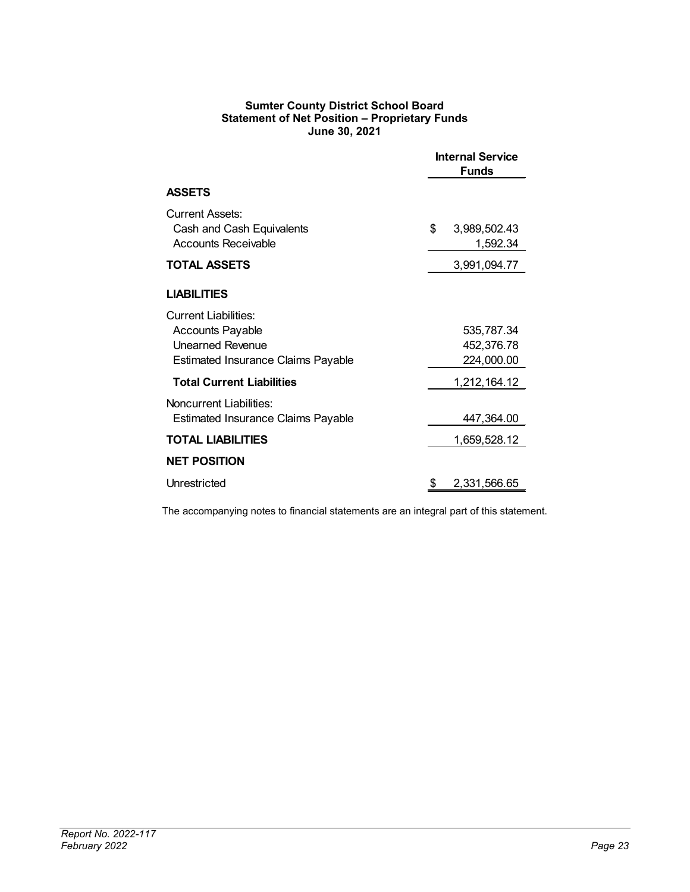**Sumter County District School Board**
**Statement of Net Position – Proprietary Funds**
**June 30, 2021**

| | Internal Service Funds |
|---|---|
| **ASSETS** | |
| Current Assets: | |
| Cash and Cash Equivalents | $ 3,989,502.43 |
| Accounts Receivable | 1,592.34 |
| **TOTAL ASSETS** | 3,991,094.77 |
| **LIABILITIES** | |
| Current Liabilities: | |
| Accounts Payable | 535,787.34 |
| Unearned Revenue | 452,376.78 |
| Estimated Insurance Claims Payable | 224,000.00 |
| **Total Current Liabilities** | 1,212,164.12 |
| Noncurrent Liabilities: | |
| Estimated Insurance Claims Payable | 447,364.00 |
| **TOTAL LIABILITIES** | 1,659,528.12 |
| **NET POSITION** | |
| Unrestricted | $ 2,331,566.65 |

The accompanying notes to financial statements are an integral part of this statement.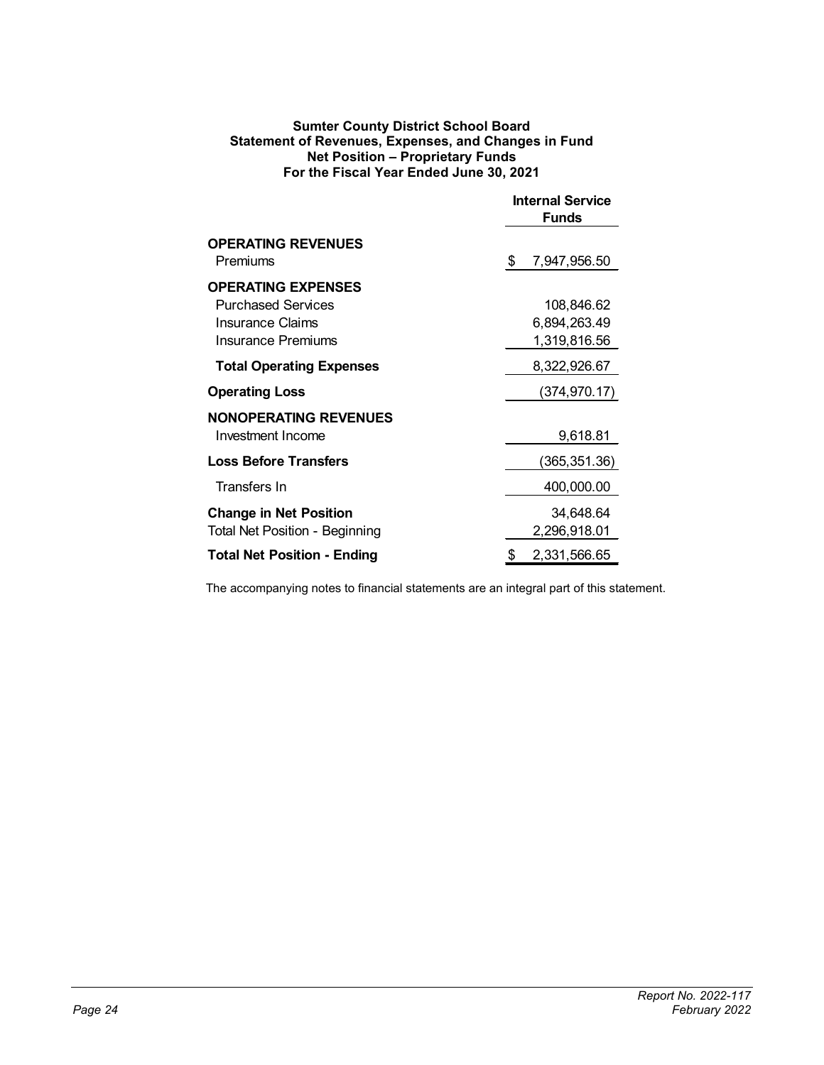**Sumter County District School Board**
**Statement of Revenues, Expenses, and Changes in Fund Net Position – Proprietary Funds**
**For the Fiscal Year Ended June 30, 2021**

| | Internal Service Funds |
|---|---|
| **OPERATING REVENUES** | |
| Premiums | $ 7,947,956.50 |
| **OPERATING EXPENSES** | |
| Purchased Services | 108,846.62 |
| Insurance Claims | 6,894,263.49 |
| Insurance Premiums | 1,319,816.56 |
| **Total Operating Expenses** | 8,322,926.67 |
| **Operating Loss** | (374,970.17) |
| **NONOPERATING REVENUES** | |
| Investment Income | 9,618.81 |
| **Loss Before Transfers** | (365,351.36) |
| Transfers In | 400,000.00 |
| **Change in Net Position** | 34,648.64 |
| Total Net Position - Beginning | 2,296,918.01 |
| **Total Net Position - Ending** | $ 2,331,566.65 |

The accompanying notes to financial statements are an integral part of this statement.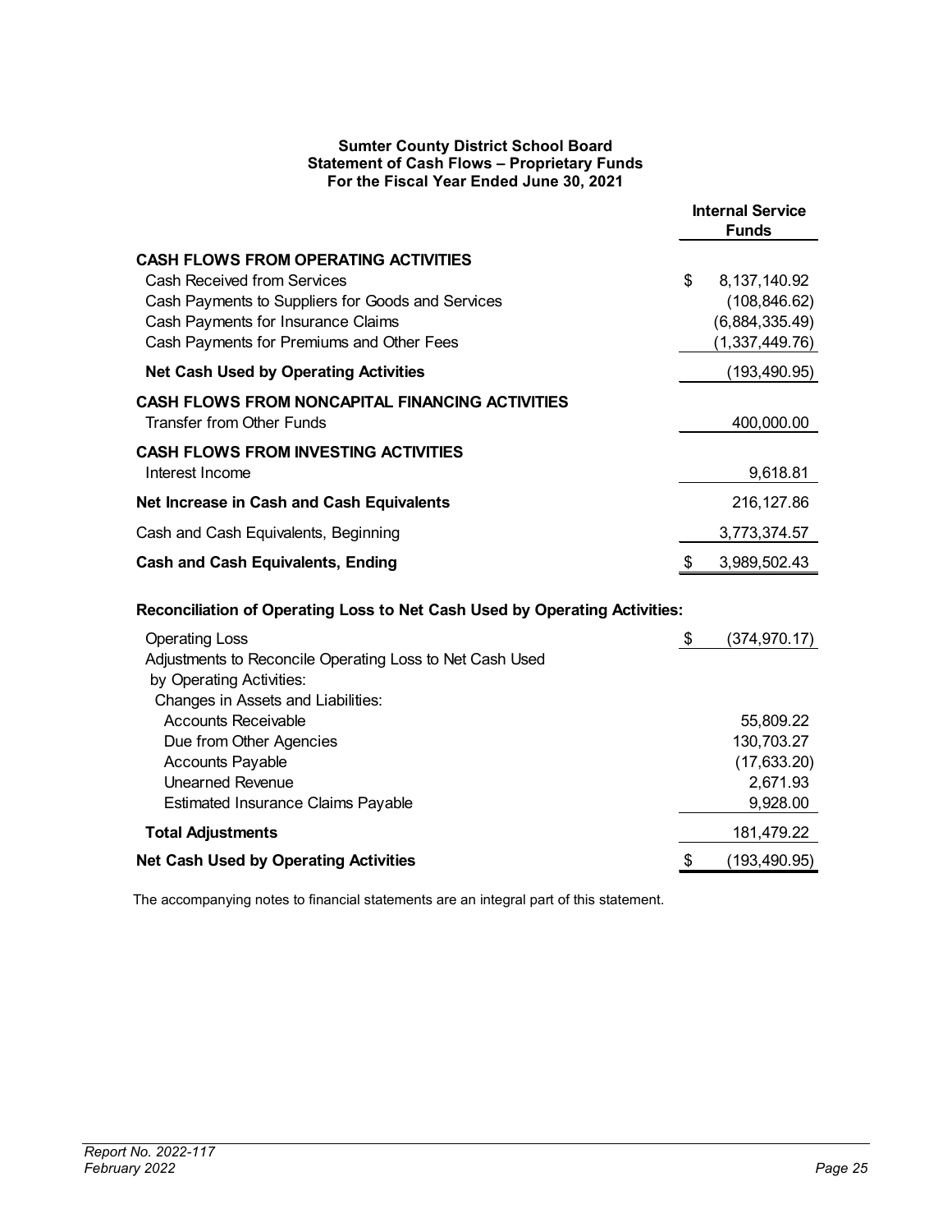**Sumter County District School Board**
**Statement of Cash Flows – Proprietary Funds**
**For the Fiscal Year Ended June 30, 2021**

| | Internal Service Funds |
|---|---|
| **CASH FLOWS FROM OPERATING ACTIVITIES** | |
| Cash Received from Services | $ 8,137,140.92 |
| Cash Payments to Suppliers for Goods and Services | (108,846.62) |
| Cash Payments for Insurance Claims | (6,884,335.49) |
| Cash Payments for Premiums and Other Fees | (1,337,449.76) |
| **Net Cash Used by Operating Activities** | (193,490.95) |
| **CASH FLOWS FROM NONCAPITAL FINANCING ACTIVITIES** | |
| Transfer from Other Funds | 400,000.00 |
| **CASH FLOWS FROM INVESTING ACTIVITIES** | |
| Interest Income | 9,618.81 |
| **Net Increase in Cash and Cash Equivalents** | 216,127.86 |
| Cash and Cash Equivalents, Beginning | 3,773,374.57 |
| **Cash and Cash Equivalents, Ending** | $ 3,989,502.43 |

**Reconciliation of Operating Loss to Net Cash Used by Operating Activities:**

| | |
|---|---|
| Operating Loss | $ (374,970.17) |
| Adjustments to Reconcile Operating Loss to Net Cash Used by Operating Activities: | |
| Changes in Assets and Liabilities: | |
| Accounts Receivable | 55,809.22 |
| Due from Other Agencies | 130,703.27 |
| Accounts Payable | (17,633.20) |
| Unearned Revenue | 2,671.93 |
| Estimated Insurance Claims Payable | 9,928.00 |
| **Total Adjustments** | 181,479.22 |
| **Net Cash Used by Operating Activities** | $ (193,490.95) |

The accompanying notes to financial statements are an integral part of this statement.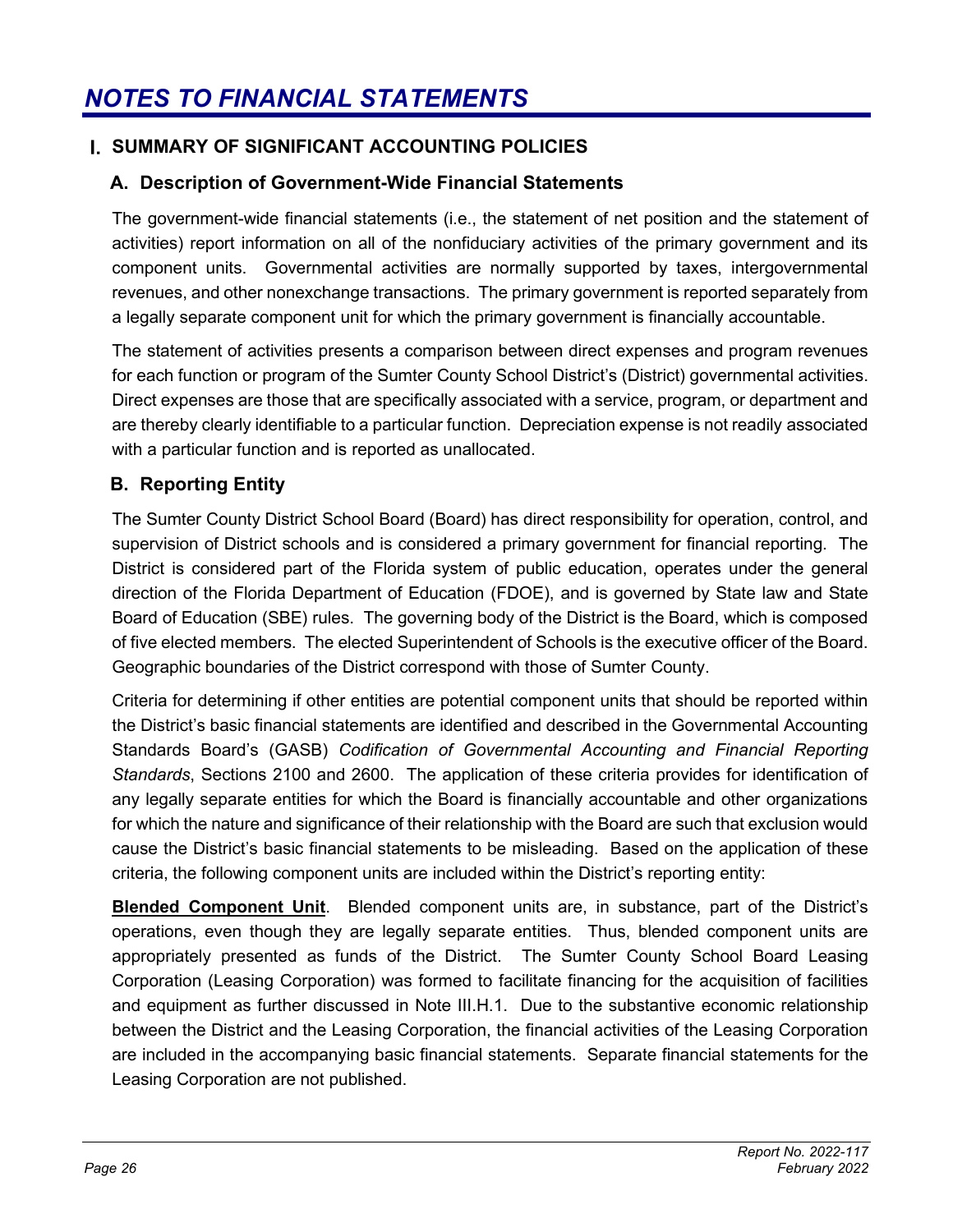# NOTES TO FINANCIAL STATEMENTS

## I. SUMMARY OF SIGNIFICANT ACCOUNTING POLICIES

### A. Description of Government-Wide Financial Statements

The government-wide financial statements (i.e., the statement of net position and the statement of activities) report information on all of the nonfiduciary activities of the primary government and its component units. Governmental activities are normally supported by taxes, intergovernmental revenues, and other nonexchange transactions. The primary government is reported separately from a legally separate component unit for which the primary government is financially accountable.

The statement of activities presents a comparison between direct expenses and program revenues for each function or program of the Sumter County School District's (District) governmental activities. Direct expenses are those that are specifically associated with a service, program, or department and are thereby clearly identifiable to a particular function. Depreciation expense is not readily associated with a particular function and is reported as unallocated.

### B. Reporting Entity

The Sumter County District School Board (Board) has direct responsibility for operation, control, and supervision of District schools and is considered a primary government for financial reporting. The District is considered part of the Florida system of public education, operates under the general direction of the Florida Department of Education (FDOE), and is governed by State law and State Board of Education (SBE) rules. The governing body of the District is the Board, which is composed of five elected members. The elected Superintendent of Schools is the executive officer of the Board. Geographic boundaries of the District correspond with those of Sumter County.

Criteria for determining if other entities are potential component units that should be reported within the District's basic financial statements are identified and described in the Governmental Accounting Standards Board's (GASB) *Codification of Governmental Accounting and Financial Reporting Standards*, Sections 2100 and 2600. The application of these criteria provides for identification of any legally separate entities for which the Board is financially accountable and other organizations for which the nature and significance of their relationship with the Board are such that exclusion would cause the District's basic financial statements to be misleading. Based on the application of these criteria, the following component units are included within the District's reporting entity:

**Blended Component Unit**. Blended component units are, in substance, part of the District's operations, even though they are legally separate entities. Thus, blended component units are appropriately presented as funds of the District. The Sumter County School Board Leasing Corporation (Leasing Corporation) was formed to facilitate financing for the acquisition of facilities and equipment as further discussed in Note III.H.1. Due to the substantive economic relationship between the District and the Leasing Corporation, the financial activities of the Leasing Corporation are included in the accompanying basic financial statements. Separate financial statements for the Leasing Corporation are not published.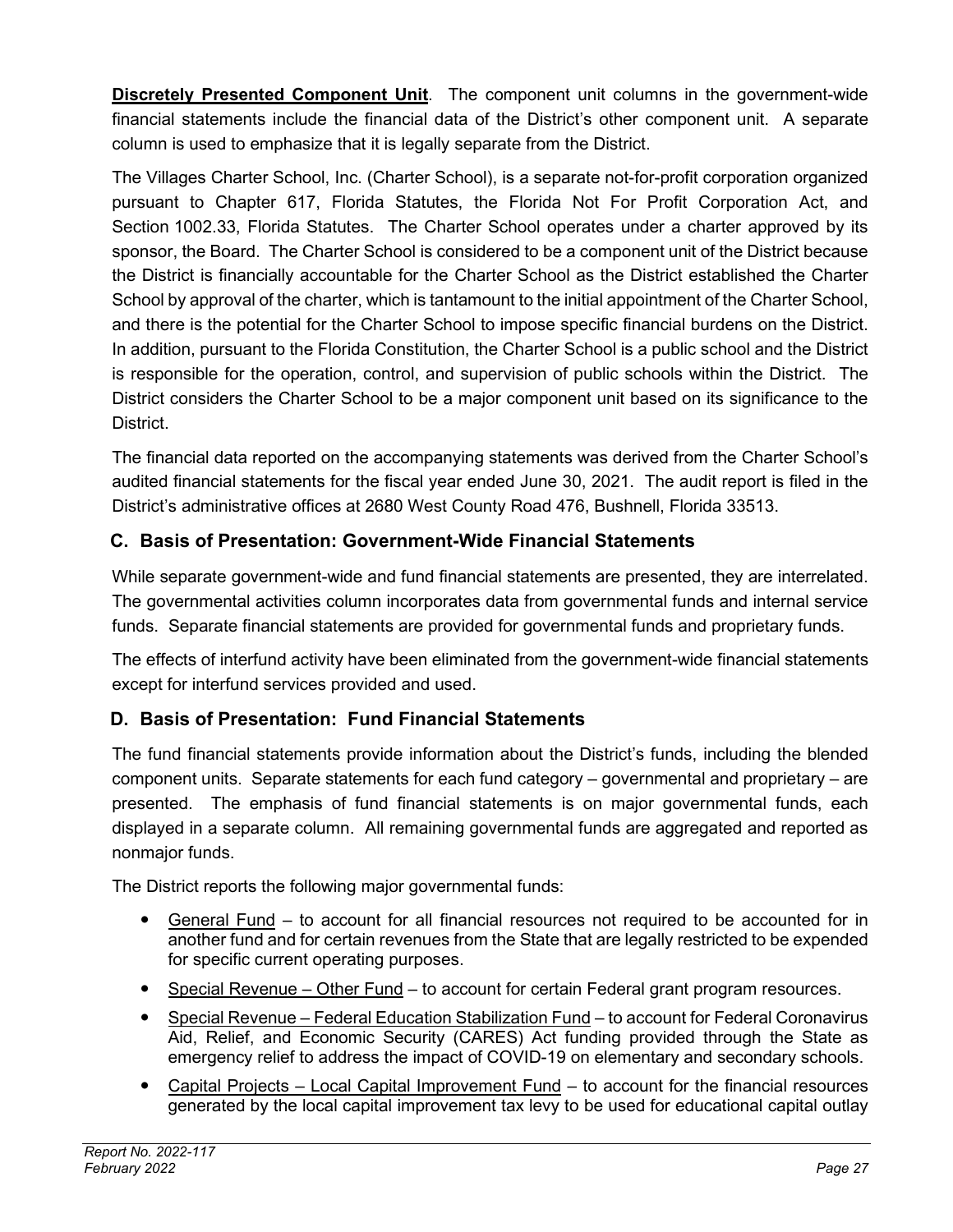**Discretely Presented Component Unit**. The component unit columns in the government-wide financial statements include the financial data of the District's other component unit. A separate column is used to emphasize that it is legally separate from the District.

The Villages Charter School, Inc. (Charter School), is a separate not-for-profit corporation organized pursuant to Chapter 617, Florida Statutes, the Florida Not For Profit Corporation Act, and Section 1002.33, Florida Statutes. The Charter School operates under a charter approved by its sponsor, the Board. The Charter School is considered to be a component unit of the District because the District is financially accountable for the Charter School as the District established the Charter School by approval of the charter, which is tantamount to the initial appointment of the Charter School, and there is the potential for the Charter School to impose specific financial burdens on the District. In addition, pursuant to the Florida Constitution, the Charter School is a public school and the District is responsible for the operation, control, and supervision of public schools within the District. The District considers the Charter School to be a major component unit based on its significance to the District.

The financial data reported on the accompanying statements was derived from the Charter School's audited financial statements for the fiscal year ended June 30, 2021. The audit report is filed in the District's administrative offices at 2680 West County Road 476, Bushnell, Florida 33513.

## C. Basis of Presentation: Government-Wide Financial Statements

While separate government-wide and fund financial statements are presented, they are interrelated. The governmental activities column incorporates data from governmental funds and internal service funds. Separate financial statements are provided for governmental funds and proprietary funds.

The effects of interfund activity have been eliminated from the government-wide financial statements except for interfund services provided and used.

## D. Basis of Presentation: Fund Financial Statements

The fund financial statements provide information about the District's funds, including the blended component units. Separate statements for each fund category – governmental and proprietary – are presented. The emphasis of fund financial statements is on major governmental funds, each displayed in a separate column. All remaining governmental funds are aggregated and reported as nonmajor funds.

The District reports the following major governmental funds:

- General Fund – to account for all financial resources not required to be accounted for in another fund and for certain revenues from the State that are legally restricted to be expended for specific current operating purposes.
- Special Revenue – Other Fund – to account for certain Federal grant program resources.
- Special Revenue – Federal Education Stabilization Fund – to account for Federal Coronavirus Aid, Relief, and Economic Security (CARES) Act funding provided through the State as emergency relief to address the impact of COVID-19 on elementary and secondary schools.
- Capital Projects – Local Capital Improvement Fund – to account for the financial resources generated by the local capital improvement tax levy to be used for educational capital outlay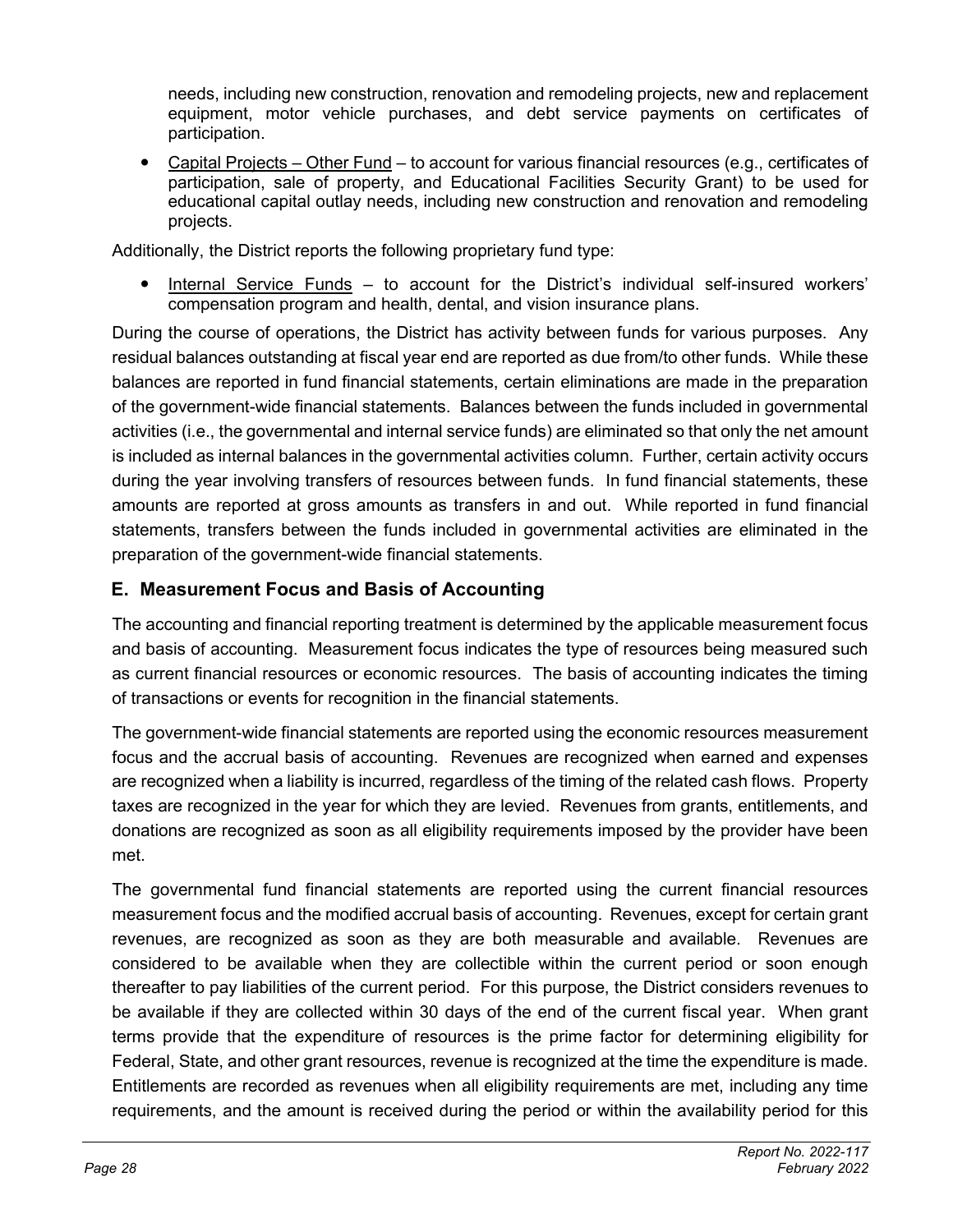needs, including new construction, renovation and remodeling projects, new and replacement equipment, motor vehicle purchases, and debt service payments on certificates of participation.

- Capital Projects – Other Fund – to account for various financial resources (e.g., certificates of participation, sale of property, and Educational Facilities Security Grant) to be used for educational capital outlay needs, including new construction and renovation and remodeling projects.

Additionally, the District reports the following proprietary fund type:

- Internal Service Funds – to account for the District's individual self-insured workers' compensation program and health, dental, and vision insurance plans.

During the course of operations, the District has activity between funds for various purposes. Any residual balances outstanding at fiscal year end are reported as due from/to other funds. While these balances are reported in fund financial statements, certain eliminations are made in the preparation of the government-wide financial statements. Balances between the funds included in governmental activities (i.e., the governmental and internal service funds) are eliminated so that only the net amount is included as internal balances in the governmental activities column. Further, certain activity occurs during the year involving transfers of resources between funds. In fund financial statements, these amounts are reported at gross amounts as transfers in and out. While reported in fund financial statements, transfers between the funds included in governmental activities are eliminated in the preparation of the government-wide financial statements.

## E. Measurement Focus and Basis of Accounting

The accounting and financial reporting treatment is determined by the applicable measurement focus and basis of accounting. Measurement focus indicates the type of resources being measured such as current financial resources or economic resources. The basis of accounting indicates the timing of transactions or events for recognition in the financial statements.

The government-wide financial statements are reported using the economic resources measurement focus and the accrual basis of accounting. Revenues are recognized when earned and expenses are recognized when a liability is incurred, regardless of the timing of the related cash flows. Property taxes are recognized in the year for which they are levied. Revenues from grants, entitlements, and donations are recognized as soon as all eligibility requirements imposed by the provider have been met.

The governmental fund financial statements are reported using the current financial resources measurement focus and the modified accrual basis of accounting. Revenues, except for certain grant revenues, are recognized as soon as they are both measurable and available. Revenues are considered to be available when they are collectible within the current period or soon enough thereafter to pay liabilities of the current period. For this purpose, the District considers revenues to be available if they are collected within 30 days of the end of the current fiscal year. When grant terms provide that the expenditure of resources is the prime factor for determining eligibility for Federal, State, and other grant resources, revenue is recognized at the time the expenditure is made. Entitlements are recorded as revenues when all eligibility requirements are met, including any time requirements, and the amount is received during the period or within the availability period for this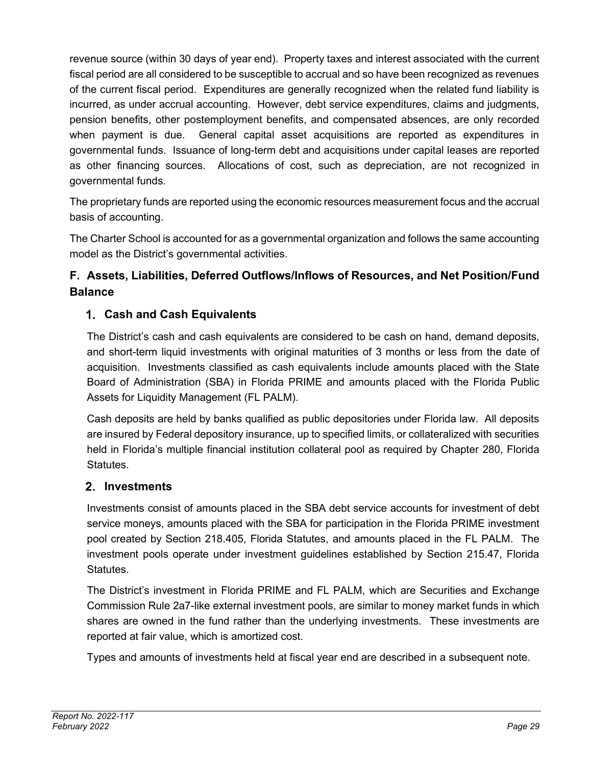revenue source (within 30 days of year end). Property taxes and interest associated with the current fiscal period are all considered to be susceptible to accrual and so have been recognized as revenues of the current fiscal period. Expenditures are generally recognized when the related fund liability is incurred, as under accrual accounting. However, debt service expenditures, claims and judgments, pension benefits, other postemployment benefits, and compensated absences, are only recorded when payment is due. General capital asset acquisitions are reported as expenditures in governmental funds. Issuance of long-term debt and acquisitions under capital leases are reported as other financing sources. Allocations of cost, such as depreciation, are not recognized in governmental funds.

The proprietary funds are reported using the economic resources measurement focus and the accrual basis of accounting.

The Charter School is accounted for as a governmental organization and follows the same accounting model as the District's governmental activities.

## F. Assets, Liabilities, Deferred Outflows/Inflows of Resources, and Net Position/Fund Balance

### 1. Cash and Cash Equivalents

The District's cash and cash equivalents are considered to be cash on hand, demand deposits, and short-term liquid investments with original maturities of 3 months or less from the date of acquisition. Investments classified as cash equivalents include amounts placed with the State Board of Administration (SBA) in Florida PRIME and amounts placed with the Florida Public Assets for Liquidity Management (FL PALM).

Cash deposits are held by banks qualified as public depositories under Florida law. All deposits are insured by Federal depository insurance, up to specified limits, or collateralized with securities held in Florida's multiple financial institution collateral pool as required by Chapter 280, Florida Statutes.

### 2. Investments

Investments consist of amounts placed in the SBA debt service accounts for investment of debt service moneys, amounts placed with the SBA for participation in the Florida PRIME investment pool created by Section 218.405, Florida Statutes, and amounts placed in the FL PALM. The investment pools operate under investment guidelines established by Section 215.47, Florida Statutes.

The District's investment in Florida PRIME and FL PALM, which are Securities and Exchange Commission Rule 2a7-like external investment pools, are similar to money market funds in which shares are owned in the fund rather than the underlying investments. These investments are reported at fair value, which is amortized cost.

Types and amounts of investments held at fiscal year end are described in a subsequent note.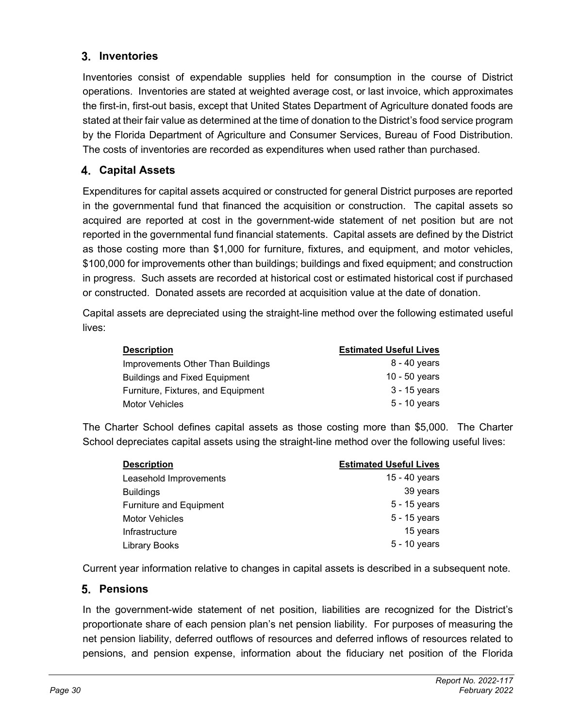## 3. Inventories

Inventories consist of expendable supplies held for consumption in the course of District operations. Inventories are stated at weighted average cost, or last invoice, which approximates the first-in, first-out basis, except that United States Department of Agriculture donated foods are stated at their fair value as determined at the time of donation to the District's food service program by the Florida Department of Agriculture and Consumer Services, Bureau of Food Distribution. The costs of inventories are recorded as expenditures when used rather than purchased.

## 4. Capital Assets

Expenditures for capital assets acquired or constructed for general District purposes are reported in the governmental fund that financed the acquisition or construction. The capital assets so acquired are reported at cost in the government-wide statement of net position but are not reported in the governmental fund financial statements. Capital assets are defined by the District as those costing more than $1,000 for furniture, fixtures, and equipment, and motor vehicles, $100,000 for improvements other than buildings; buildings and fixed equipment; and construction in progress. Such assets are recorded at historical cost or estimated historical cost if purchased or constructed. Donated assets are recorded at acquisition value at the date of donation.

Capital assets are depreciated using the straight-line method over the following estimated useful lives:

| Description | Estimated Useful Lives |
|---|---|
| Improvements Other Than Buildings | 8 - 40 years |
| Buildings and Fixed Equipment | 10 - 50 years |
| Furniture, Fixtures, and Equipment | 3 - 15 years |
| Motor Vehicles | 5 - 10 years |

The Charter School defines capital assets as those costing more than $5,000. The Charter School depreciates capital assets using the straight-line method over the following useful lives:

| Description | Estimated Useful Lives |
|---|---|
| Leasehold Improvements | 15 - 40 years |
| Buildings | 39 years |
| Furniture and Equipment | 5 - 15 years |
| Motor Vehicles | 5 - 15 years |
| Infrastructure | 15 years |
| Library Books | 5 - 10 years |

Current year information relative to changes in capital assets is described in a subsequent note.

## 5. Pensions

In the government-wide statement of net position, liabilities are recognized for the District's proportionate share of each pension plan's net pension liability. For purposes of measuring the net pension liability, deferred outflows of resources and deferred inflows of resources related to pensions, and pension expense, information about the fiduciary net position of the Florida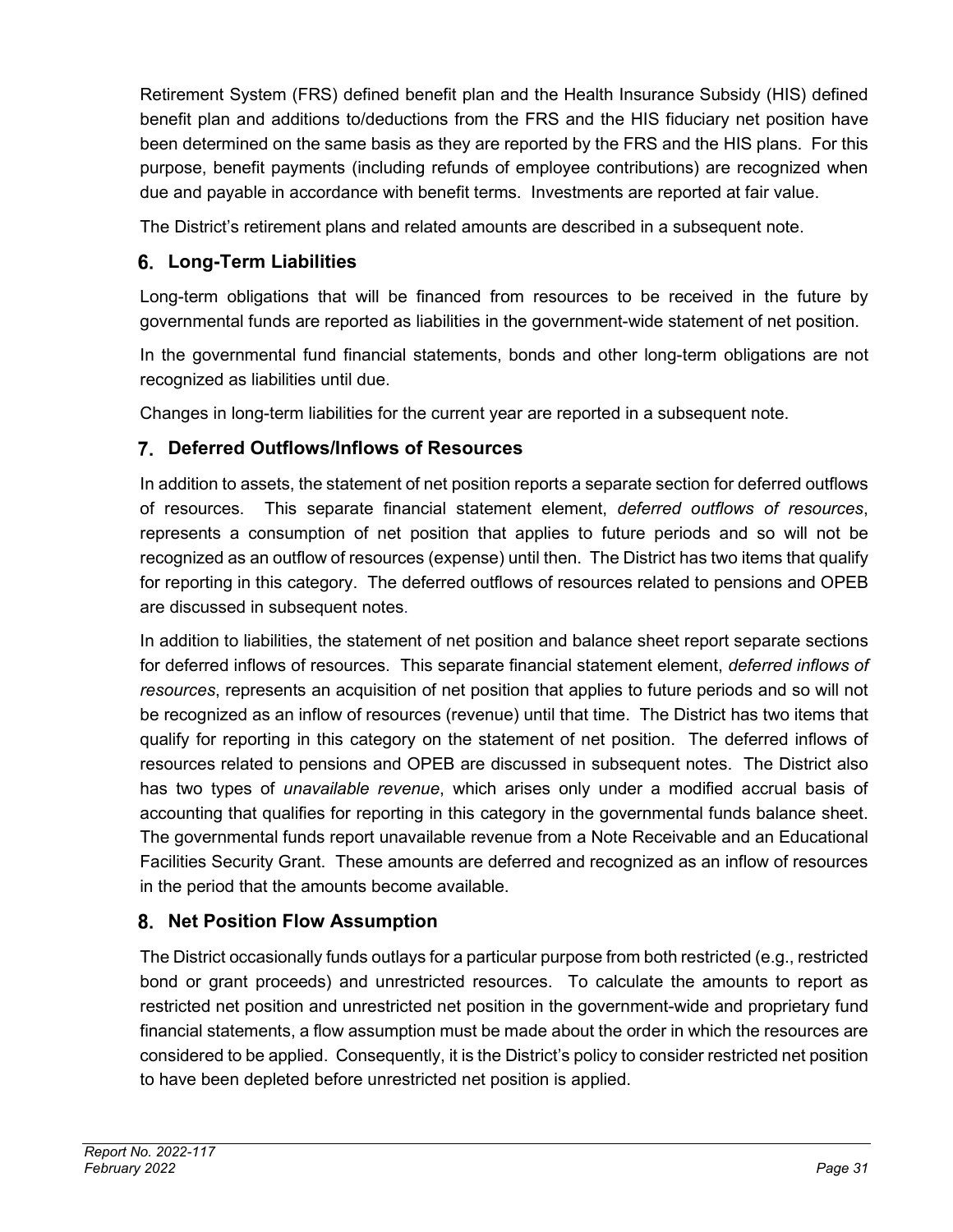Retirement System (FRS) defined benefit plan and the Health Insurance Subsidy (HIS) defined benefit plan and additions to/deductions from the FRS and the HIS fiduciary net position have been determined on the same basis as they are reported by the FRS and the HIS plans. For this purpose, benefit payments (including refunds of employee contributions) are recognized when due and payable in accordance with benefit terms. Investments are reported at fair value.

The District's retirement plans and related amounts are described in a subsequent note.

### 6. Long-Term Liabilities

Long-term obligations that will be financed from resources to be received in the future by governmental funds are reported as liabilities in the government-wide statement of net position.

In the governmental fund financial statements, bonds and other long-term obligations are not recognized as liabilities until due.

Changes in long-term liabilities for the current year are reported in a subsequent note.

### 7. Deferred Outflows/Inflows of Resources

In addition to assets, the statement of net position reports a separate section for deferred outflows of resources. This separate financial statement element, *deferred outflows of resources*, represents a consumption of net position that applies to future periods and so will not be recognized as an outflow of resources (expense) until then. The District has two items that qualify for reporting in this category. The deferred outflows of resources related to pensions and OPEB are discussed in subsequent notes.

In addition to liabilities, the statement of net position and balance sheet report separate sections for deferred inflows of resources. This separate financial statement element, *deferred inflows of resources*, represents an acquisition of net position that applies to future periods and so will not be recognized as an inflow of resources (revenue) until that time. The District has two items that qualify for reporting in this category on the statement of net position. The deferred inflows of resources related to pensions and OPEB are discussed in subsequent notes. The District also has two types of *unavailable revenue*, which arises only under a modified accrual basis of accounting that qualifies for reporting in this category in the governmental funds balance sheet. The governmental funds report unavailable revenue from a Note Receivable and an Educational Facilities Security Grant. These amounts are deferred and recognized as an inflow of resources in the period that the amounts become available.

### 8. Net Position Flow Assumption

The District occasionally funds outlays for a particular purpose from both restricted (e.g., restricted bond or grant proceeds) and unrestricted resources. To calculate the amounts to report as restricted net position and unrestricted net position in the government-wide and proprietary fund financial statements, a flow assumption must be made about the order in which the resources are considered to be applied. Consequently, it is the District's policy to consider restricted net position to have been depleted before unrestricted net position is applied.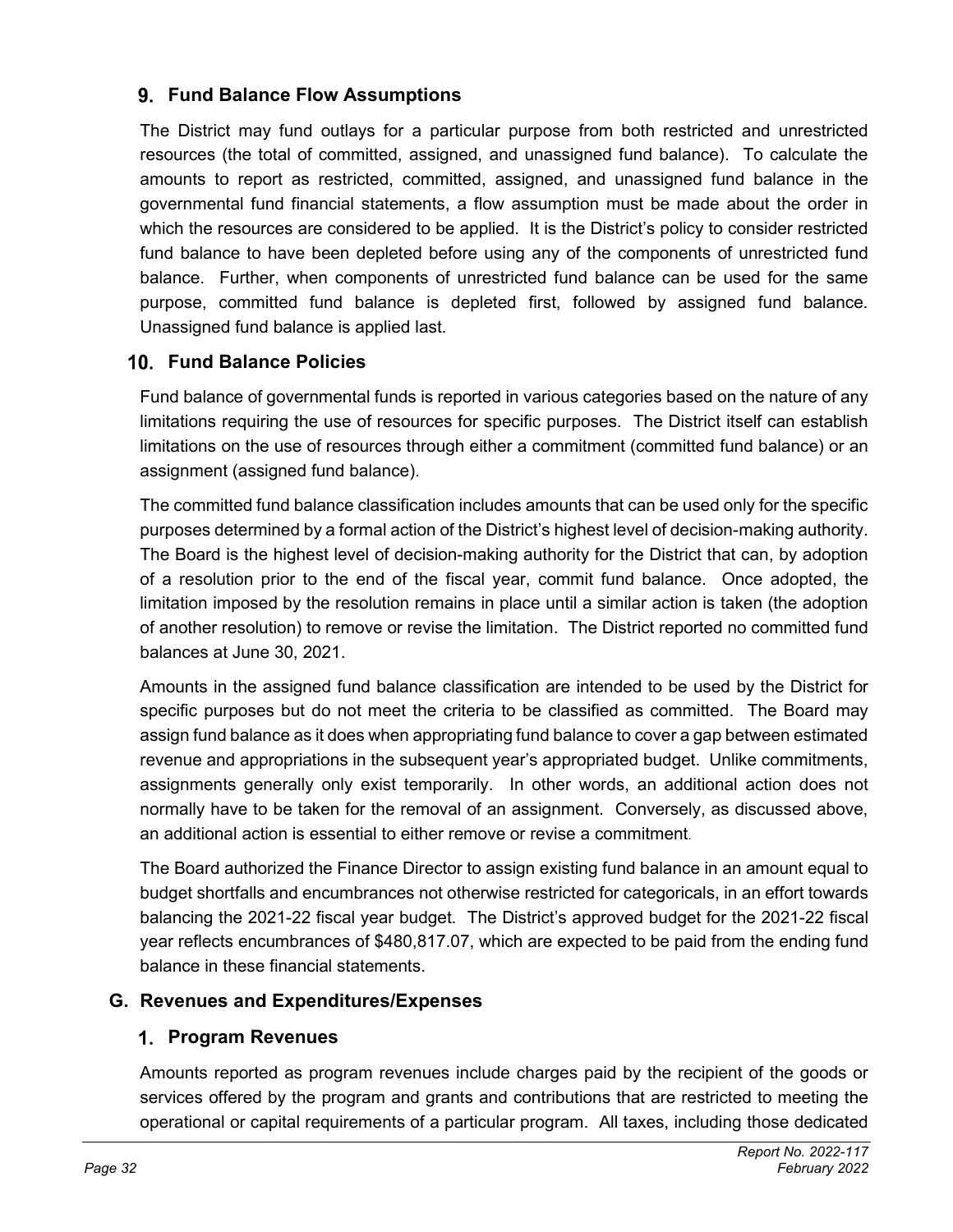### 9. Fund Balance Flow Assumptions

The District may fund outlays for a particular purpose from both restricted and unrestricted resources (the total of committed, assigned, and unassigned fund balance). To calculate the amounts to report as restricted, committed, assigned, and unassigned fund balance in the governmental fund financial statements, a flow assumption must be made about the order in which the resources are considered to be applied. It is the District's policy to consider restricted fund balance to have been depleted before using any of the components of unrestricted fund balance. Further, when components of unrestricted fund balance can be used for the same purpose, committed fund balance is depleted first, followed by assigned fund balance. Unassigned fund balance is applied last.

### 10. Fund Balance Policies

Fund balance of governmental funds is reported in various categories based on the nature of any limitations requiring the use of resources for specific purposes. The District itself can establish limitations on the use of resources through either a commitment (committed fund balance) or an assignment (assigned fund balance).

The committed fund balance classification includes amounts that can be used only for the specific purposes determined by a formal action of the District's highest level of decision-making authority. The Board is the highest level of decision-making authority for the District that can, by adoption of a resolution prior to the end of the fiscal year, commit fund balance. Once adopted, the limitation imposed by the resolution remains in place until a similar action is taken (the adoption of another resolution) to remove or revise the limitation. The District reported no committed fund balances at June 30, 2021.

Amounts in the assigned fund balance classification are intended to be used by the District for specific purposes but do not meet the criteria to be classified as committed. The Board may assign fund balance as it does when appropriating fund balance to cover a gap between estimated revenue and appropriations in the subsequent year's appropriated budget. Unlike commitments, assignments generally only exist temporarily. In other words, an additional action does not normally have to be taken for the removal of an assignment. Conversely, as discussed above, an additional action is essential to either remove or revise a commitment.

The Board authorized the Finance Director to assign existing fund balance in an amount equal to budget shortfalls and encumbrances not otherwise restricted for categoricals, in an effort towards balancing the 2021-22 fiscal year budget. The District's approved budget for the 2021-22 fiscal year reflects encumbrances of $480,817.07, which are expected to be paid from the ending fund balance in these financial statements.

## G. Revenues and Expenditures/Expenses

### 1. Program Revenues

Amounts reported as program revenues include charges paid by the recipient of the goods or services offered by the program and grants and contributions that are restricted to meeting the operational or capital requirements of a particular program. All taxes, including those dedicated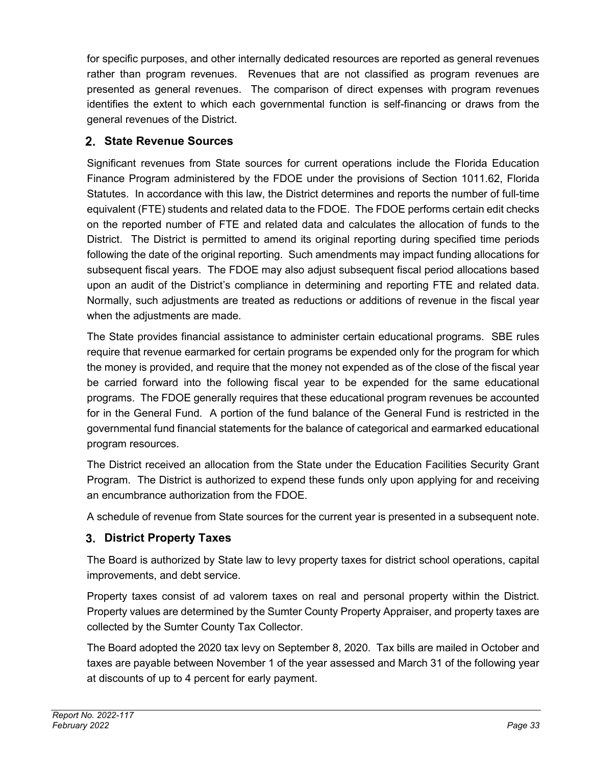for specific purposes, and other internally dedicated resources are reported as general revenues rather than program revenues. Revenues that are not classified as program revenues are presented as general revenues. The comparison of direct expenses with program revenues identifies the extent to which each governmental function is self-financing or draws from the general revenues of the District.

## 2. State Revenue Sources

Significant revenues from State sources for current operations include the Florida Education Finance Program administered by the FDOE under the provisions of Section 1011.62, Florida Statutes. In accordance with this law, the District determines and reports the number of full-time equivalent (FTE) students and related data to the FDOE. The FDOE performs certain edit checks on the reported number of FTE and related data and calculates the allocation of funds to the District. The District is permitted to amend its original reporting during specified time periods following the date of the original reporting. Such amendments may impact funding allocations for subsequent fiscal years. The FDOE may also adjust subsequent fiscal period allocations based upon an audit of the District's compliance in determining and reporting FTE and related data. Normally, such adjustments are treated as reductions or additions of revenue in the fiscal year when the adjustments are made.

The State provides financial assistance to administer certain educational programs. SBE rules require that revenue earmarked for certain programs be expended only for the program for which the money is provided, and require that the money not expended as of the close of the fiscal year be carried forward into the following fiscal year to be expended for the same educational programs. The FDOE generally requires that these educational program revenues be accounted for in the General Fund. A portion of the fund balance of the General Fund is restricted in the governmental fund financial statements for the balance of categorical and earmarked educational program resources.

The District received an allocation from the State under the Education Facilities Security Grant Program. The District is authorized to expend these funds only upon applying for and receiving an encumbrance authorization from the FDOE.

A schedule of revenue from State sources for the current year is presented in a subsequent note.

## 3. District Property Taxes

The Board is authorized by State law to levy property taxes for district school operations, capital improvements, and debt service.

Property taxes consist of ad valorem taxes on real and personal property within the District. Property values are determined by the Sumter County Property Appraiser, and property taxes are collected by the Sumter County Tax Collector.

The Board adopted the 2020 tax levy on September 8, 2020. Tax bills are mailed in October and taxes are payable between November 1 of the year assessed and March 31 of the following year at discounts of up to 4 percent for early payment.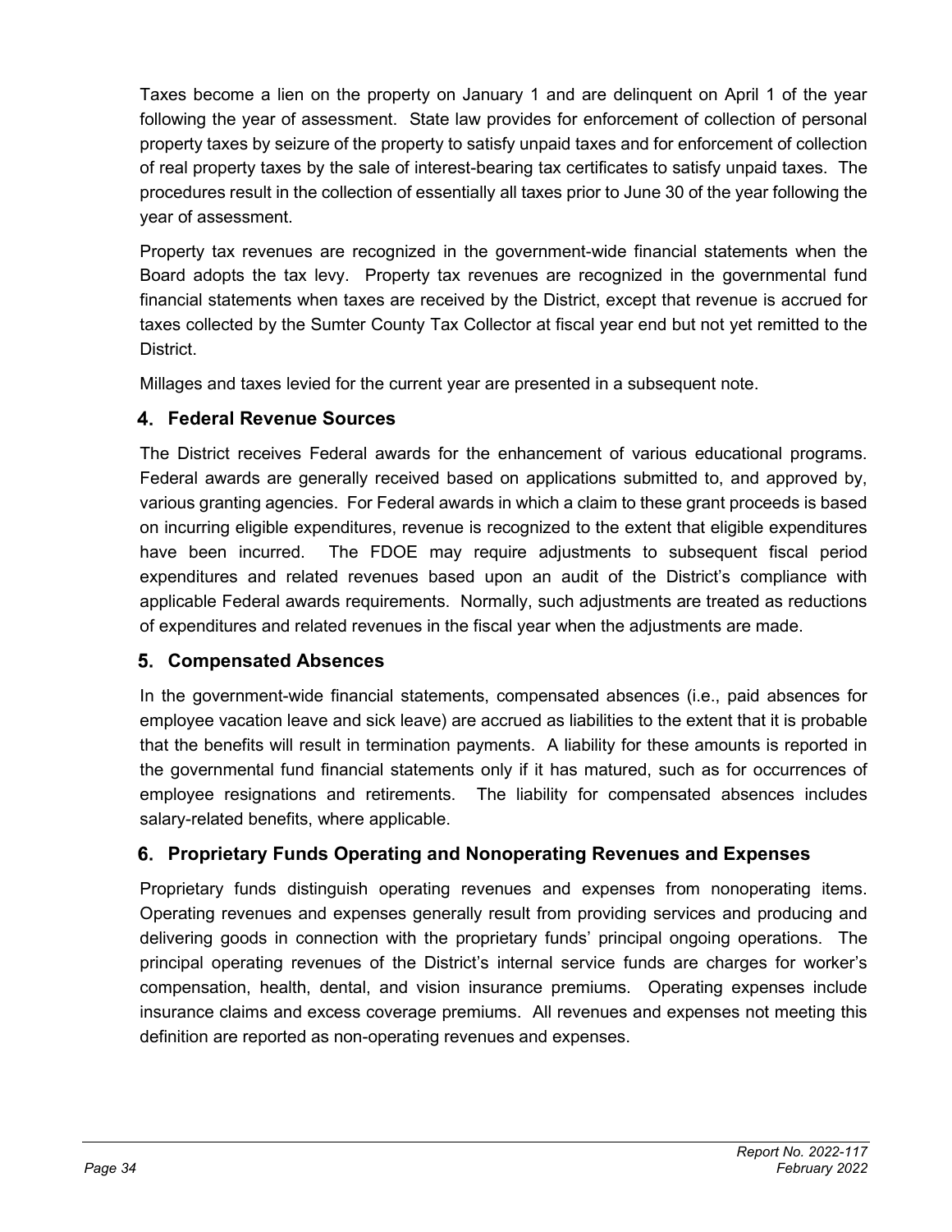Taxes become a lien on the property on January 1 and are delinquent on April 1 of the year following the year of assessment. State law provides for enforcement of collection of personal property taxes by seizure of the property to satisfy unpaid taxes and for enforcement of collection of real property taxes by the sale of interest-bearing tax certificates to satisfy unpaid taxes. The procedures result in the collection of essentially all taxes prior to June 30 of the year following the year of assessment.

Property tax revenues are recognized in the government-wide financial statements when the Board adopts the tax levy. Property tax revenues are recognized in the governmental fund financial statements when taxes are received by the District, except that revenue is accrued for taxes collected by the Sumter County Tax Collector at fiscal year end but not yet remitted to the District.

Millages and taxes levied for the current year are presented in a subsequent note.

### 4. Federal Revenue Sources

The District receives Federal awards for the enhancement of various educational programs. Federal awards are generally received based on applications submitted to, and approved by, various granting agencies. For Federal awards in which a claim to these grant proceeds is based on incurring eligible expenditures, revenue is recognized to the extent that eligible expenditures have been incurred. The FDOE may require adjustments to subsequent fiscal period expenditures and related revenues based upon an audit of the District's compliance with applicable Federal awards requirements. Normally, such adjustments are treated as reductions of expenditures and related revenues in the fiscal year when the adjustments are made.

### 5. Compensated Absences

In the government-wide financial statements, compensated absences (i.e., paid absences for employee vacation leave and sick leave) are accrued as liabilities to the extent that it is probable that the benefits will result in termination payments. A liability for these amounts is reported in the governmental fund financial statements only if it has matured, such as for occurrences of employee resignations and retirements. The liability for compensated absences includes salary-related benefits, where applicable.

### 6. Proprietary Funds Operating and Nonoperating Revenues and Expenses

Proprietary funds distinguish operating revenues and expenses from nonoperating items. Operating revenues and expenses generally result from providing services and producing and delivering goods in connection with the proprietary funds' principal ongoing operations. The principal operating revenues of the District's internal service funds are charges for worker's compensation, health, dental, and vision insurance premiums. Operating expenses include insurance claims and excess coverage premiums. All revenues and expenses not meeting this definition are reported as non-operating revenues and expenses.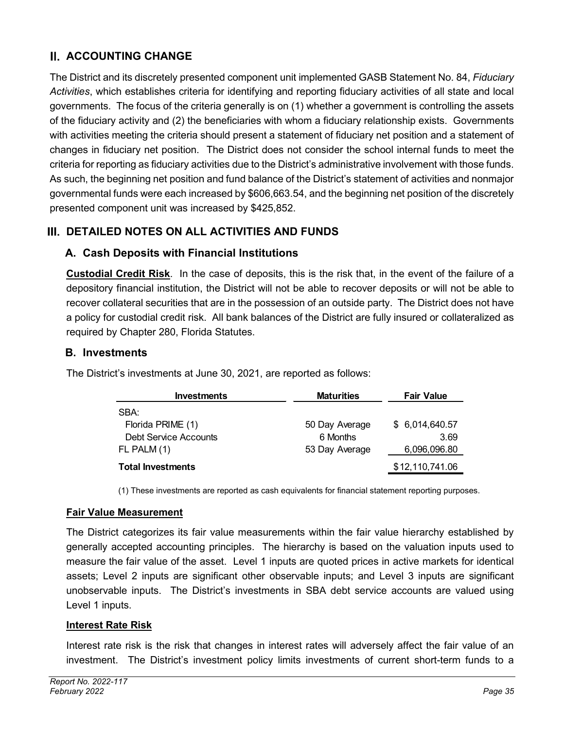## II. ACCOUNTING CHANGE

The District and its discretely presented component unit implemented GASB Statement No. 84, *Fiduciary Activities*, which establishes criteria for identifying and reporting fiduciary activities of all state and local governments. The focus of the criteria generally is on (1) whether a government is controlling the assets of the fiduciary activity and (2) the beneficiaries with whom a fiduciary relationship exists. Governments with activities meeting the criteria should present a statement of fiduciary net position and a statement of changes in fiduciary net position. The District does not consider the school internal funds to meet the criteria for reporting as fiduciary activities due to the District's administrative involvement with those funds. As such, the beginning net position and fund balance of the District's statement of activities and nonmajor governmental funds were each increased by $606,663.54, and the beginning net position of the discretely presented component unit was increased by $425,852.

## III. DETAILED NOTES ON ALL ACTIVITIES AND FUNDS

### A. Cash Deposits with Financial Institutions

**Custodial Credit Risk**. In the case of deposits, this is the risk that, in the event of the failure of a depository financial institution, the District will not be able to recover deposits or will not be able to recover collateral securities that are in the possession of an outside party. The District does not have a policy for custodial credit risk. All bank balances of the District are fully insured or collateralized as required by Chapter 280, Florida Statutes.

### B. Investments

The District's investments at June 30, 2021, are reported as follows:

| Investments | Maturities | Fair Value |
|---|---|---|
| SBA: | | |
| Florida PRIME (1) | 50 Day Average | $ 6,014,640.57 |
| Debt Service Accounts | 6 Months | 3.69 |
| FL PALM (1) | 53 Day Average | 6,096,096.80 |
| **Total Investments** | | $ 12,110,741.06 |

(1) These investments are reported as cash equivalents for financial statement reporting purposes.

**Fair Value Measurement**

The District categorizes its fair value measurements within the fair value hierarchy established by generally accepted accounting principles. The hierarchy is based on the valuation inputs used to measure the fair value of the asset. Level 1 inputs are quoted prices in active markets for identical assets; Level 2 inputs are significant other observable inputs; and Level 3 inputs are significant unobservable inputs. The District's investments in SBA debt service accounts are valued using Level 1 inputs.

**Interest Rate Risk**

Interest rate risk is the risk that changes in interest rates will adversely affect the fair value of an investment. The District's investment policy limits investments of current short-term funds to a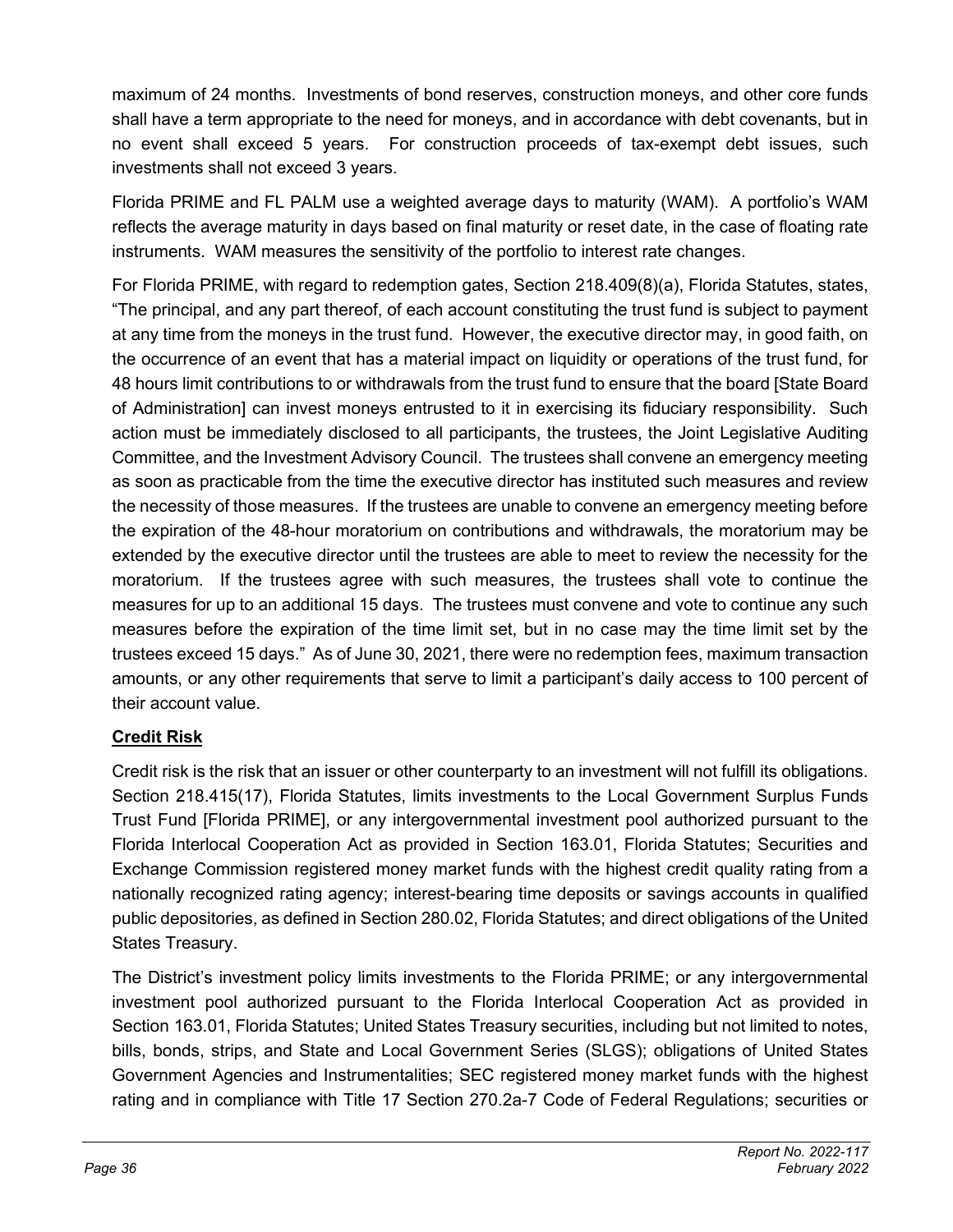maximum of 24 months. Investments of bond reserves, construction moneys, and other core funds shall have a term appropriate to the need for moneys, and in accordance with debt covenants, but in no event shall exceed 5 years. For construction proceeds of tax-exempt debt issues, such investments shall not exceed 3 years.

Florida PRIME and FL PALM use a weighted average days to maturity (WAM). A portfolio's WAM reflects the average maturity in days based on final maturity or reset date, in the case of floating rate instruments. WAM measures the sensitivity of the portfolio to interest rate changes.

For Florida PRIME, with regard to redemption gates, Section 218.409(8)(a), Florida Statutes, states, "The principal, and any part thereof, of each account constituting the trust fund is subject to payment at any time from the moneys in the trust fund. However, the executive director may, in good faith, on the occurrence of an event that has a material impact on liquidity or operations of the trust fund, for 48 hours limit contributions to or withdrawals from the trust fund to ensure that the board [State Board of Administration] can invest moneys entrusted to it in exercising its fiduciary responsibility. Such action must be immediately disclosed to all participants, the trustees, the Joint Legislative Auditing Committee, and the Investment Advisory Council. The trustees shall convene an emergency meeting as soon as practicable from the time the executive director has instituted such measures and review the necessity of those measures. If the trustees are unable to convene an emergency meeting before the expiration of the 48-hour moratorium on contributions and withdrawals, the moratorium may be extended by the executive director until the trustees are able to meet to review the necessity for the moratorium. If the trustees agree with such measures, the trustees shall vote to continue the measures for up to an additional 15 days. The trustees must convene and vote to continue any such measures before the expiration of the time limit set, but in no case may the time limit set by the trustees exceed 15 days." As of June 30, 2021, there were no redemption fees, maximum transaction amounts, or any other requirements that serve to limit a participant's daily access to 100 percent of their account value.

**Credit Risk**

Credit risk is the risk that an issuer or other counterparty to an investment will not fulfill its obligations. Section 218.415(17), Florida Statutes, limits investments to the Local Government Surplus Funds Trust Fund [Florida PRIME], or any intergovernmental investment pool authorized pursuant to the Florida Interlocal Cooperation Act as provided in Section 163.01, Florida Statutes; Securities and Exchange Commission registered money market funds with the highest credit quality rating from a nationally recognized rating agency; interest-bearing time deposits or savings accounts in qualified public depositories, as defined in Section 280.02, Florida Statutes; and direct obligations of the United States Treasury.

The District's investment policy limits investments to the Florida PRIME; or any intergovernmental investment pool authorized pursuant to the Florida Interlocal Cooperation Act as provided in Section 163.01, Florida Statutes; United States Treasury securities, including but not limited to notes, bills, bonds, strips, and State and Local Government Series (SLGS); obligations of United States Government Agencies and Instrumentalities; SEC registered money market funds with the highest rating and in compliance with Title 17 Section 270.2a-7 Code of Federal Regulations; securities or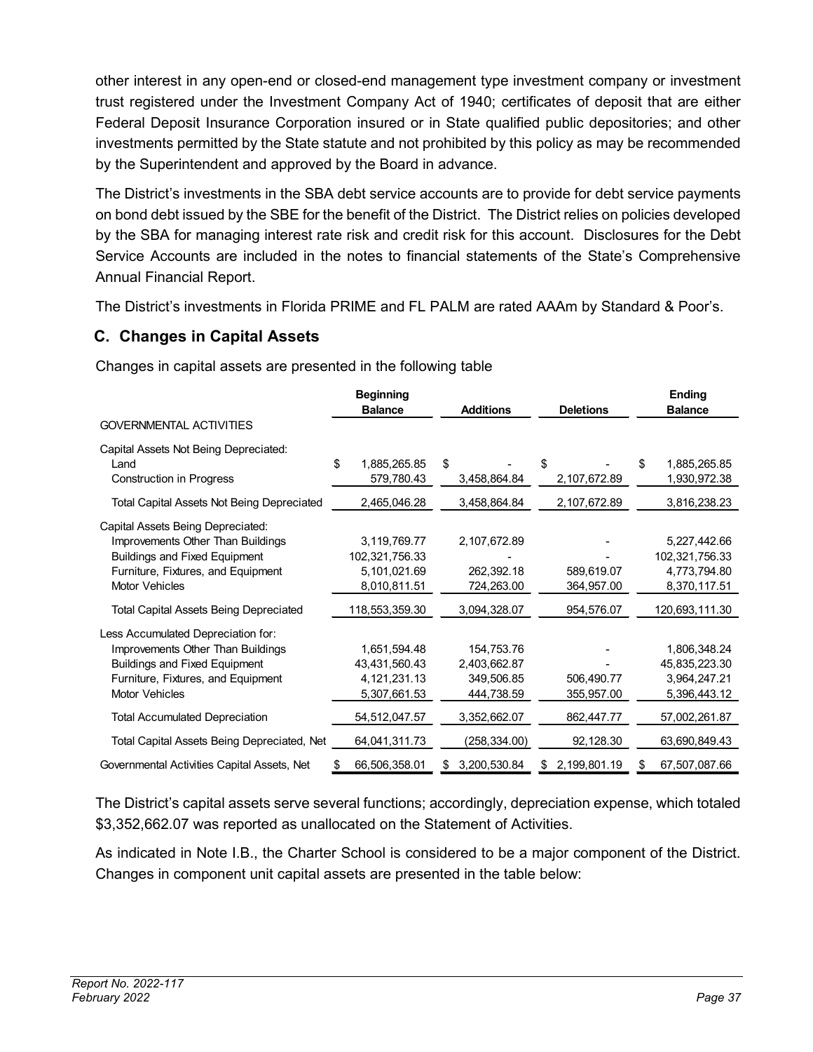other interest in any open-end or closed-end management type investment company or investment trust registered under the Investment Company Act of 1940; certificates of deposit that are either Federal Deposit Insurance Corporation insured or in State qualified public depositories; and other investments permitted by the State statute and not prohibited by this policy as may be recommended by the Superintendent and approved by the Board in advance.

The District's investments in the SBA debt service accounts are to provide for debt service payments on bond debt issued by the SBE for the benefit of the District. The District relies on policies developed by the SBA for managing interest rate risk and credit risk for this account. Disclosures for the Debt Service Accounts are included in the notes to financial statements of the State's Comprehensive Annual Financial Report.

The District's investments in Florida PRIME and FL PALM are rated AAAm by Standard & Poor's.

## C. Changes in Capital Assets

Changes in capital assets are presented in the following table

| | Beginning Balance | Additions | Deletions | Ending Balance |
|---|---|---|---|---|
| GOVERNMENTAL ACTIVITIES | | | | |
| Capital Assets Not Being Depreciated: | | | | |
| Land | $ 1,885,265.85 | $ - | $ - | $ 1,885,265.85 |
| Construction in Progress | 579,780.43 | 3,458,864.84 | 2,107,672.89 | 1,930,972.38 |
| Total Capital Assets Not Being Depreciated | 2,465,046.28 | 3,458,864.84 | 2,107,672.89 | 3,816,238.23 |
| Capital Assets Being Depreciated: | | | | |
| Improvements Other Than Buildings | 3,119,769.77 | 2,107,672.89 | - | 5,227,442.66 |
| Buildings and Fixed Equipment | 102,321,756.33 | - | - | 102,321,756.33 |
| Furniture, Fixtures, and Equipment | 5,101,021.69 | 262,392.18 | 589,619.07 | 4,773,794.80 |
| Motor Vehicles | 8,010,811.51 | 724,263.00 | 364,957.00 | 8,370,117.51 |
| Total Capital Assets Being Depreciated | 118,553,359.30 | 3,094,328.07 | 954,576.07 | 120,693,111.30 |
| Less Accumulated Depreciation for: | | | | |
| Improvements Other Than Buildings | 1,651,594.48 | 154,753.76 | - | 1,806,348.24 |
| Buildings and Fixed Equipment | 43,431,560.43 | 2,403,662.87 | - | 45,835,223.30 |
| Furniture, Fixtures, and Equipment | 4,121,231.13 | 349,506.85 | 506,490.77 | 3,964,247.21 |
| Motor Vehicles | 5,307,661.53 | 444,738.59 | 355,957.00 | 5,396,443.12 |
| Total Accumulated Depreciation | 54,512,047.57 | 3,352,662.07 | 862,447.77 | 57,002,261.87 |
| Total Capital Assets Being Depreciated, Net | 64,041,311.73 | (258,334.00) | 92,128.30 | 63,690,849.43 |
| Governmental Activities Capital Assets, Net | $ 66,506,358.01 | $ 3,200,530.84 | $ 2,199,801.19 | $ 67,507,087.66 |

The District's capital assets serve several functions; accordingly, depreciation expense, which totaled $3,352,662.07 was reported as unallocated on the Statement of Activities.

As indicated in Note I.B., the Charter School is considered to be a major component of the District. Changes in component unit capital assets are presented in the table below: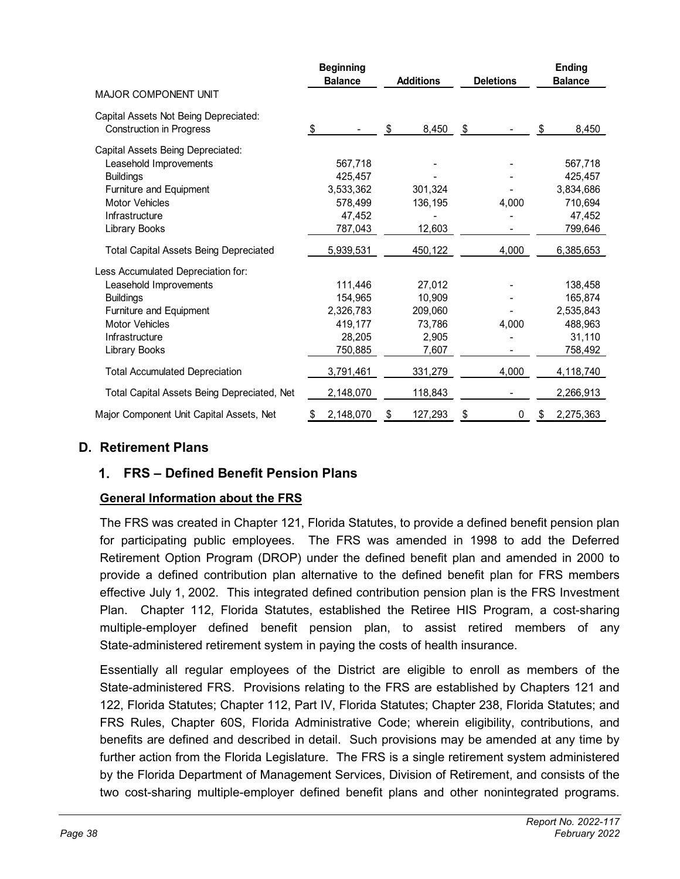| MAJOR COMPONENT UNIT | Beginning Balance | Additions | Deletions | Ending Balance |
|---|---|---|---|---|
| Capital Assets Not Being Depreciated: | | | | |
| Construction in Progress | $ - | $ 8,450 | $ - | $ 8,450 |
| Capital Assets Being Depreciated: | | | | |
| Leasehold Improvements | 567,718 | - | - | 567,718 |
| Buildings | 425,457 | - | - | 425,457 |
| Furniture and Equipment | 3,533,362 | 301,324 | - | 3,834,686 |
| Motor Vehicles | 578,499 | 136,195 | 4,000 | 710,694 |
| Infrastructure | 47,452 | - | - | 47,452 |
| Library Books | 787,043 | 12,603 | - | 799,646 |
| Total Capital Assets Being Depreciated | 5,939,531 | 450,122 | 4,000 | 6,385,653 |
| Less Accumulated Depreciation for: | | | | |
| Leasehold Improvements | 111,446 | 27,012 | - | 138,458 |
| Buildings | 154,965 | 10,909 | - | 165,874 |
| Furniture and Equipment | 2,326,783 | 209,060 | - | 2,535,843 |
| Motor Vehicles | 419,177 | 73,786 | 4,000 | 488,963 |
| Infrastructure | 28,205 | 2,905 | - | 31,110 |
| Library Books | 750,885 | 7,607 | - | 758,492 |
| Total Accumulated Depreciation | 3,791,461 | 331,279 | 4,000 | 4,118,740 |
| Total Capital Assets Being Depreciated, Net | 2,148,070 | 118,843 | - | 2,266,913 |
| Major Component Unit Capital Assets, Net | $ 2,148,070 | $ 127,293 | $ 0 | $ 2,275,363 |

## D. Retirement Plans

### 1. FRS – Defined Benefit Pension Plans

**General Information about the FRS**

The FRS was created in Chapter 121, Florida Statutes, to provide a defined benefit pension plan for participating public employees. The FRS was amended in 1998 to add the Deferred Retirement Option Program (DROP) under the defined benefit plan and amended in 2000 to provide a defined contribution plan alternative to the defined benefit plan for FRS members effective July 1, 2002. This integrated defined contribution pension plan is the FRS Investment Plan. Chapter 112, Florida Statutes, established the Retiree HIS Program, a cost-sharing multiple-employer defined benefit pension plan, to assist retired members of any State-administered retirement system in paying the costs of health insurance.

Essentially all regular employees of the District are eligible to enroll as members of the State-administered FRS. Provisions relating to the FRS are established by Chapters 121 and 122, Florida Statutes; Chapter 112, Part IV, Florida Statutes; Chapter 238, Florida Statutes; and FRS Rules, Chapter 60S, Florida Administrative Code; wherein eligibility, contributions, and benefits are defined and described in detail. Such provisions may be amended at any time by further action from the Florida Legislature. The FRS is a single retirement system administered by the Florida Department of Management Services, Division of Retirement, and consists of the two cost-sharing multiple-employer defined benefit plans and other nonintegrated programs.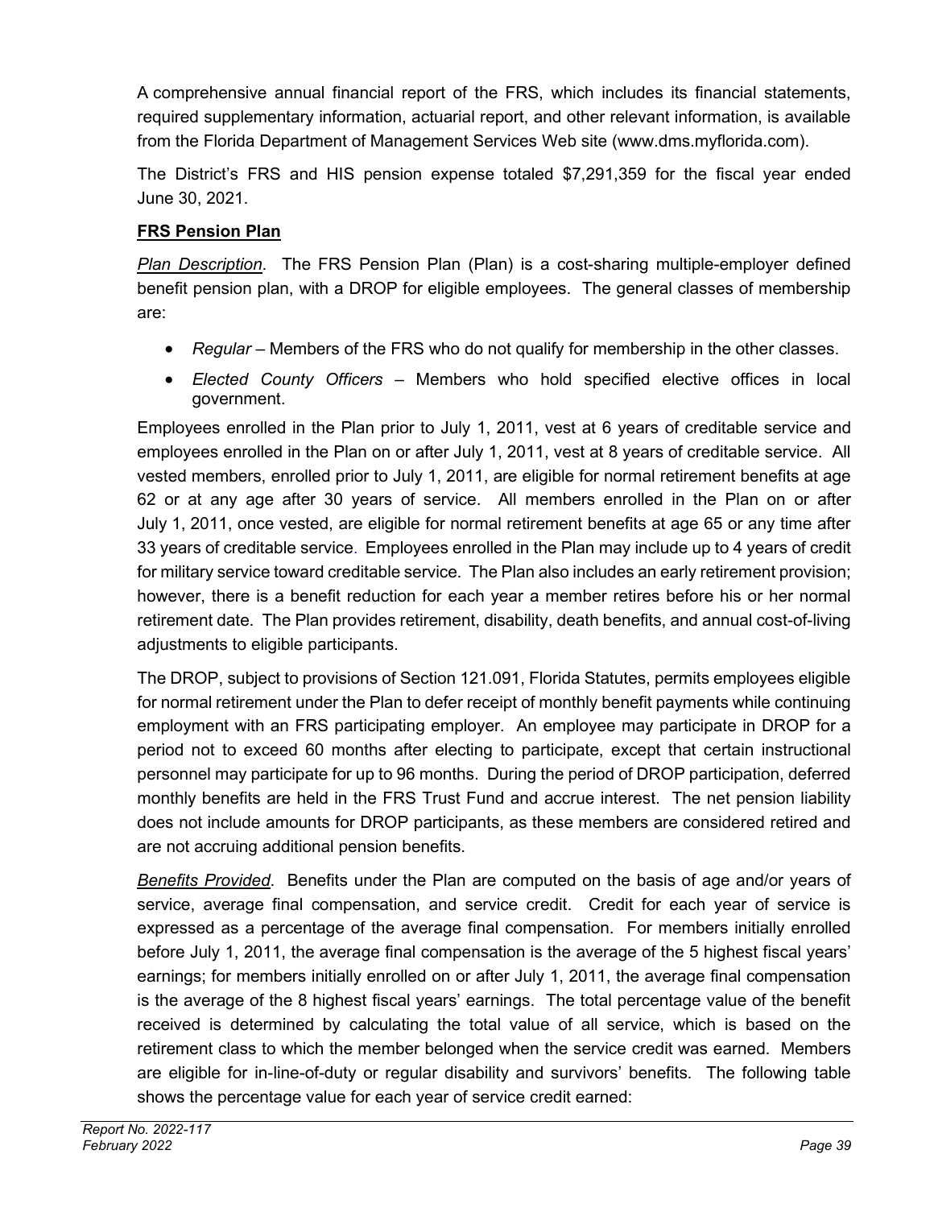A comprehensive annual financial report of the FRS, which includes its financial statements, required supplementary information, actuarial report, and other relevant information, is available from the Florida Department of Management Services Web site (www.dms.myflorida.com).

The District's FRS and HIS pension expense totaled $7,291,359 for the fiscal year ended June 30, 2021.

**FRS Pension Plan**

*Plan Description*. The FRS Pension Plan (Plan) is a cost-sharing multiple-employer defined benefit pension plan, with a DROP for eligible employees. The general classes of membership are:

- *Regular* – Members of the FRS who do not qualify for membership in the other classes.
- *Elected County Officers* – Members who hold specified elective offices in local government.

Employees enrolled in the Plan prior to July 1, 2011, vest at 6 years of creditable service and employees enrolled in the Plan on or after July 1, 2011, vest at 8 years of creditable service. All vested members, enrolled prior to July 1, 2011, are eligible for normal retirement benefits at age 62 or at any age after 30 years of service. All members enrolled in the Plan on or after July 1, 2011, once vested, are eligible for normal retirement benefits at age 65 or any time after 33 years of creditable service. Employees enrolled in the Plan may include up to 4 years of credit for military service toward creditable service. The Plan also includes an early retirement provision; however, there is a benefit reduction for each year a member retires before his or her normal retirement date. The Plan provides retirement, disability, death benefits, and annual cost-of-living adjustments to eligible participants.

The DROP, subject to provisions of Section 121.091, Florida Statutes, permits employees eligible for normal retirement under the Plan to defer receipt of monthly benefit payments while continuing employment with an FRS participating employer. An employee may participate in DROP for a period not to exceed 60 months after electing to participate, except that certain instructional personnel may participate for up to 96 months. During the period of DROP participation, deferred monthly benefits are held in the FRS Trust Fund and accrue interest. The net pension liability does not include amounts for DROP participants, as these members are considered retired and are not accruing additional pension benefits.

*Benefits Provided*. Benefits under the Plan are computed on the basis of age and/or years of service, average final compensation, and service credit. Credit for each year of service is expressed as a percentage of the average final compensation. For members initially enrolled before July 1, 2011, the average final compensation is the average of the 5 highest fiscal years' earnings; for members initially enrolled on or after July 1, 2011, the average final compensation is the average of the 8 highest fiscal years' earnings. The total percentage value of the benefit received is determined by calculating the total value of all service, which is based on the retirement class to which the member belonged when the service credit was earned. Members are eligible for in-line-of-duty or regular disability and survivors' benefits. The following table shows the percentage value for each year of service credit earned: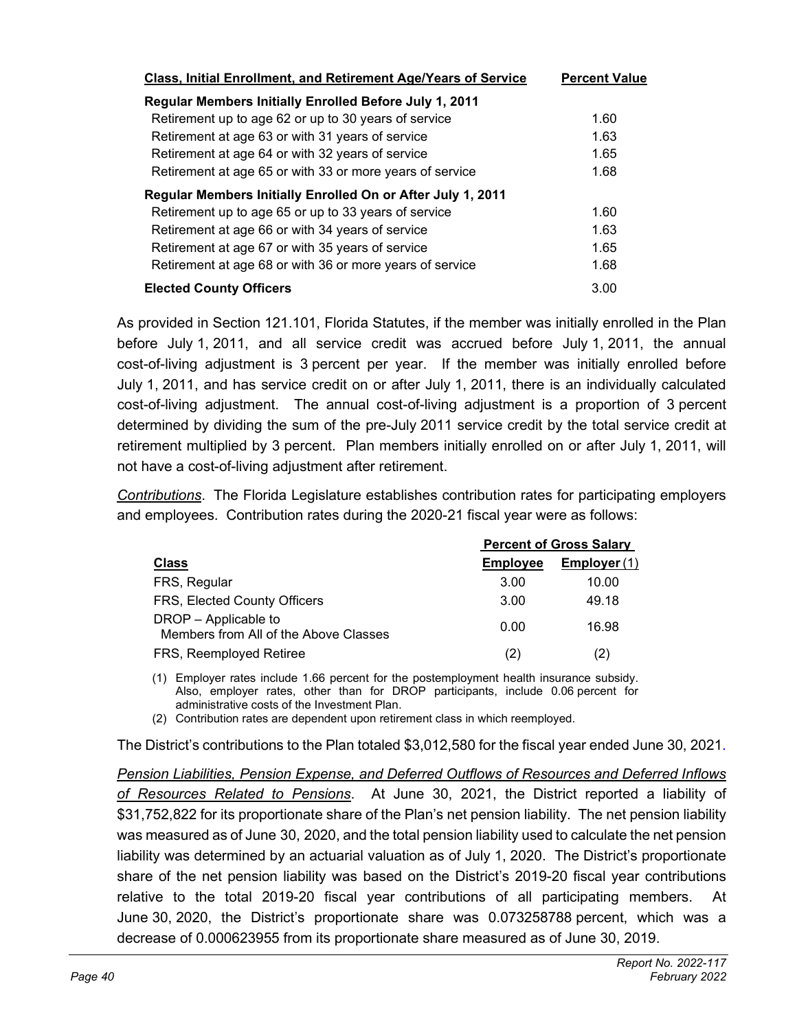| Class, Initial Enrollment, and Retirement Age/Years of Service | Percent Value |
|---|---|
| **Regular Members Initially Enrolled Before July 1, 2011** | |
| Retirement up to age 62 or up to 30 years of service | 1.60 |
| Retirement at age 63 or with 31 years of service | 1.63 |
| Retirement at age 64 or with 32 years of service | 1.65 |
| Retirement at age 65 or with 33 or more years of service | 1.68 |
| **Regular Members Initially Enrolled On or After July 1, 2011** | |
| Retirement up to age 65 or up to 33 years of service | 1.60 |
| Retirement at age 66 or with 34 years of service | 1.63 |
| Retirement at age 67 or with 35 years of service | 1.65 |
| Retirement at age 68 or with 36 or more years of service | 1.68 |
| **Elected County Officers** | 3.00 |

As provided in Section 121.101, Florida Statutes, if the member was initially enrolled in the Plan before July 1, 2011, and all service credit was accrued before July 1, 2011, the annual cost-of-living adjustment is 3 percent per year. If the member was initially enrolled before July 1, 2011, and has service credit on or after July 1, 2011, there is an individually calculated cost-of-living adjustment. The annual cost-of-living adjustment is a proportion of 3 percent determined by dividing the sum of the pre-July 2011 service credit by the total service credit at retirement multiplied by 3 percent. Plan members initially enrolled on or after July 1, 2011, will not have a cost-of-living adjustment after retirement.

*Contributions*. The Florida Legislature establishes contribution rates for participating employers and employees. Contribution rates during the 2020-21 fiscal year were as follows:

| | Percent of Gross Salary | |
|---|---|---|
| **Class** | **Employee** | **Employer (1)** |
| FRS, Regular | 3.00 | 10.00 |
| FRS, Elected County Officers | 3.00 | 49.18 |
| DROP – Applicable to Members from All of the Above Classes | 0.00 | 16.98 |
| FRS, Reemployed Retiree | (2) | (2) |

(1) Employer rates include 1.66 percent for the postemployment health insurance subsidy. Also, employer rates, other than for DROP participants, include 0.06 percent for administrative costs of the Investment Plan.

(2) Contribution rates are dependent upon retirement class in which reemployed.

The District's contributions to the Plan totaled $3,012,580 for the fiscal year ended June 30, 2021.

*Pension Liabilities, Pension Expense, and Deferred Outflows of Resources and Deferred Inflows of Resources Related to Pensions*. At June 30, 2021, the District reported a liability of $31,752,822 for its proportionate share of the Plan's net pension liability. The net pension liability was measured as of June 30, 2020, and the total pension liability used to calculate the net pension liability was determined by an actuarial valuation as of July 1, 2020. The District's proportionate share of the net pension liability was based on the District's 2019-20 fiscal year contributions relative to the total 2019-20 fiscal year contributions of all participating members. At June 30, 2020, the District's proportionate share was 0.073258788 percent, which was a decrease of 0.000623955 from its proportionate share measured as of June 30, 2019.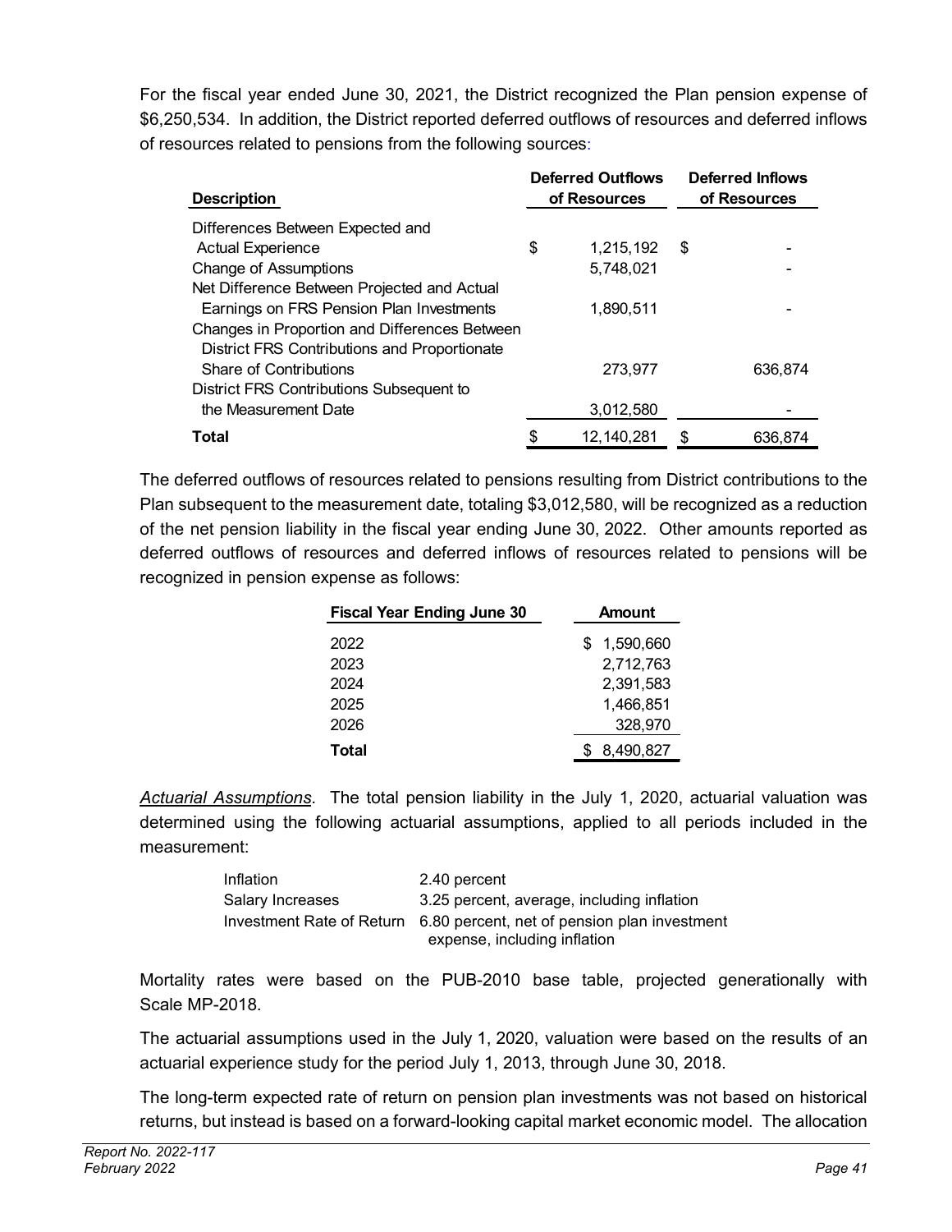For the fiscal year ended June 30, 2021, the District recognized the Plan pension expense of $6,250,534. In addition, the District reported deferred outflows of resources and deferred inflows of resources related to pensions from the following sources:

| Description | Deferred Outflows of Resources | Deferred Inflows of Resources |
|---|---|---|
| Differences Between Expected and Actual Experience | $ 1,215,192 | $ - |
| Change of Assumptions | 5,748,021 | - |
| Net Difference Between Projected and Actual Earnings on FRS Pension Plan Investments | 1,890,511 | - |
| Changes in Proportion and Differences Between District FRS Contributions and Proportionate Share of Contributions | 273,977 | 636,874 |
| District FRS Contributions Subsequent to the Measurement Date | 3,012,580 | - |
| **Total** | $ 12,140,281 | $ 636,874 |

The deferred outflows of resources related to pensions resulting from District contributions to the Plan subsequent to the measurement date, totaling $3,012,580, will be recognized as a reduction of the net pension liability in the fiscal year ending June 30, 2022. Other amounts reported as deferred outflows of resources and deferred inflows of resources related to pensions will be recognized in pension expense as follows:

| Fiscal Year Ending June 30 | Amount |
|---|---|
| 2022 | $ 1,590,660 |
| 2023 | 2,712,763 |
| 2024 | 2,391,583 |
| 2025 | 1,466,851 |
| 2026 | 328,970 |
| **Total** | $ 8,490,827 |

*Actuarial Assumptions*. The total pension liability in the July 1, 2020, actuarial valuation was determined using the following actuarial assumptions, applied to all periods included in the measurement:

| | |
|---|---|
| Inflation | 2.40 percent |
| Salary Increases | 3.25 percent, average, including inflation |
| Investment Rate of Return | 6.80 percent, net of pension plan investment expense, including inflation |

Mortality rates were based on the PUB-2010 base table, projected generationally with Scale MP-2018.

The actuarial assumptions used in the July 1, 2020, valuation were based on the results of an actuarial experience study for the period July 1, 2013, through June 30, 2018.

The long-term expected rate of return on pension plan investments was not based on historical returns, but instead is based on a forward-looking capital market economic model. The allocation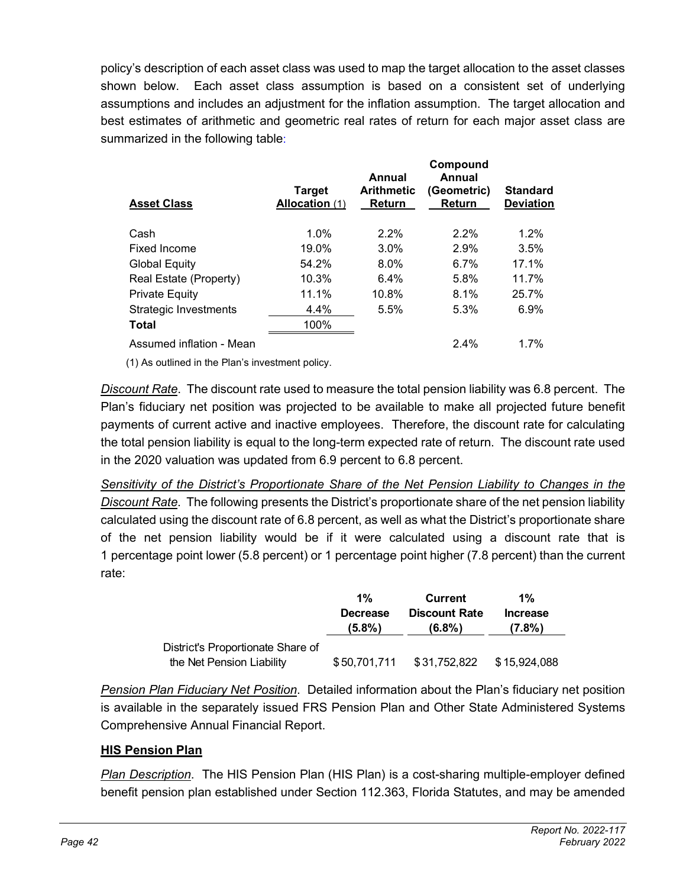policy's description of each asset class was used to map the target allocation to the asset classes shown below. Each asset class assumption is based on a consistent set of underlying assumptions and includes an adjustment for the inflation assumption. The target allocation and best estimates of arithmetic and geometric real rates of return for each major asset class are summarized in the following table:

| Asset Class | Target Allocation (1) | Annual Arithmetic Return | Compound Annual (Geometric) Return | Standard Deviation |
|---|---|---|---|---|
| Cash | 1.0% | 2.2% | 2.2% | 1.2% |
| Fixed Income | 19.0% | 3.0% | 2.9% | 3.5% |
| Global Equity | 54.2% | 8.0% | 6.7% | 17.1% |
| Real Estate (Property) | 10.3% | 6.4% | 5.8% | 11.7% |
| Private Equity | 11.1% | 10.8% | 8.1% | 25.7% |
| Strategic Investments | 4.4% | 5.5% | 5.3% | 6.9% |
| **Total** | 100% | | | |
| Assumed inflation - Mean | | | 2.4% | 1.7% |

(1) As outlined in the Plan's investment policy.

*Discount Rate*. The discount rate used to measure the total pension liability was 6.8 percent. The Plan's fiduciary net position was projected to be available to make all projected future benefit payments of current active and inactive employees. Therefore, the discount rate for calculating the total pension liability is equal to the long-term expected rate of return. The discount rate used in the 2020 valuation was updated from 6.9 percent to 6.8 percent.

*Sensitivity of the District's Proportionate Share of the Net Pension Liability to Changes in the Discount Rate*. The following presents the District's proportionate share of the net pension liability calculated using the discount rate of 6.8 percent, as well as what the District's proportionate share of the net pension liability would be if it were calculated using a discount rate that is 1 percentage point lower (5.8 percent) or 1 percentage point higher (7.8 percent) than the current rate:

| | 1% Decrease (5.8%) | Current Discount Rate (6.8%) | 1% Increase (7.8%) |
|---|---|---|---|
| District's Proportionate Share of the Net Pension Liability | $50,701,711 | $31,752,822 | $15,924,088 |

*Pension Plan Fiduciary Net Position*. Detailed information about the Plan's fiduciary net position is available in the separately issued FRS Pension Plan and Other State Administered Systems Comprehensive Annual Financial Report.

**HIS Pension Plan**

*Plan Description*. The HIS Pension Plan (HIS Plan) is a cost-sharing multiple-employer defined benefit pension plan established under Section 112.363, Florida Statutes, and may be amended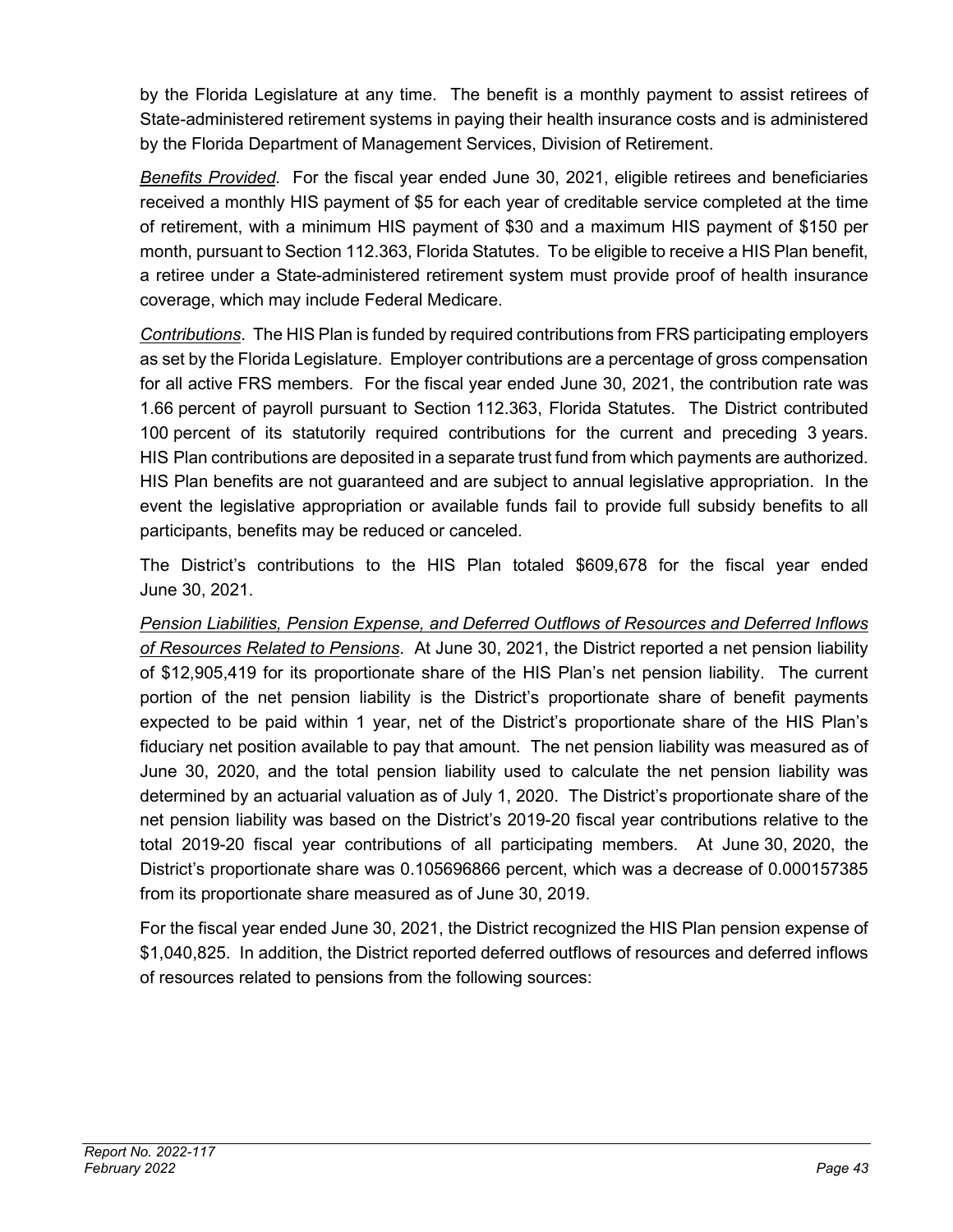by the Florida Legislature at any time. The benefit is a monthly payment to assist retirees of State-administered retirement systems in paying their health insurance costs and is administered by the Florida Department of Management Services, Division of Retirement.

*Benefits Provided*. For the fiscal year ended June 30, 2021, eligible retirees and beneficiaries received a monthly HIS payment of $5 for each year of creditable service completed at the time of retirement, with a minimum HIS payment of $30 and a maximum HIS payment of $150 per month, pursuant to Section 112.363, Florida Statutes. To be eligible to receive a HIS Plan benefit, a retiree under a State-administered retirement system must provide proof of health insurance coverage, which may include Federal Medicare.

*Contributions*. The HIS Plan is funded by required contributions from FRS participating employers as set by the Florida Legislature. Employer contributions are a percentage of gross compensation for all active FRS members. For the fiscal year ended June 30, 2021, the contribution rate was 1.66 percent of payroll pursuant to Section 112.363, Florida Statutes. The District contributed 100 percent of its statutorily required contributions for the current and preceding 3 years. HIS Plan contributions are deposited in a separate trust fund from which payments are authorized. HIS Plan benefits are not guaranteed and are subject to annual legislative appropriation. In the event the legislative appropriation or available funds fail to provide full subsidy benefits to all participants, benefits may be reduced or canceled.

The District's contributions to the HIS Plan totaled $609,678 for the fiscal year ended June 30, 2021.

*Pension Liabilities, Pension Expense, and Deferred Outflows of Resources and Deferred Inflows of Resources Related to Pensions*. At June 30, 2021, the District reported a net pension liability of $12,905,419 for its proportionate share of the HIS Plan's net pension liability. The current portion of the net pension liability is the District's proportionate share of benefit payments expected to be paid within 1 year, net of the District's proportionate share of the HIS Plan's fiduciary net position available to pay that amount. The net pension liability was measured as of June 30, 2020, and the total pension liability used to calculate the net pension liability was determined by an actuarial valuation as of July 1, 2020. The District's proportionate share of the net pension liability was based on the District's 2019-20 fiscal year contributions relative to the total 2019-20 fiscal year contributions of all participating members. At June 30, 2020, the District's proportionate share was 0.105696866 percent, which was a decrease of 0.000157385 from its proportionate share measured as of June 30, 2019.

For the fiscal year ended June 30, 2021, the District recognized the HIS Plan pension expense of $1,040,825. In addition, the District reported deferred outflows of resources and deferred inflows of resources related to pensions from the following sources: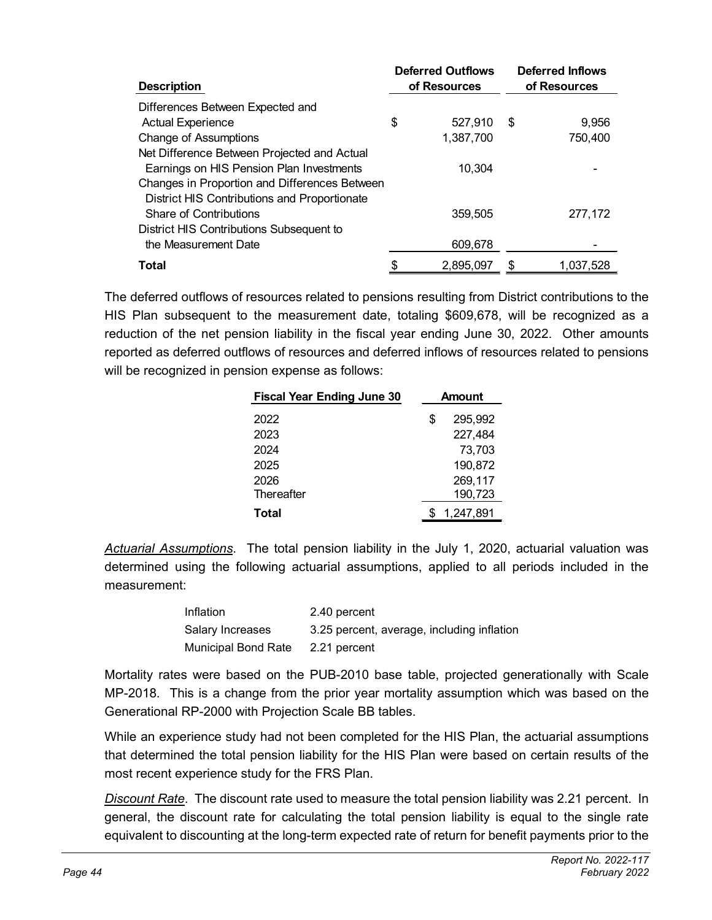| Description | Deferred Outflows of Resources | Deferred Inflows of Resources |
|---|---|---|
| Differences Between Expected and Actual Experience | $ 527,910 | $ 9,956 |
| Change of Assumptions | 1,387,700 | 750,400 |
| Net Difference Between Projected and Actual Earnings on HIS Pension Plan Investments | 10,304 | - |
| Changes in Proportion and Differences Between District HIS Contributions and Proportionate Share of Contributions | 359,505 | 277,172 |
| District HIS Contributions Subsequent to the Measurement Date | 609,678 | - |
| **Total** | $ 2,895,097 | $ 1,037,528 |

The deferred outflows of resources related to pensions resulting from District contributions to the HIS Plan subsequent to the measurement date, totaling $609,678, will be recognized as a reduction of the net pension liability in the fiscal year ending June 30, 2022. Other amounts reported as deferred outflows of resources and deferred inflows of resources related to pensions will be recognized in pension expense as follows:

| Fiscal Year Ending June 30 | Amount |
|---|---|
| 2022 | $ 295,992 |
| 2023 | 227,484 |
| 2024 | 73,703 |
| 2025 | 190,872 |
| 2026 | 269,117 |
| Thereafter | 190,723 |
| **Total** | $ 1,247,891 |

*Actuarial Assumptions*. The total pension liability in the July 1, 2020, actuarial valuation was determined using the following actuarial assumptions, applied to all periods included in the measurement:

| | |
|---|---|
| Inflation | 2.40 percent |
| Salary Increases | 3.25 percent, average, including inflation |
| Municipal Bond Rate | 2.21 percent |

Mortality rates were based on the PUB-2010 base table, projected generationally with Scale MP-2018. This is a change from the prior year mortality assumption which was based on the Generational RP-2000 with Projection Scale BB tables.

While an experience study had not been completed for the HIS Plan, the actuarial assumptions that determined the total pension liability for the HIS Plan were based on certain results of the most recent experience study for the FRS Plan.

*Discount Rate*. The discount rate used to measure the total pension liability was 2.21 percent. In general, the discount rate for calculating the total pension liability is equal to the single rate equivalent to discounting at the long-term expected rate of return for benefit payments prior to the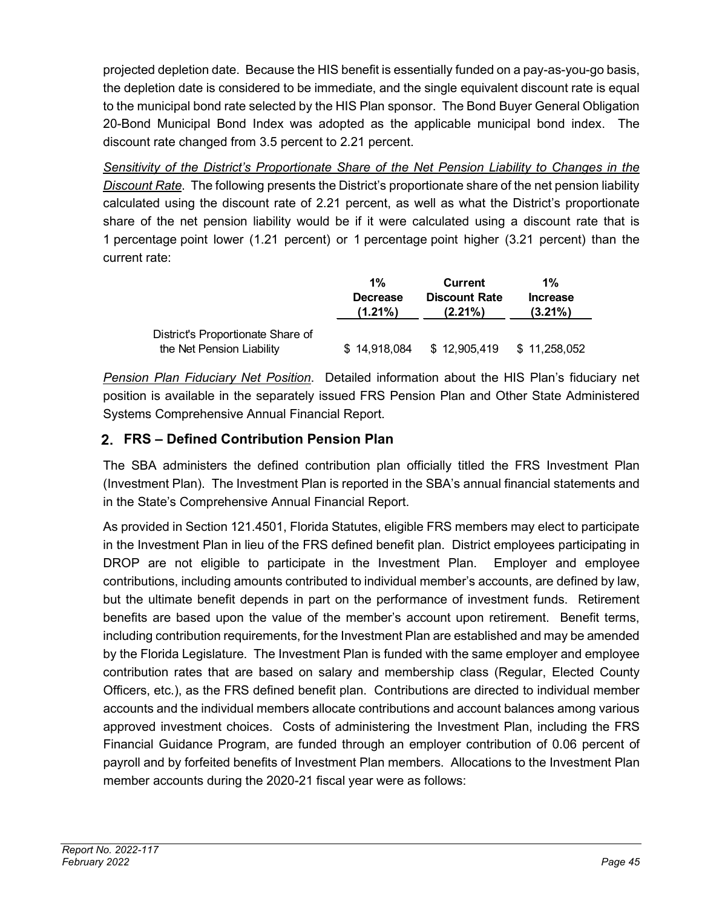projected depletion date. Because the HIS benefit is essentially funded on a pay-as-you-go basis, the depletion date is considered to be immediate, and the single equivalent discount rate is equal to the municipal bond rate selected by the HIS Plan sponsor. The Bond Buyer General Obligation 20-Bond Municipal Bond Index was adopted as the applicable municipal bond index. The discount rate changed from 3.5 percent to 2.21 percent.

*Sensitivity of the District's Proportionate Share of the Net Pension Liability to Changes in the Discount Rate*. The following presents the District's proportionate share of the net pension liability calculated using the discount rate of 2.21 percent, as well as what the District's proportionate share of the net pension liability would be if it were calculated using a discount rate that is 1 percentage point lower (1.21 percent) or 1 percentage point higher (3.21 percent) than the current rate:

| | 1% Decrease (1.21%) | Current Discount Rate (2.21%) | 1% Increase (3.21%) |
|---|---|---|---|
| District's Proportionate Share of the Net Pension Liability | $ 14,918,084 | $ 12,905,419 | $ 11,258,052 |

*Pension Plan Fiduciary Net Position*. Detailed information about the HIS Plan's fiduciary net position is available in the separately issued FRS Pension Plan and Other State Administered Systems Comprehensive Annual Financial Report.

## 2. FRS – Defined Contribution Pension Plan

The SBA administers the defined contribution plan officially titled the FRS Investment Plan (Investment Plan). The Investment Plan is reported in the SBA's annual financial statements and in the State's Comprehensive Annual Financial Report.

As provided in Section 121.4501, Florida Statutes, eligible FRS members may elect to participate in the Investment Plan in lieu of the FRS defined benefit plan. District employees participating in DROP are not eligible to participate in the Investment Plan. Employer and employee contributions, including amounts contributed to individual member's accounts, are defined by law, but the ultimate benefit depends in part on the performance of investment funds. Retirement benefits are based upon the value of the member's account upon retirement. Benefit terms, including contribution requirements, for the Investment Plan are established and may be amended by the Florida Legislature. The Investment Plan is funded with the same employer and employee contribution rates that are based on salary and membership class (Regular, Elected County Officers, etc.), as the FRS defined benefit plan. Contributions are directed to individual member accounts and the individual members allocate contributions and account balances among various approved investment choices. Costs of administering the Investment Plan, including the FRS Financial Guidance Program, are funded through an employer contribution of 0.06 percent of payroll and by forfeited benefits of Investment Plan members. Allocations to the Investment Plan member accounts during the 2020-21 fiscal year were as follows: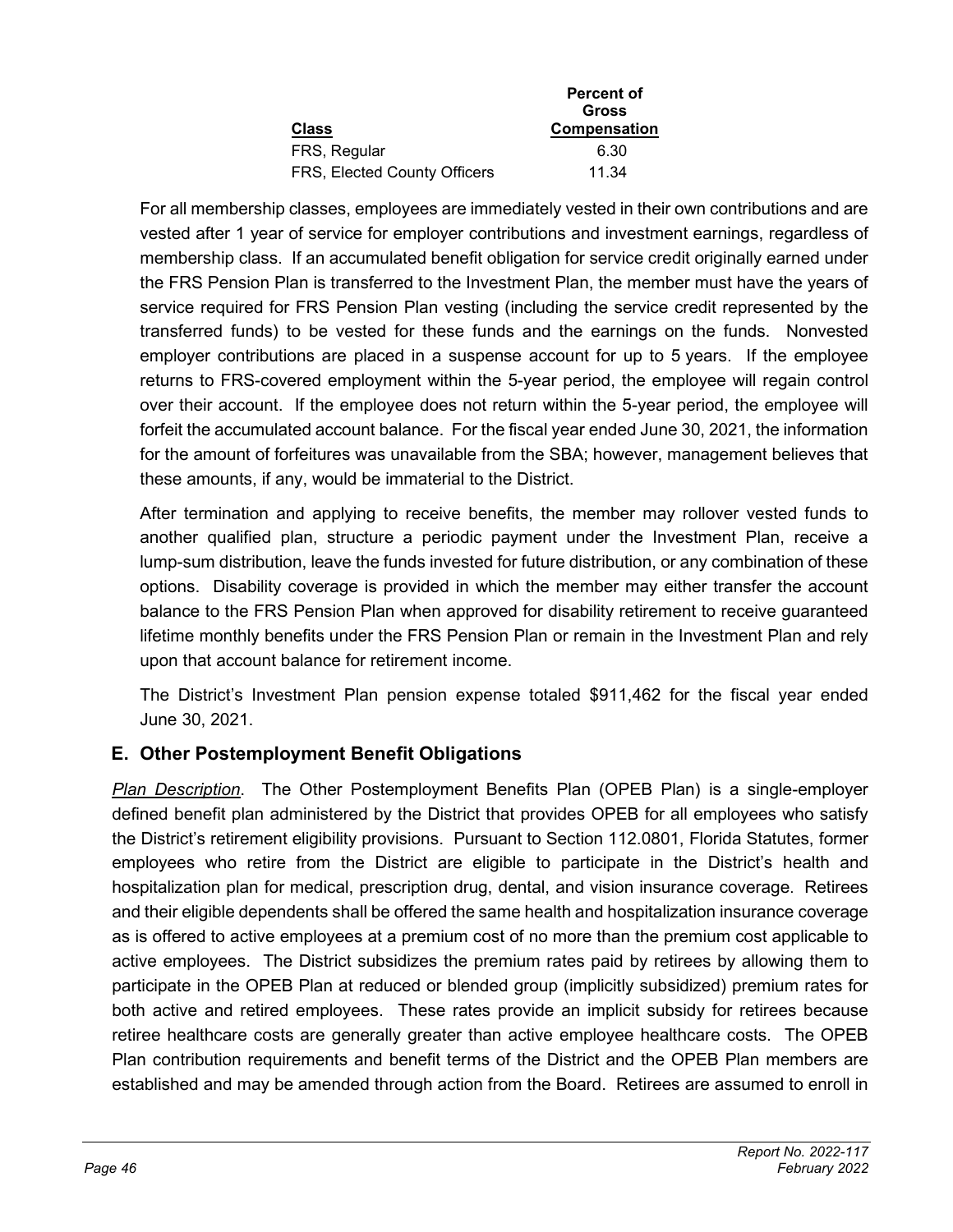| Class | Percent of Gross Compensation |
|---|---|
| FRS, Regular | 6.30 |
| FRS, Elected County Officers | 11.34 |

For all membership classes, employees are immediately vested in their own contributions and are vested after 1 year of service for employer contributions and investment earnings, regardless of membership class. If an accumulated benefit obligation for service credit originally earned under the FRS Pension Plan is transferred to the Investment Plan, the member must have the years of service required for FRS Pension Plan vesting (including the service credit represented by the transferred funds) to be vested for these funds and the earnings on the funds. Nonvested employer contributions are placed in a suspense account for up to 5 years. If the employee returns to FRS-covered employment within the 5-year period, the employee will regain control over their account. If the employee does not return within the 5-year period, the employee will forfeit the accumulated account balance. For the fiscal year ended June 30, 2021, the information for the amount of forfeitures was unavailable from the SBA; however, management believes that these amounts, if any, would be immaterial to the District.

After termination and applying to receive benefits, the member may rollover vested funds to another qualified plan, structure a periodic payment under the Investment Plan, receive a lump-sum distribution, leave the funds invested for future distribution, or any combination of these options. Disability coverage is provided in which the member may either transfer the account balance to the FRS Pension Plan when approved for disability retirement to receive guaranteed lifetime monthly benefits under the FRS Pension Plan or remain in the Investment Plan and rely upon that account balance for retirement income.

The District's Investment Plan pension expense totaled $911,462 for the fiscal year ended June 30, 2021.

## E. Other Postemployment Benefit Obligations

*Plan Description*. The Other Postemployment Benefits Plan (OPEB Plan) is a single-employer defined benefit plan administered by the District that provides OPEB for all employees who satisfy the District's retirement eligibility provisions. Pursuant to Section 112.0801, Florida Statutes, former employees who retire from the District are eligible to participate in the District's health and hospitalization plan for medical, prescription drug, dental, and vision insurance coverage. Retirees and their eligible dependents shall be offered the same health and hospitalization insurance coverage as is offered to active employees at a premium cost of no more than the premium cost applicable to active employees. The District subsidizes the premium rates paid by retirees by allowing them to participate in the OPEB Plan at reduced or blended group (implicitly subsidized) premium rates for both active and retired employees. These rates provide an implicit subsidy for retirees because retiree healthcare costs are generally greater than active employee healthcare costs. The OPEB Plan contribution requirements and benefit terms of the District and the OPEB Plan members are established and may be amended through action from the Board. Retirees are assumed to enroll in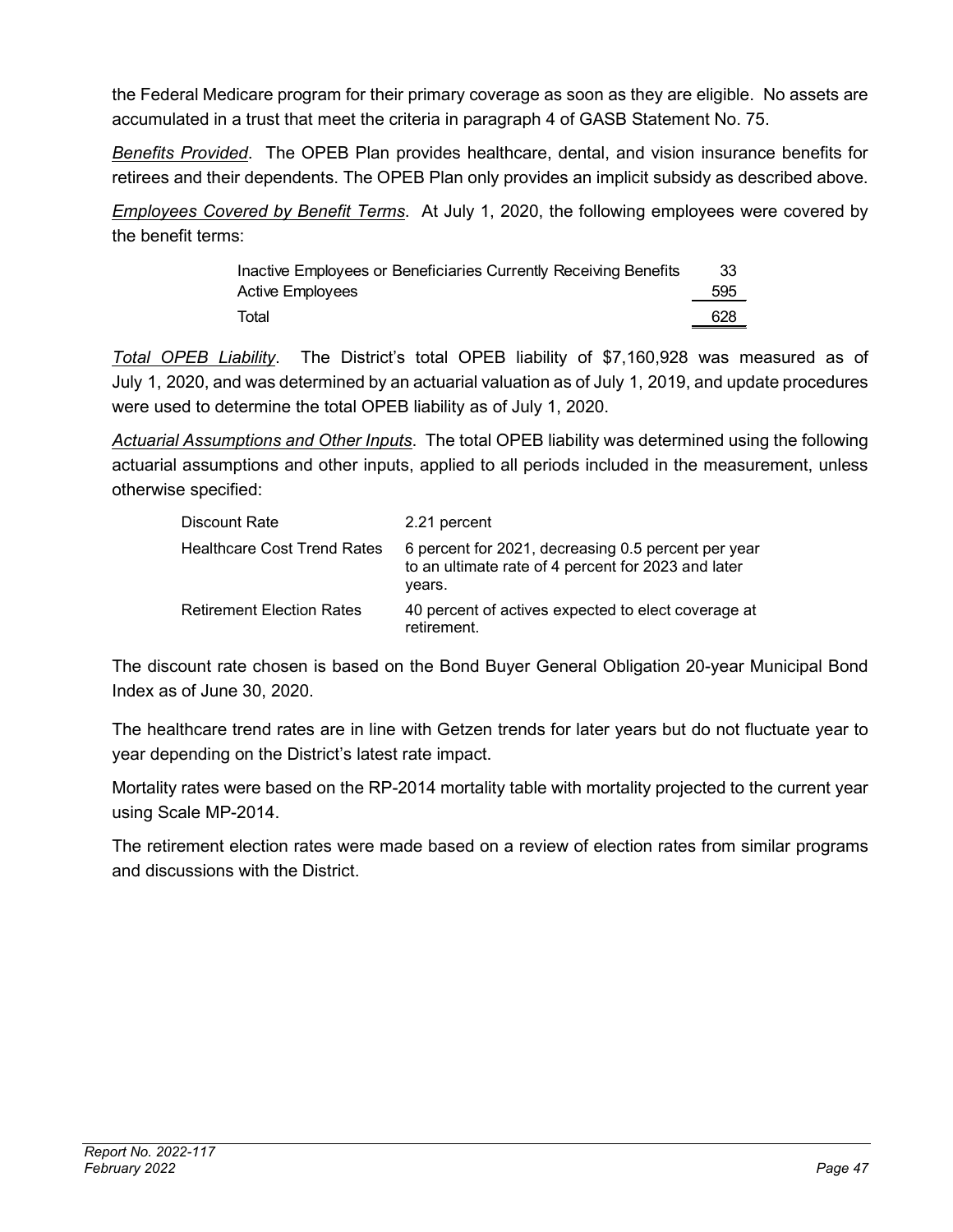the Federal Medicare program for their primary coverage as soon as they are eligible. No assets are accumulated in a trust that meet the criteria in paragraph 4 of GASB Statement No. 75.

*Benefits Provided*. The OPEB Plan provides healthcare, dental, and vision insurance benefits for retirees and their dependents. The OPEB Plan only provides an implicit subsidy as described above.

*Employees Covered by Benefit Terms*. At July 1, 2020, the following employees were covered by the benefit terms:

| | |
|---|---|
| Inactive Employees or Beneficiaries Currently Receiving Benefits | 33 |
| Active Employees | 595 |
| Total | 628 |

*Total OPEB Liability*. The District's total OPEB liability of $7,160,928 was measured as of July 1, 2020, and was determined by an actuarial valuation as of July 1, 2019, and update procedures were used to determine the total OPEB liability as of July 1, 2020.

*Actuarial Assumptions and Other Inputs*. The total OPEB liability was determined using the following actuarial assumptions and other inputs, applied to all periods included in the measurement, unless otherwise specified:

| | |
|---|---|
| Discount Rate | 2.21 percent |
| Healthcare Cost Trend Rates | 6 percent for 2021, decreasing 0.5 percent per year to an ultimate rate of 4 percent for 2023 and later years. |
| Retirement Election Rates | 40 percent of actives expected to elect coverage at retirement. |

The discount rate chosen is based on the Bond Buyer General Obligation 20-year Municipal Bond Index as of June 30, 2020.

The healthcare trend rates are in line with Getzen trends for later years but do not fluctuate year to year depending on the District's latest rate impact.

Mortality rates were based on the RP-2014 mortality table with mortality projected to the current year using Scale MP-2014.

The retirement election rates were made based on a review of election rates from similar programs and discussions with the District.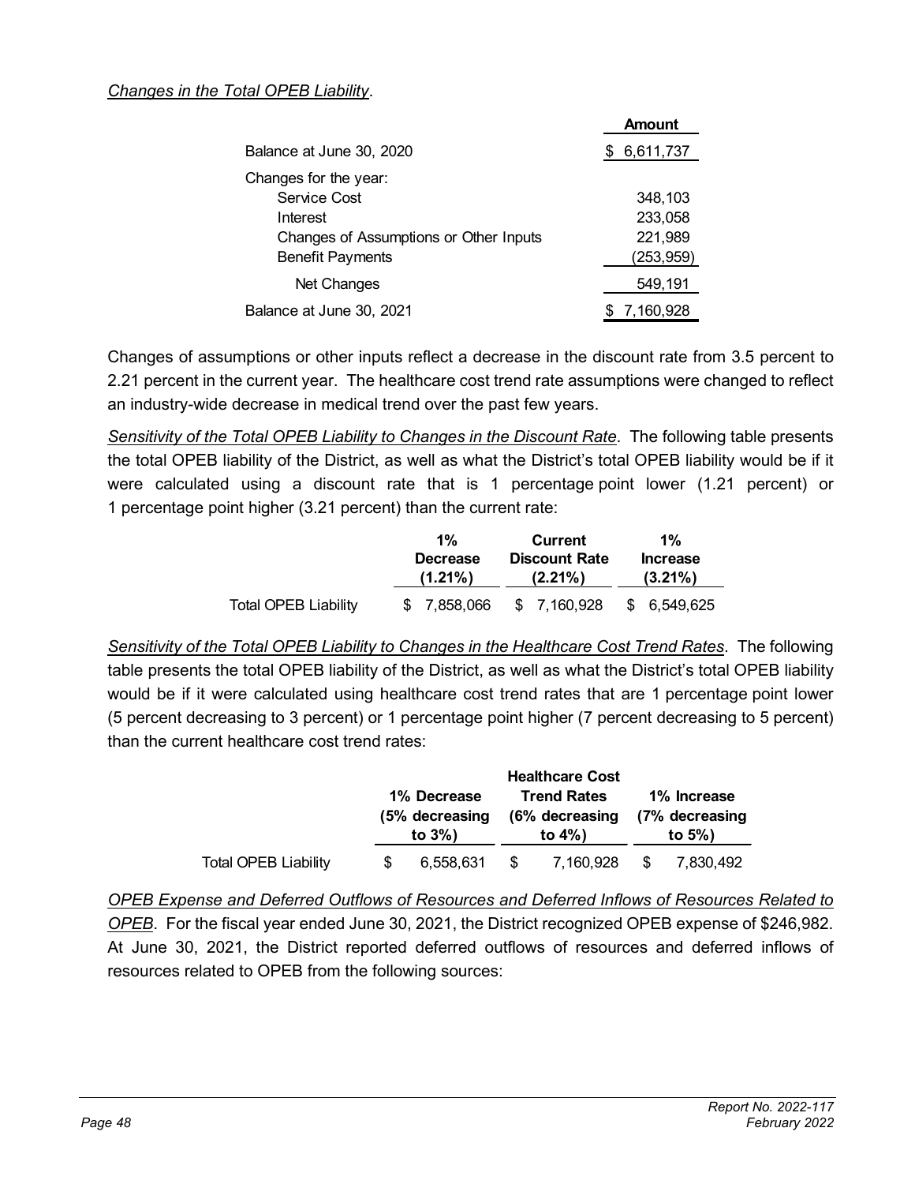*Changes in the Total OPEB Liability*.

| | Amount |
|---|---|
| Balance at June 30, 2020 | $ 6,611,737 |
| Changes for the year: | |
| Service Cost | 348,103 |
| Interest | 233,058 |
| Changes of Assumptions or Other Inputs | 221,989 |
| Benefit Payments | (253,959) |
| Net Changes | 549,191 |
| Balance at June 30, 2021 | $ 7,160,928 |

Changes of assumptions or other inputs reflect a decrease in the discount rate from 3.5 percent to 2.21 percent in the current year. The healthcare cost trend rate assumptions were changed to reflect an industry-wide decrease in medical trend over the past few years.

*Sensitivity of the Total OPEB Liability to Changes in the Discount Rate*. The following table presents the total OPEB liability of the District, as well as what the District's total OPEB liability would be if it were calculated using a discount rate that is 1 percentage point lower (1.21 percent) or 1 percentage point higher (3.21 percent) than the current rate:

| | 1% Decrease (1.21%) | Current Discount Rate (2.21%) | 1% Increase (3.21%) |
|---|---|---|---|
| Total OPEB Liability | $ 7,858,066 | $ 7,160,928 | $ 6,549,625 |

*Sensitivity of the Total OPEB Liability to Changes in the Healthcare Cost Trend Rates*. The following table presents the total OPEB liability of the District, as well as what the District's total OPEB liability would be if it were calculated using healthcare cost trend rates that are 1 percentage point lower (5 percent decreasing to 3 percent) or 1 percentage point higher (7 percent decreasing to 5 percent) than the current healthcare cost trend rates:

| | 1% Decrease (5% decreasing to 3%) | Healthcare Cost Trend Rates (6% decreasing to 4%) | 1% Increase (7% decreasing to 5%) |
|---|---|---|---|
| Total OPEB Liability | $ 6,558,631 | $ 7,160,928 | $ 7,830,492 |

*OPEB Expense and Deferred Outflows of Resources and Deferred Inflows of Resources Related to OPEB*. For the fiscal year ended June 30, 2021, the District recognized OPEB expense of $246,982. At June 30, 2021, the District reported deferred outflows of resources and deferred inflows of resources related to OPEB from the following sources: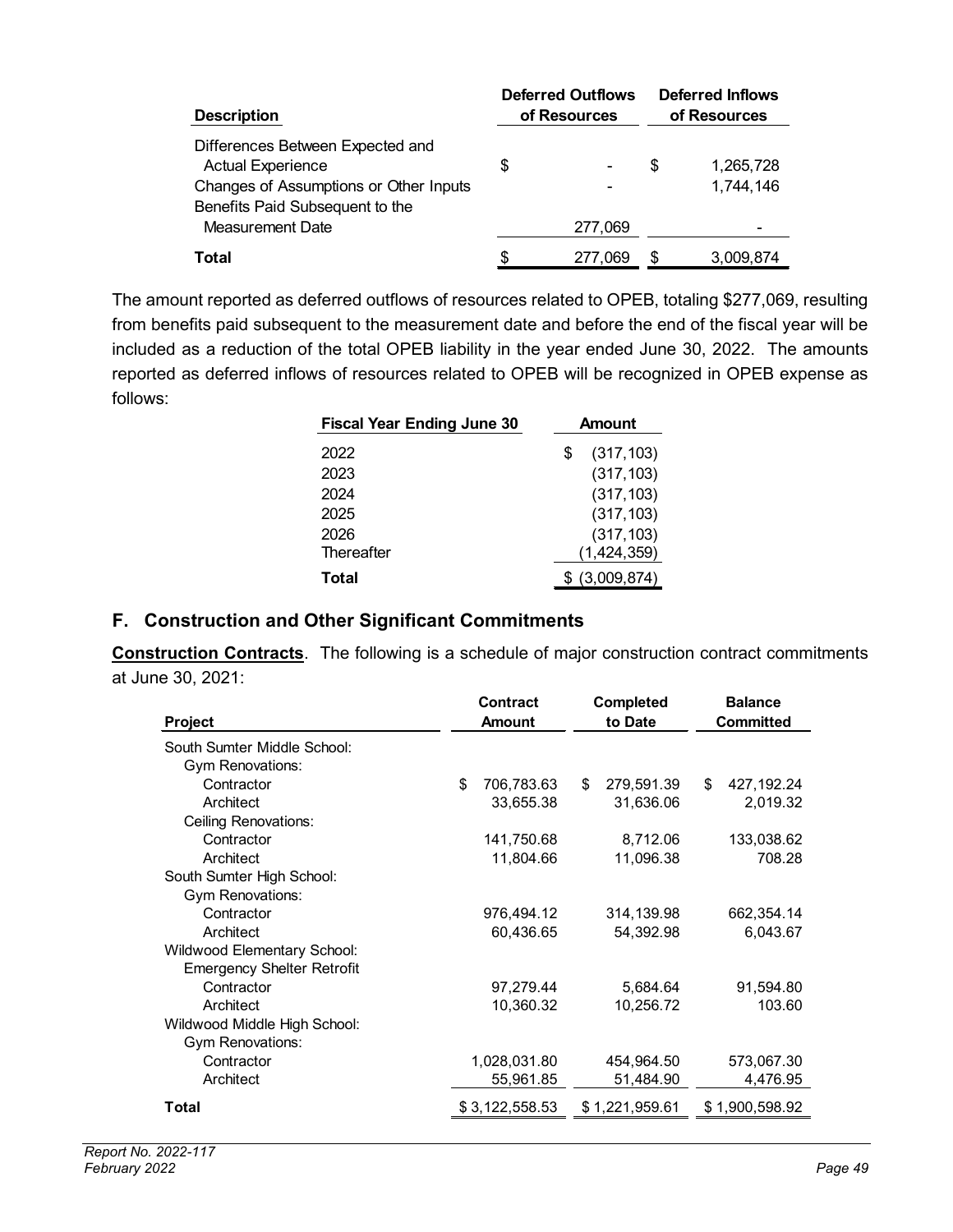| Description | Deferred Outflows of Resources | Deferred Inflows of Resources |
|---|---|---|
| Differences Between Expected and Actual Experience | $ - | $ 1,265,728 |
| Changes of Assumptions or Other Inputs | - | 1,744,146 |
| Benefits Paid Subsequent to the Measurement Date | 277,069 | - |
| **Total** | $ 277,069 | $ 3,009,874 |

The amount reported as deferred outflows of resources related to OPEB, totaling $277,069, resulting from benefits paid subsequent to the measurement date and before the end of the fiscal year will be included as a reduction of the total OPEB liability in the year ended June 30, 2022. The amounts reported as deferred inflows of resources related to OPEB will be recognized in OPEB expense as follows:

| Fiscal Year Ending June 30 | Amount |
|---|---|
| 2022 | $ (317,103) |
| 2023 | (317,103) |
| 2024 | (317,103) |
| 2025 | (317,103) |
| 2026 | (317,103) |
| Thereafter | (1,424,359) |
| **Total** | $ (3,009,874) |

## F. Construction and Other Significant Commitments

**Construction Contracts**. The following is a schedule of major construction contract commitments at June 30, 2021:

| Project | Contract Amount | Completed to Date | Balance Committed |
|---|---|---|---|
| South Sumter Middle School: | | | |
| Gym Renovations: | | | |
| Contractor | $ 706,783.63 | $ 279,591.39 | $ 427,192.24 |
| Architect | 33,655.38 | 31,636.06 | 2,019.32 |
| Ceiling Renovations: | | | |
| Contractor | 141,750.68 | 8,712.06 | 133,038.62 |
| Architect | 11,804.66 | 11,096.38 | 708.28 |
| South Sumter High School: | | | |
| Gym Renovations: | | | |
| Contractor | 976,494.12 | 314,139.98 | 662,354.14 |
| Architect | 60,436.65 | 54,392.98 | 6,043.67 |
| Wildwood Elementary School: | | | |
| Emergency Shelter Retrofit | | | |
| Contractor | 97,279.44 | 5,684.64 | 91,594.80 |
| Architect | 10,360.32 | 10,256.72 | 103.60 |
| Wildwood Middle High School: | | | |
| Gym Renovations: | | | |
| Contractor | 1,028,031.80 | 454,964.50 | 573,067.30 |
| Architect | 55,961.85 | 51,484.90 | 4,476.95 |
| **Total** | $ 3,122,558.53 | $ 1,221,959.61 | $ 1,900,598.92 |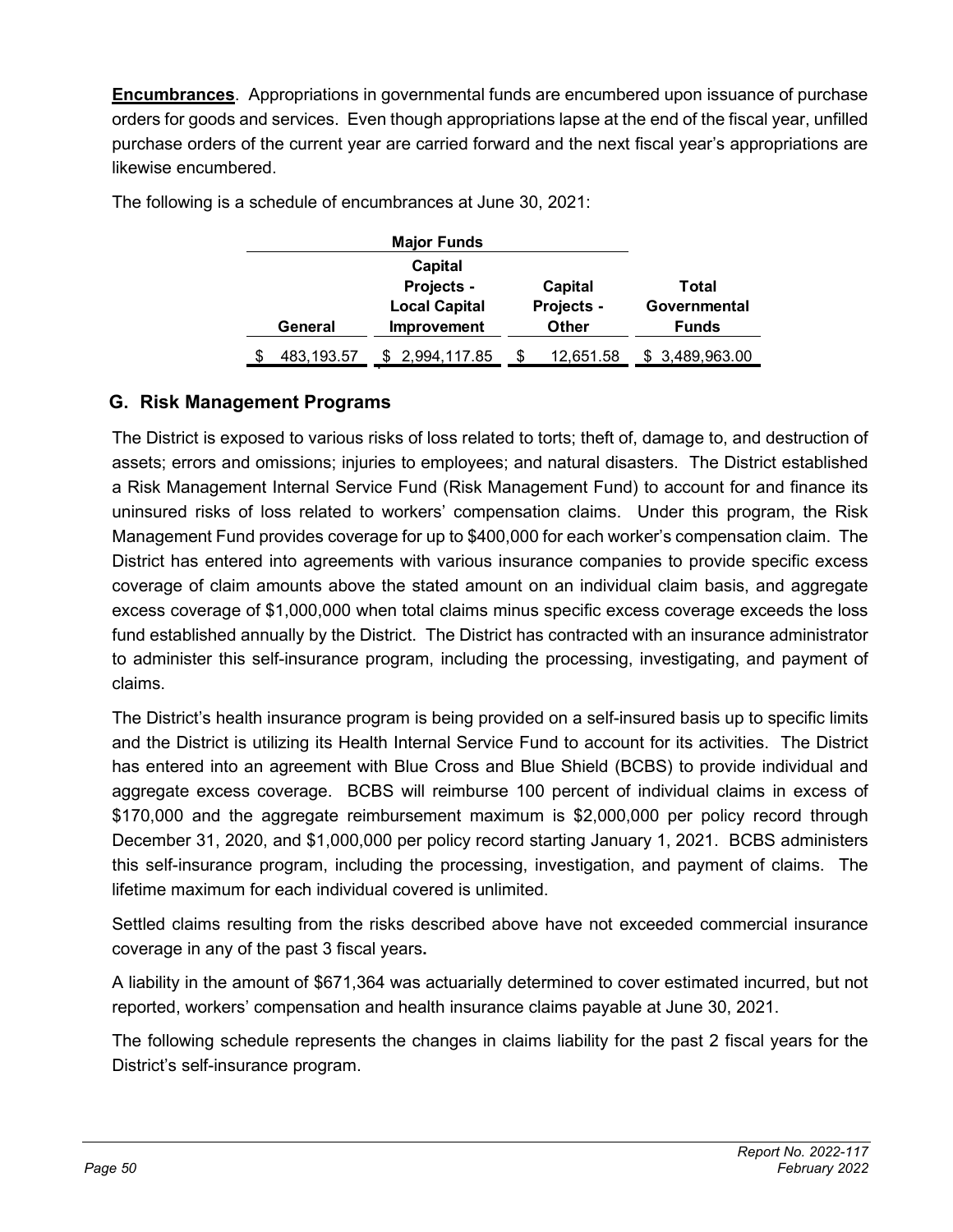**Encumbrances**. Appropriations in governmental funds are encumbered upon issuance of purchase orders for goods and services. Even though appropriations lapse at the end of the fiscal year, unfilled purchase orders of the current year are carried forward and the next fiscal year's appropriations are likewise encumbered.

The following is a schedule of encumbrances at June 30, 2021:

| Major Funds | | | |
|---|---|---|---|
| General | Capital Projects - Local Capital Improvement | Capital Projects - Other | Total Governmental Funds |
| $ 483,193.57 | $ 2,994,117.85 | $ 12,651.58 | $ 3,489,963.00 |

## G. Risk Management Programs

The District is exposed to various risks of loss related to torts; theft of, damage to, and destruction of assets; errors and omissions; injuries to employees; and natural disasters. The District established a Risk Management Internal Service Fund (Risk Management Fund) to account for and finance its uninsured risks of loss related to workers' compensation claims. Under this program, the Risk Management Fund provides coverage for up to $400,000 for each worker's compensation claim. The District has entered into agreements with various insurance companies to provide specific excess coverage of claim amounts above the stated amount on an individual claim basis, and aggregate excess coverage of $1,000,000 when total claims minus specific excess coverage exceeds the loss fund established annually by the District. The District has contracted with an insurance administrator to administer this self-insurance program, including the processing, investigating, and payment of claims.

The District's health insurance program is being provided on a self-insured basis up to specific limits and the District is utilizing its Health Internal Service Fund to account for its activities. The District has entered into an agreement with Blue Cross and Blue Shield (BCBS) to provide individual and aggregate excess coverage. BCBS will reimburse 100 percent of individual claims in excess of $170,000 and the aggregate reimbursement maximum is $2,000,000 per policy record through December 31, 2020, and $1,000,000 per policy record starting January 1, 2021. BCBS administers this self-insurance program, including the processing, investigation, and payment of claims. The lifetime maximum for each individual covered is unlimited.

Settled claims resulting from the risks described above have not exceeded commercial insurance coverage in any of the past 3 fiscal years**.**

A liability in the amount of $671,364 was actuarially determined to cover estimated incurred, but not reported, workers' compensation and health insurance claims payable at June 30, 2021.

The following schedule represents the changes in claims liability for the past 2 fiscal years for the District's self-insurance program.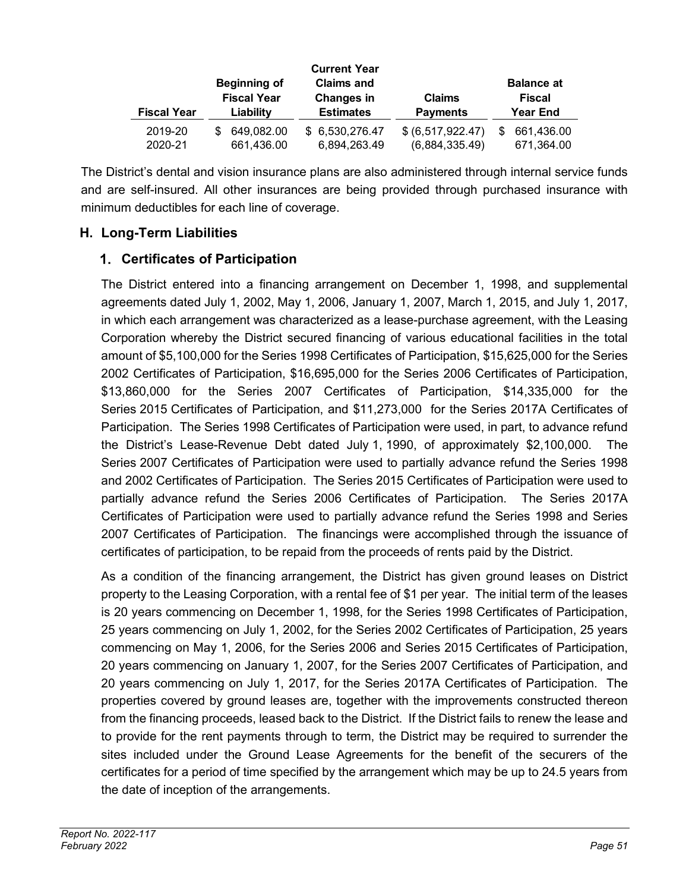| Fiscal Year | Beginning of Fiscal Year Liability | Current Year Claims and Changes in Estimates | Claims Payments | Balance at Fiscal Year End |
|---|---|---|---|---|
| 2019-20 | $ 649,082.00 | $ 6,530,276.47 | $ (6,517,922.47) | $ 661,436.00 |
| 2020-21 | 661,436.00 | 6,894,263.49 | (6,884,335.49) | 671,364.00 |

The District's dental and vision insurance plans are also administered through internal service funds and are self-insured. All other insurances are being provided through purchased insurance with minimum deductibles for each line of coverage.

## H. Long-Term Liabilities

### 1. Certificates of Participation

The District entered into a financing arrangement on December 1, 1998, and supplemental agreements dated July 1, 2002, May 1, 2006, January 1, 2007, March 1, 2015, and July 1, 2017, in which each arrangement was characterized as a lease-purchase agreement, with the Leasing Corporation whereby the District secured financing of various educational facilities in the total amount of $5,100,000 for the Series 1998 Certificates of Participation, $15,625,000 for the Series 2002 Certificates of Participation, $16,695,000 for the Series 2006 Certificates of Participation, $13,860,000 for the Series 2007 Certificates of Participation, $14,335,000 for the Series 2015 Certificates of Participation, and $11,273,000 for the Series 2017A Certificates of Participation. The Series 1998 Certificates of Participation were used, in part, to advance refund the District's Lease-Revenue Debt dated July 1, 1990, of approximately $2,100,000. The Series 2007 Certificates of Participation were used to partially advance refund the Series 1998 and 2002 Certificates of Participation. The Series 2015 Certificates of Participation were used to partially advance refund the Series 2006 Certificates of Participation. The Series 2017A Certificates of Participation were used to partially advance refund the Series 1998 and Series 2007 Certificates of Participation. The financings were accomplished through the issuance of certificates of participation, to be repaid from the proceeds of rents paid by the District.

As a condition of the financing arrangement, the District has given ground leases on District property to the Leasing Corporation, with a rental fee of $1 per year. The initial term of the leases is 20 years commencing on December 1, 1998, for the Series 1998 Certificates of Participation, 25 years commencing on July 1, 2002, for the Series 2002 Certificates of Participation, 25 years commencing on May 1, 2006, for the Series 2006 and Series 2015 Certificates of Participation, 20 years commencing on January 1, 2007, for the Series 2007 Certificates of Participation, and 20 years commencing on July 1, 2017, for the Series 2017A Certificates of Participation. The properties covered by ground leases are, together with the improvements constructed thereon from the financing proceeds, leased back to the District. If the District fails to renew the lease and to provide for the rent payments through to term, the District may be required to surrender the sites included under the Ground Lease Agreements for the benefit of the securers of the certificates for a period of time specified by the arrangement which may be up to 24.5 years from the date of inception of the arrangements.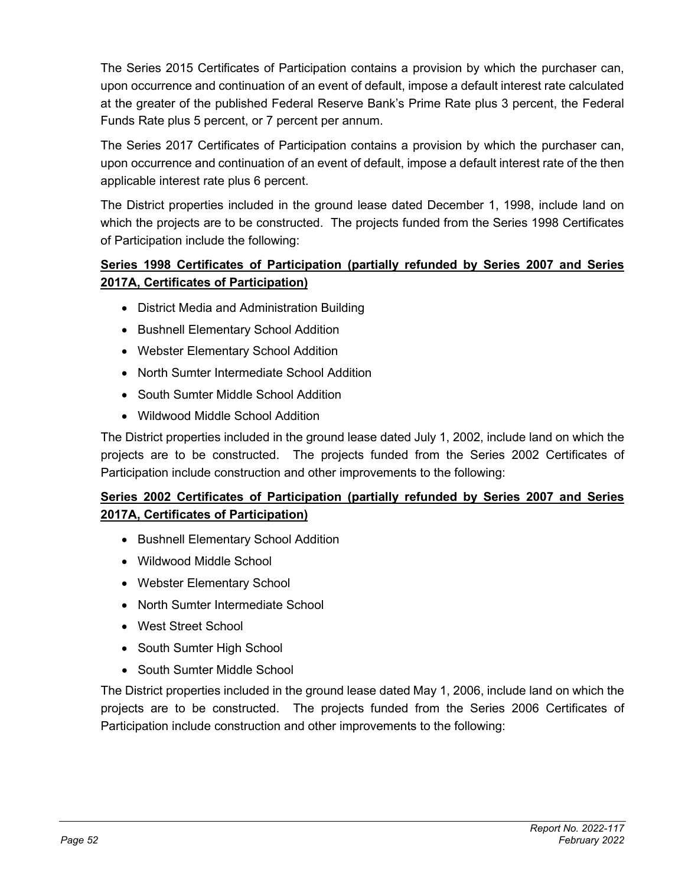The Series 2015 Certificates of Participation contains a provision by which the purchaser can, upon occurrence and continuation of an event of default, impose a default interest rate calculated at the greater of the published Federal Reserve Bank's Prime Rate plus 3 percent, the Federal Funds Rate plus 5 percent, or 7 percent per annum.

The Series 2017 Certificates of Participation contains a provision by which the purchaser can, upon occurrence and continuation of an event of default, impose a default interest rate of the then applicable interest rate plus 6 percent.

The District properties included in the ground lease dated December 1, 1998, include land on which the projects are to be constructed. The projects funded from the Series 1998 Certificates of Participation include the following:

**Series 1998 Certificates of Participation (partially refunded by Series 2007 and Series 2017A, Certificates of Participation)**

- District Media and Administration Building
- Bushnell Elementary School Addition
- Webster Elementary School Addition
- North Sumter Intermediate School Addition
- South Sumter Middle School Addition
- Wildwood Middle School Addition

The District properties included in the ground lease dated July 1, 2002, include land on which the projects are to be constructed. The projects funded from the Series 2002 Certificates of Participation include construction and other improvements to the following:

**Series 2002 Certificates of Participation (partially refunded by Series 2007 and Series 2017A, Certificates of Participation)**

- Bushnell Elementary School Addition
- Wildwood Middle School
- Webster Elementary School
- North Sumter Intermediate School
- West Street School
- South Sumter High School
- South Sumter Middle School

The District properties included in the ground lease dated May 1, 2006, include land on which the projects are to be constructed. The projects funded from the Series 2006 Certificates of Participation include construction and other improvements to the following: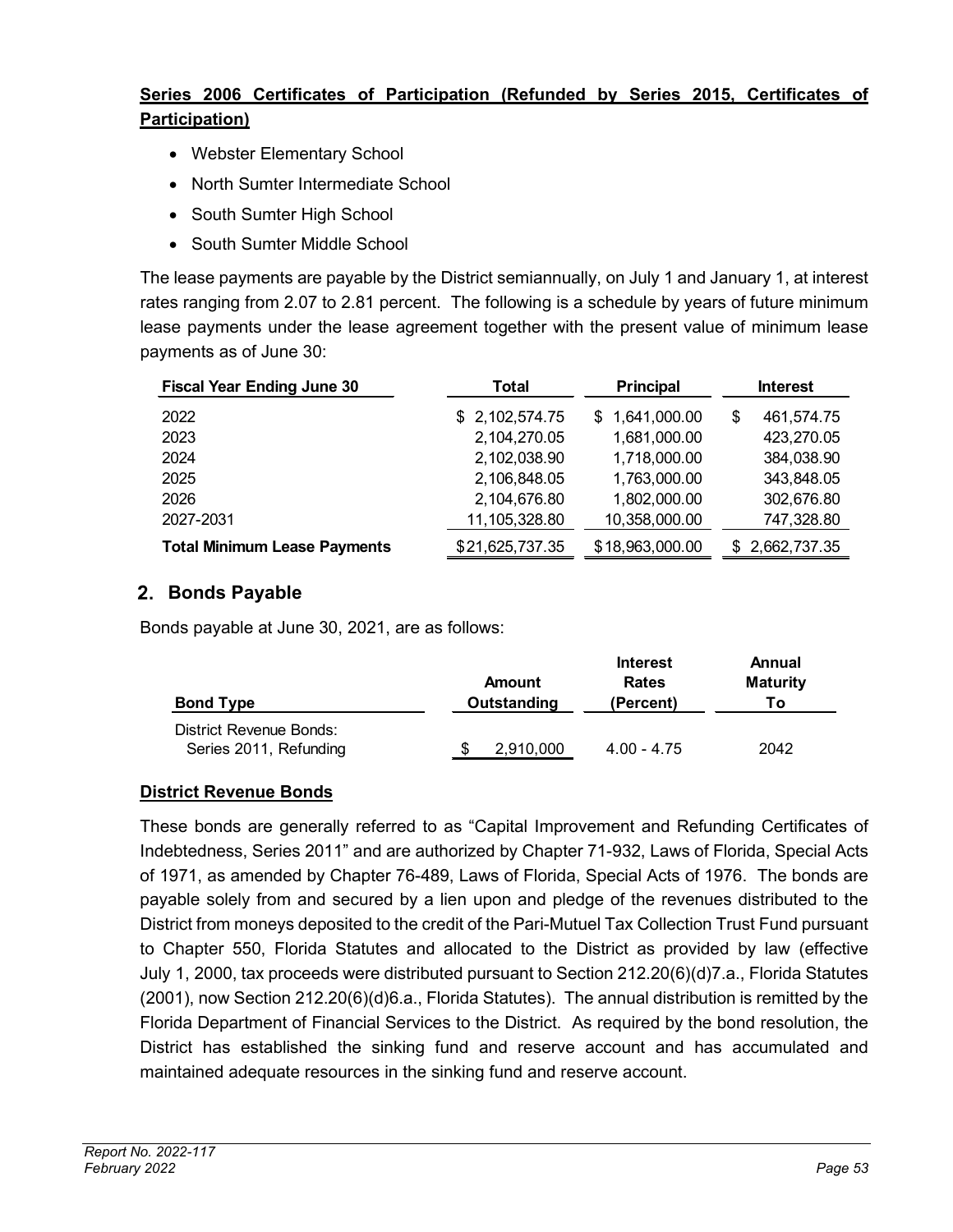**Series 2006 Certificates of Participation (Refunded by Series 2015, Certificates of Participation)**

- Webster Elementary School
- North Sumter Intermediate School
- South Sumter High School
- South Sumter Middle School

The lease payments are payable by the District semiannually, on July 1 and January 1, at interest rates ranging from 2.07 to 2.81 percent. The following is a schedule by years of future minimum lease payments under the lease agreement together with the present value of minimum lease payments as of June 30:

| Fiscal Year Ending June 30 | Total | Principal | Interest |
|---|---|---|---|
| 2022 | $ 2,102,574.75 | $ 1,641,000.00 | $ 461,574.75 |
| 2023 | 2,104,270.05 | 1,681,000.00 | 423,270.05 |
| 2024 | 2,102,038.90 | 1,718,000.00 | 384,038.90 |
| 2025 | 2,106,848.05 | 1,763,000.00 | 343,848.05 |
| 2026 | 2,104,676.80 | 1,802,000.00 | 302,676.80 |
| 2027-2031 | 11,105,328.80 | 10,358,000.00 | 747,328.80 |
| **Total Minimum Lease Payments** | $21,625,737.35 | $18,963,000.00 | $ 2,662,737.35 |

## 2. Bonds Payable

Bonds payable at June 30, 2021, are as follows:

| Bond Type | Amount Outstanding | Interest Rates (Percent) | Annual Maturity To |
|---|---|---|---|
| District Revenue Bonds: | | | |
| Series 2011, Refunding | $ 2,910,000 | 4.00 - 4.75 | 2042 |

**District Revenue Bonds**

These bonds are generally referred to as "Capital Improvement and Refunding Certificates of Indebtedness, Series 2011" and are authorized by Chapter 71-932, Laws of Florida, Special Acts of 1971, as amended by Chapter 76-489, Laws of Florida, Special Acts of 1976. The bonds are payable solely from and secured by a lien upon and pledge of the revenues distributed to the District from moneys deposited to the credit of the Pari-Mutuel Tax Collection Trust Fund pursuant to Chapter 550, Florida Statutes and allocated to the District as provided by law (effective July 1, 2000, tax proceeds were distributed pursuant to Section 212.20(6)(d)7.a., Florida Statutes (2001), now Section 212.20(6)(d)6.a., Florida Statutes). The annual distribution is remitted by the Florida Department of Financial Services to the District. As required by the bond resolution, the District has established the sinking fund and reserve account and has accumulated and maintained adequate resources in the sinking fund and reserve account.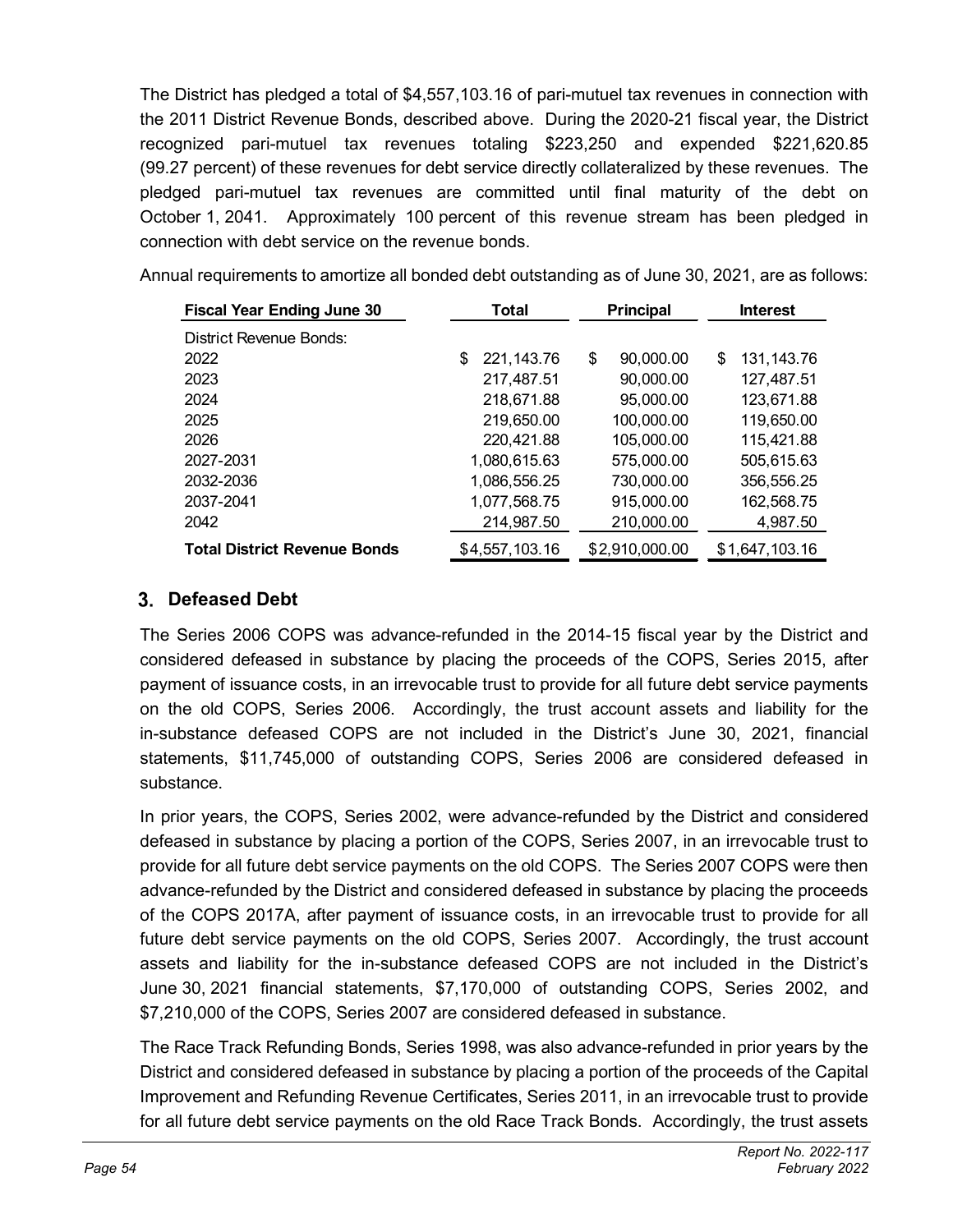The District has pledged a total of $4,557,103.16 of pari-mutuel tax revenues in connection with the 2011 District Revenue Bonds, described above. During the 2020-21 fiscal year, the District recognized pari-mutuel tax revenues totaling $223,250 and expended $221,620.85 (99.27 percent) of these revenues for debt service directly collateralized by these revenues. The pledged pari-mutuel tax revenues are committed until final maturity of the debt on October 1, 2041. Approximately 100 percent of this revenue stream has been pledged in connection with debt service on the revenue bonds.

Annual requirements to amortize all bonded debt outstanding as of June 30, 2021, are as follows:

| Fiscal Year Ending June 30 | Total | Principal | Interest |
|---|---|---|---|
| District Revenue Bonds: | | | |
| 2022 | $ 221,143.76 | $ 90,000.00 | $ 131,143.76 |
| 2023 | 217,487.51 | 90,000.00 | 127,487.51 |
| 2024 | 218,671.88 | 95,000.00 | 123,671.88 |
| 2025 | 219,650.00 | 100,000.00 | 119,650.00 |
| 2026 | 220,421.88 | 105,000.00 | 115,421.88 |
| 2027-2031 | 1,080,615.63 | 575,000.00 | 505,615.63 |
| 2032-2036 | 1,086,556.25 | 730,000.00 | 356,556.25 |
| 2037-2041 | 1,077,568.75 | 915,000.00 | 162,568.75 |
| 2042 | 214,987.50 | 210,000.00 | 4,987.50 |
| **Total District Revenue Bonds** | $4,557,103.16 | $2,910,000.00 | $1,647,103.16 |

## 3. Defeased Debt

The Series 2006 COPS was advance-refunded in the 2014-15 fiscal year by the District and considered defeased in substance by placing the proceeds of the COPS, Series 2015, after payment of issuance costs, in an irrevocable trust to provide for all future debt service payments on the old COPS, Series 2006. Accordingly, the trust account assets and liability for the in-substance defeased COPS are not included in the District's June 30, 2021, financial statements, $11,745,000 of outstanding COPS, Series 2006 are considered defeased in substance.

In prior years, the COPS, Series 2002, were advance-refunded by the District and considered defeased in substance by placing a portion of the COPS, Series 2007, in an irrevocable trust to provide for all future debt service payments on the old COPS. The Series 2007 COPS were then advance-refunded by the District and considered defeased in substance by placing the proceeds of the COPS 2017A, after payment of issuance costs, in an irrevocable trust to provide for all future debt service payments on the old COPS, Series 2007. Accordingly, the trust account assets and liability for the in-substance defeased COPS are not included in the District's June 30, 2021 financial statements, $7,170,000 of outstanding COPS, Series 2002, and $7,210,000 of the COPS, Series 2007 are considered defeased in substance.

The Race Track Refunding Bonds, Series 1998, was also advance-refunded in prior years by the District and considered defeased in substance by placing a portion of the proceeds of the Capital Improvement and Refunding Revenue Certificates, Series 2011, in an irrevocable trust to provide for all future debt service payments on the old Race Track Bonds. Accordingly, the trust assets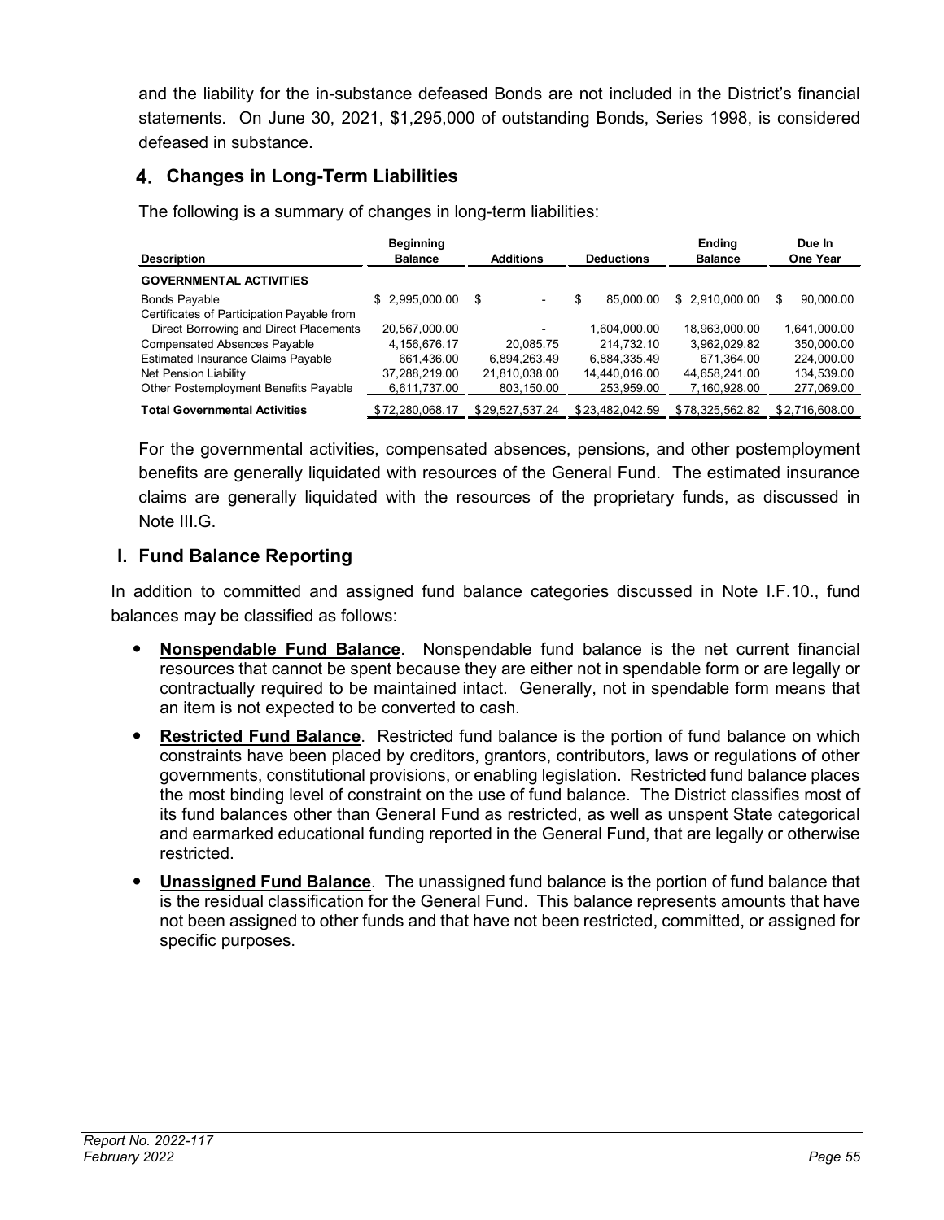and the liability for the in-substance defeased Bonds are not included in the District's financial statements. On June 30, 2021, $1,295,000 of outstanding Bonds, Series 1998, is considered defeased in substance.

### 4. Changes in Long-Term Liabilities

The following is a summary of changes in long-term liabilities:

| Description | Beginning Balance | Additions | Deductions | Ending Balance | Due In One Year |
|---|---|---|---|---|---|
| **GOVERNMENTAL ACTIVITIES** | | | | | |
| Bonds Payable | $ 2,995,000.00 | $ - | $ 85,000.00 | $ 2,910,000.00 | $ 90,000.00 |
| Certificates of Participation Payable from Direct Borrowing and Direct Placements | 20,567,000.00 | - | 1,604,000.00 | 18,963,000.00 | 1,641,000.00 |
| Compensated Absences Payable | 4,156,676.17 | 20,085.75 | 214,732.10 | 3,962,029.82 | 350,000.00 |
| Estimated Insurance Claims Payable | 661,436.00 | 6,894,263.49 | 6,884,335.49 | 671,364.00 | 224,000.00 |
| Net Pension Liability | 37,288,219.00 | 21,810,038.00 | 14,440,016.00 | 44,658,241.00 | 134,539.00 |
| Other Postemployment Benefits Payable | 6,611,737.00 | 803,150.00 | 253,959.00 | 7,160,928.00 | 277,069.00 |
| **Total Governmental Activities** | $ 72,280,068.17 | $ 29,527,537.24 | $ 23,482,042.59 | $ 78,325,562.82 | $ 2,716,608.00 |

For the governmental activities, compensated absences, pensions, and other postemployment benefits are generally liquidated with resources of the General Fund. The estimated insurance claims are generally liquidated with the resources of the proprietary funds, as discussed in Note III.G.

## I. Fund Balance Reporting

In addition to committed and assigned fund balance categories discussed in Note I.F.10., fund balances may be classified as follows:

- **Nonspendable Fund Balance**. Nonspendable fund balance is the net current financial resources that cannot be spent because they are either not in spendable form or are legally or contractually required to be maintained intact. Generally, not in spendable form means that an item is not expected to be converted to cash.
- **Restricted Fund Balance**. Restricted fund balance is the portion of fund balance on which constraints have been placed by creditors, grantors, contributors, laws or regulations of other governments, constitutional provisions, or enabling legislation. Restricted fund balance places the most binding level of constraint on the use of fund balance. The District classifies most of its fund balances other than General Fund as restricted, as well as unspent State categorical and earmarked educational funding reported in the General Fund, that are legally or otherwise restricted.
- **Unassigned Fund Balance**. The unassigned fund balance is the portion of fund balance that is the residual classification for the General Fund. This balance represents amounts that have not been assigned to other funds and that have not been restricted, committed, or assigned for specific purposes.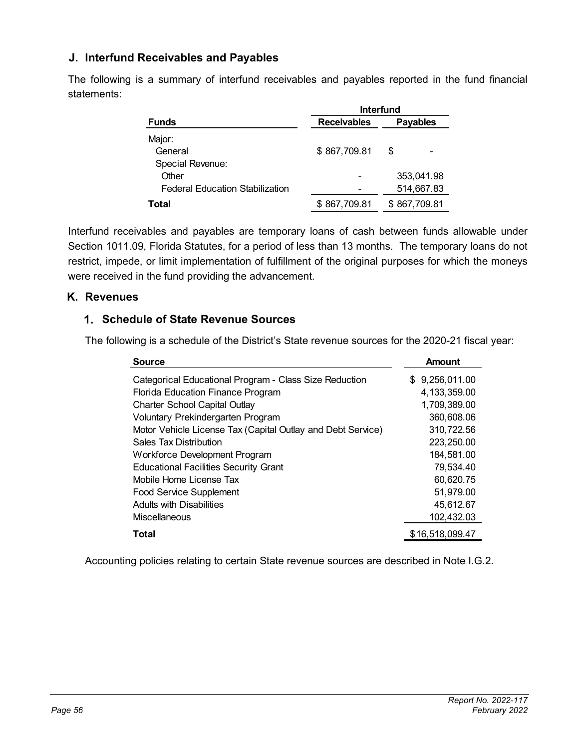## J. Interfund Receivables and Payables

The following is a summary of interfund receivables and payables reported in the fund financial statements:

| Funds | Interfund Receivables | Interfund Payables |
|---|---|---|
| Major: | | |
| General | $ 867,709.81 | $ - |
| Special Revenue: | | |
| Other | - | 353,041.98 |
| Federal Education Stabilization | - | 514,667.83 |
| **Total** | $ 867,709.81 | $ 867,709.81 |

Interfund receivables and payables are temporary loans of cash between funds allowable under Section 1011.09, Florida Statutes, for a period of less than 13 months. The temporary loans do not restrict, impede, or limit implementation of fulfillment of the original purposes for which the moneys were received in the fund providing the advancement.

## K. Revenues

### 1. Schedule of State Revenue Sources

The following is a schedule of the District's State revenue sources for the 2020-21 fiscal year:

| Source | Amount |
|---|---|
| Categorical Educational Program - Class Size Reduction | $ 9,256,011.00 |
| Florida Education Finance Program | 4,133,359.00 |
| Charter School Capital Outlay | 1,709,389.00 |
| Voluntary Prekindergarten Program | 360,608.06 |
| Motor Vehicle License Tax (Capital Outlay and Debt Service) | 310,722.56 |
| Sales Tax Distribution | 223,250.00 |
| Workforce Development Program | 184,581.00 |
| Educational Facilities Security Grant | 79,534.40 |
| Mobile Home License Tax | 60,620.75 |
| Food Service Supplement | 51,979.00 |
| Adults with Disabilities | 45,612.67 |
| Miscellaneous | 102,432.03 |
| **Total** | $16,518,099.47 |

Accounting policies relating to certain State revenue sources are described in Note I.G.2.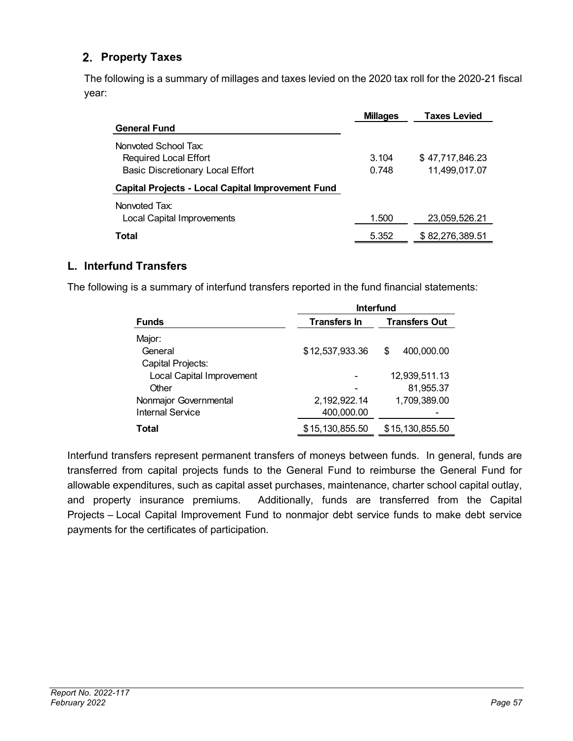## 2. Property Taxes

The following is a summary of millages and taxes levied on the 2020 tax roll for the 2020-21 fiscal year:

| | Millages | Taxes Levied |
|---|---|---|
| **General Fund** | | |
| Nonvoted School Tax: | | |
| Required Local Effort | 3.104 | $ 47,717,846.23 |
| Basic Discretionary Local Effort | 0.748 | 11,499,017.07 |
| **Capital Projects - Local Capital Improvement Fund** | | |
| Nonvoted Tax: | | |
| Local Capital Improvements | 1.500 | 23,059,526.21 |
| **Total** | 5.352 | $ 82,276,389.51 |

## L. Interfund Transfers

The following is a summary of interfund transfers reported in the fund financial statements:

| | Interfund | |
|---|---|---|
| **Funds** | **Transfers In** | **Transfers Out** |
| Major: | | |
| General | $ 12,537,933.36 | $ 400,000.00 |
| Capital Projects: | | |
| Local Capital Improvement | - | 12,939,511.13 |
| Other | - | 81,955.37 |
| Nonmajor Governmental | 2,192,922.14 | 1,709,389.00 |
| Internal Service | 400,000.00 | - |
| **Total** | $ 15,130,855.50 | $ 15,130,855.50 |

Interfund transfers represent permanent transfers of moneys between funds. In general, funds are transferred from capital projects funds to the General Fund to reimburse the General Fund for allowable expenditures, such as capital asset purchases, maintenance, charter school capital outlay, and property insurance premiums. Additionally, funds are transferred from the Capital Projects – Local Capital Improvement Fund to nonmajor debt service funds to make debt service payments for the certificates of participation.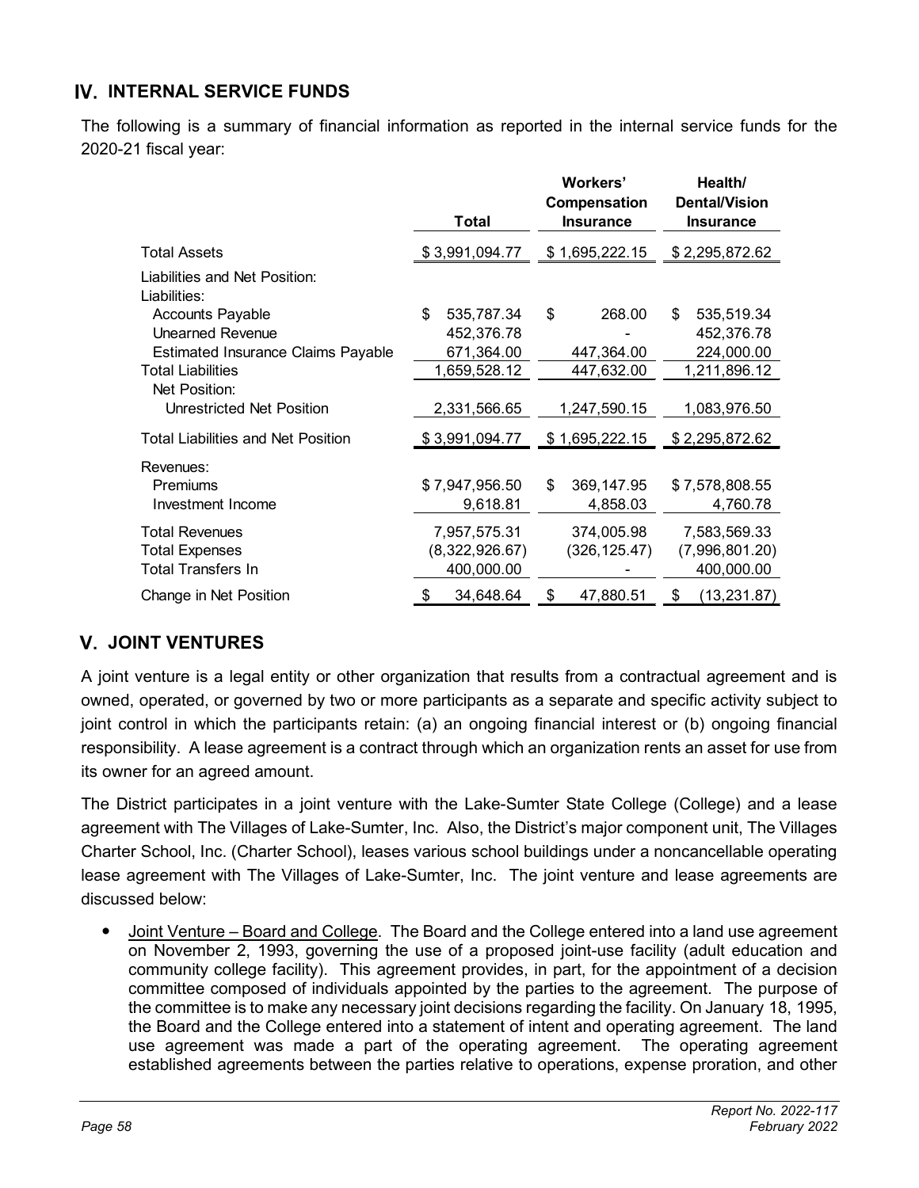## IV. INTERNAL SERVICE FUNDS

The following is a summary of financial information as reported in the internal service funds for the 2020-21 fiscal year:

| | Total | Workers' Compensation Insurance | Health/ Dental/Vision Insurance |
|---|---|---|---|
| Total Assets | $ 3,991,094.77 | $ 1,695,222.15 | $ 2,295,872.62 |
| Liabilities and Net Position: | | | |
| Liabilities: | | | |
| Accounts Payable | $ 535,787.34 | $ 268.00 | $ 535,519.34 |
| Unearned Revenue | 452,376.78 | - | 452,376.78 |
| Estimated Insurance Claims Payable | 671,364.00 | 447,364.00 | 224,000.00 |
| Total Liabilities | 1,659,528.12 | 447,632.00 | 1,211,896.12 |
| Net Position: | | | |
| Unrestricted Net Position | 2,331,566.65 | 1,247,590.15 | 1,083,976.50 |
| Total Liabilities and Net Position | $ 3,991,094.77 | $ 1,695,222.15 | $ 2,295,872.62 |
| Revenues: | | | |
| Premiums | $ 7,947,956.50 | $ 369,147.95 | $ 7,578,808.55 |
| Investment Income | 9,618.81 | 4,858.03 | 4,760.78 |
| Total Revenues | 7,957,575.31 | 374,005.98 | 7,583,569.33 |
| Total Expenses | (8,322,926.67) | (326,125.47) | (7,996,801.20) |
| Total Transfers In | 400,000.00 | - | 400,000.00 |
| Change in Net Position | $ 34,648.64 | $ 47,880.51 | $ (13,231.87) |

## V. JOINT VENTURES

A joint venture is a legal entity or other organization that results from a contractual agreement and is owned, operated, or governed by two or more participants as a separate and specific activity subject to joint control in which the participants retain: (a) an ongoing financial interest or (b) ongoing financial responsibility. A lease agreement is a contract through which an organization rents an asset for use from its owner for an agreed amount.

The District participates in a joint venture with the Lake-Sumter State College (College) and a lease agreement with The Villages of Lake-Sumter, Inc. Also, the District's major component unit, The Villages Charter School, Inc. (Charter School), leases various school buildings under a noncancellable operating lease agreement with The Villages of Lake-Sumter, Inc. The joint venture and lease agreements are discussed below:

- Joint Venture – Board and College. The Board and the College entered into a land use agreement on November 2, 1993, governing the use of a proposed joint-use facility (adult education and community college facility). This agreement provides, in part, for the appointment of a decision committee composed of individuals appointed by the parties to the agreement. The purpose of the committee is to make any necessary joint decisions regarding the facility. On January 18, 1995, the Board and the College entered into a statement of intent and operating agreement. The land use agreement was made a part of the operating agreement. The operating agreement established agreements between the parties relative to operations, expense proration, and other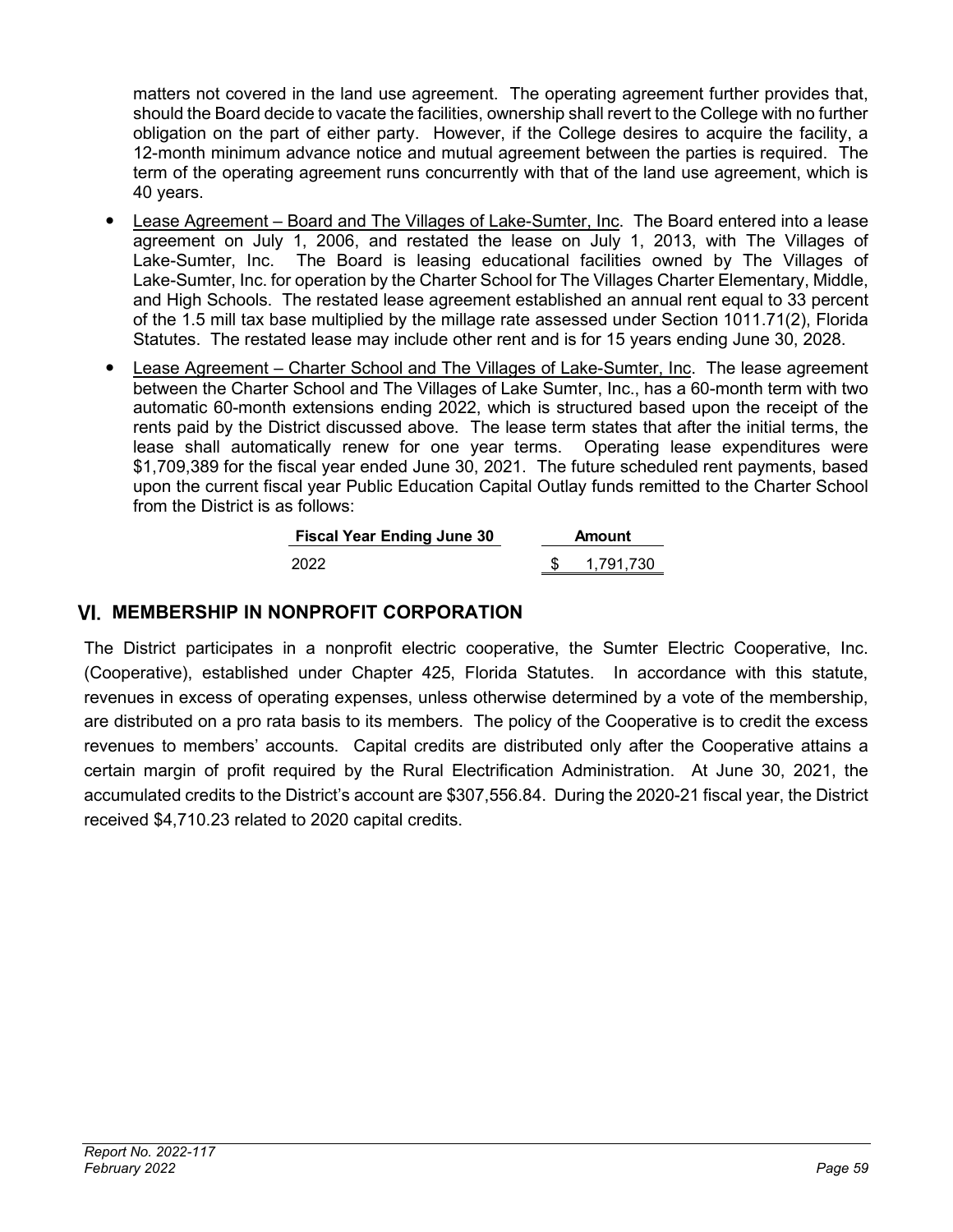matters not covered in the land use agreement. The operating agreement further provides that, should the Board decide to vacate the facilities, ownership shall revert to the College with no further obligation on the part of either party. However, if the College desires to acquire the facility, a 12-month minimum advance notice and mutual agreement between the parties is required. The term of the operating agreement runs concurrently with that of the land use agreement, which is 40 years.

- Lease Agreement – Board and The Villages of Lake-Sumter, Inc. The Board entered into a lease agreement on July 1, 2006, and restated the lease on July 1, 2013, with The Villages of Lake-Sumter, Inc. The Board is leasing educational facilities owned by The Villages of Lake-Sumter, Inc. for operation by the Charter School for The Villages Charter Elementary, Middle, and High Schools. The restated lease agreement established an annual rent equal to 33 percent of the 1.5 mill tax base multiplied by the millage rate assessed under Section 1011.71(2), Florida Statutes. The restated lease may include other rent and is for 15 years ending June 30, 2028.
- Lease Agreement – Charter School and The Villages of Lake-Sumter, Inc. The lease agreement between the Charter School and The Villages of Lake Sumter, Inc., has a 60-month term with two automatic 60-month extensions ending 2022, which is structured based upon the receipt of the rents paid by the District discussed above. The lease term states that after the initial terms, the lease shall automatically renew for one year terms. Operating lease expenditures were $1,709,389 for the fiscal year ended June 30, 2021. The future scheduled rent payments, based upon the current fiscal year Public Education Capital Outlay funds remitted to the Charter School from the District is as follows:

| Fiscal Year Ending June 30 | Amount |
|---|---|
| 2022 | $ 1,791,730 |

## VI. MEMBERSHIP IN NONPROFIT CORPORATION

The District participates in a nonprofit electric cooperative, the Sumter Electric Cooperative, Inc. (Cooperative), established under Chapter 425, Florida Statutes. In accordance with this statute, revenues in excess of operating expenses, unless otherwise determined by a vote of the membership, are distributed on a pro rata basis to its members. The policy of the Cooperative is to credit the excess revenues to members' accounts. Capital credits are distributed only after the Cooperative attains a certain margin of profit required by the Rural Electrification Administration. At June 30, 2021, the accumulated credits to the District's account are $307,556.84. During the 2020-21 fiscal year, the District received $4,710.23 related to 2020 capital credits.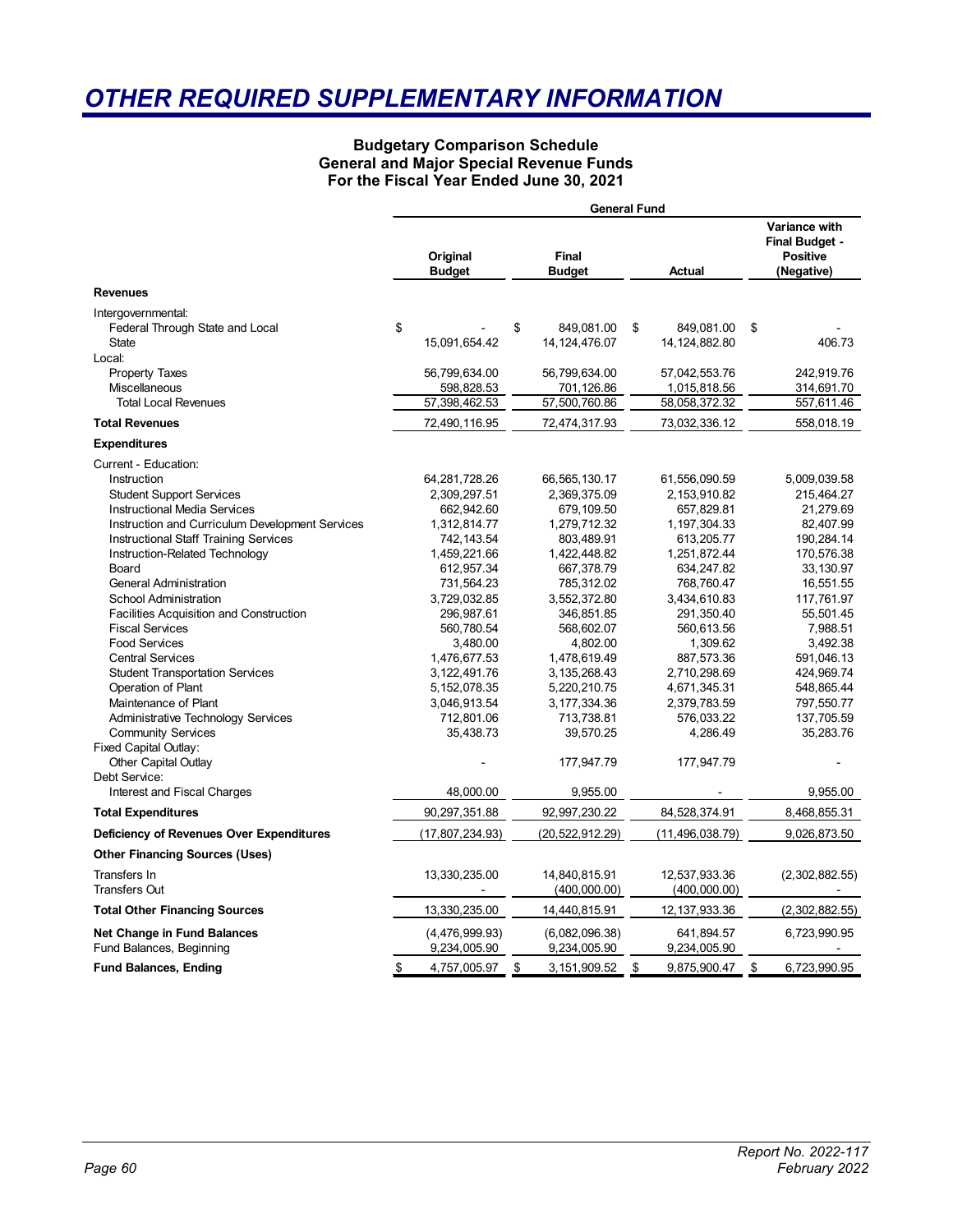# OTHER REQUIRED SUPPLEMENTARY INFORMATION

### Budgetary Comparison Schedule
### General and Major Special Revenue Funds
### For the Fiscal Year Ended June 30, 2021

| | General Fund | | | |
|---|---|---|---|---|
| | Original Budget | Final Budget | Actual | Variance with Final Budget - Positive (Negative) |
| **Revenues** | | | | |
| Intergovernmental: | | | | |
| Federal Through State and Local | $ - | $ 849,081.00 | $ 849,081.00 | $ - |
| State | 15,091,654.42 | 14,124,476.07 | 14,124,882.80 | 406.73 |
| Local: | | | | |
| Property Taxes | 56,799,634.00 | 56,799,634.00 | 57,042,553.76 | 242,919.76 |
| Miscellaneous | 598,828.53 | 701,126.86 | 1,015,818.56 | 314,691.70 |
| Total Local Revenues | 57,398,462.53 | 57,500,760.86 | 58,058,372.32 | 557,611.46 |
| **Total Revenues** | 72,490,116.95 | 72,474,317.93 | 73,032,336.12 | 558,018.19 |
| **Expenditures** | | | | |
| Current - Education: | | | | |
| Instruction | 64,281,728.26 | 66,565,130.17 | 61,556,090.59 | 5,009,039.58 |
| Student Support Services | 2,309,297.51 | 2,369,375.09 | 2,153,910.82 | 215,464.27 |
| Instructional Media Services | 662,942.60 | 679,109.50 | 657,829.81 | 21,279.69 |
| Instruction and Curriculum Development Services | 1,312,814.77 | 1,279,712.32 | 1,197,304.33 | 82,407.99 |
| Instructional Staff Training Services | 742,143.54 | 803,489.91 | 613,205.77 | 190,284.14 |
| Instruction-Related Technology | 1,459,221.66 | 1,422,448.82 | 1,251,872.44 | 170,576.38 |
| Board | 612,957.34 | 667,378.79 | 634,247.82 | 33,130.97 |
| General Administration | 731,564.23 | 785,312.02 | 768,760.47 | 16,551.55 |
| School Administration | 3,729,032.85 | 3,552,372.80 | 3,434,610.83 | 117,761.97 |
| Facilities Acquisition and Construction | 296,987.61 | 346,851.85 | 291,350.40 | 55,501.45 |
| Fiscal Services | 560,780.54 | 568,602.07 | 560,613.56 | 7,988.51 |
| Food Services | 3,480.00 | 4,802.00 | 1,309.62 | 3,492.38 |
| Central Services | 1,476,677.53 | 1,478,619.49 | 887,573.36 | 591,046.13 |
| Student Transportation Services | 3,122,491.76 | 3,135,268.43 | 2,710,298.69 | 424,969.74 |
| Operation of Plant | 5,152,078.35 | 5,220,210.75 | 4,671,345.31 | 548,865.44 |
| Maintenance of Plant | 3,046,913.54 | 3,177,334.36 | 2,379,783.59 | 797,550.77 |
| Administrative Technology Services | 712,801.06 | 713,738.81 | 576,033.22 | 137,705.59 |
| Community Services | 35,438.73 | 39,570.25 | 4,286.49 | 35,283.76 |
| Fixed Capital Outlay: | | | | |
| Other Capital Outlay | - | 177,947.79 | 177,947.79 | - |
| Debt Service: | | | | |
| Interest and Fiscal Charges | 48,000.00 | 9,955.00 | - | 9,955.00 |
| **Total Expenditures** | 90,297,351.88 | 92,997,230.22 | 84,528,374.91 | 8,468,855.31 |
| **Deficiency of Revenues Over Expenditures** | (17,807,234.93) | (20,522,912.29) | (11,496,038.79) | 9,026,873.50 |
| **Other Financing Sources (Uses)** | | | | |
| Transfers In | 13,330,235.00 | 14,840,815.91 | 12,537,933.36 | (2,302,882.55) |
| Transfers Out | - | (400,000.00) | (400,000.00) | - |
| **Total Other Financing Sources** | 13,330,235.00 | 14,440,815.91 | 12,137,933.36 | (2,302,882.55) |
| **Net Change in Fund Balances** | (4,476,999.93) | (6,082,096.38) | 641,894.57 | 6,723,990.95 |
| Fund Balances, Beginning | 9,234,005.90 | 9,234,005.90 | 9,234,005.90 | - |
| **Fund Balances, Ending** | $ 4,757,005.97 | $ 3,151,909.52 | $ 9,875,900.47 | $ 6,723,990.95 |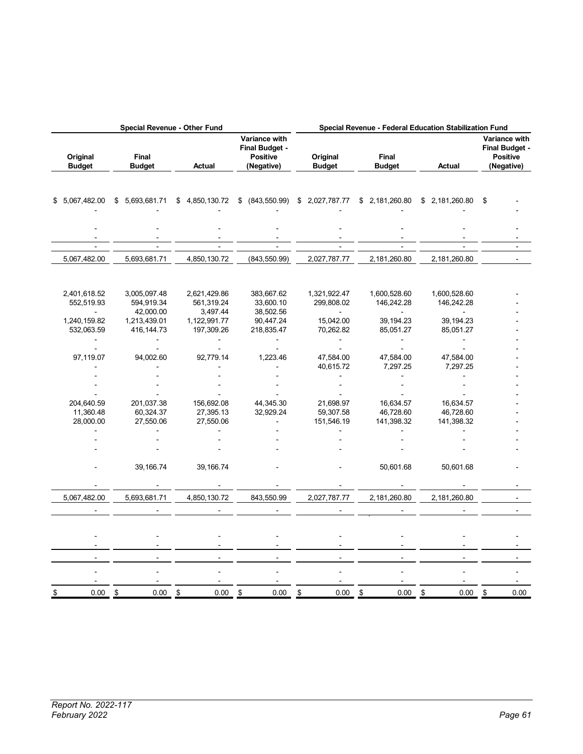| Special Revenue - Other Fund | | | | Special Revenue - Federal Education Stabilization Fund | | | |
|---|---|---|---|---|---|---|---|
| Original Budget | Final Budget | Actual | Variance with Final Budget - Positive (Negative) | Original Budget | Final Budget | Actual | Variance with Final Budget - Positive (Negative) |
| $ 5,067,482.00 | $ 5,693,681.71 | $ 4,850,130.72 | $ (843,550.99) | $ 2,027,787.77 | $ 2,181,260.80 | $ 2,181,260.80 | $ - |
| - | - | - | - | - | - | - | - |
| - | - | - | - | - | - | - | - |
| - | - | - | - | - | - | - | - |
| - | - | - | - | - | - | - | - |
| 5,067,482.00 | 5,693,681.71 | 4,850,130.72 | (843,550.99) | 2,027,787.77 | 2,181,260.80 | 2,181,260.80 | - |
| 2,401,618.52 | 3,005,097.48 | 2,621,429.86 | 383,667.62 | 1,321,922.47 | 1,600,528.60 | 1,600,528.60 | - |
| 552,519.93 | 594,919.34 | 561,319.24 | 33,600.10 | 299,808.02 | 146,242.28 | 146,242.28 | - |
| - | 42,000.00 | 3,497.44 | 38,502.56 | - | - | - | - |
| 1,240,159.82 | 1,213,439.01 | 1,122,991.77 | 90,447.24 | 15,042.00 | 39,194.23 | 39,194.23 | - |
| 532,063.59 | 416,144.73 | 197,309.26 | 218,835.47 | 70,262.82 | 85,051.27 | 85,051.27 | - |
| - | - | - | - | - | - | - | - |
| - | - | - | - | - | - | - | - |
| 97,119.07 | 94,002.60 | 92,779.14 | 1,223.46 | 47,584.00 | 47,584.00 | 47,584.00 | - |
| - | - | - | - | 40,615.72 | 7,297.25 | 7,297.25 | - |
| - | - | - | - | - | - | - | - |
| - | - | - | - | - | - | - | - |
| - | - | - | - | - | - | - | - |
| 204,640.59 | 201,037.38 | 156,692.08 | 44,345.30 | 21,698.97 | 16,634.57 | 16,634.57 | - |
| 11,360.48 | 60,324.37 | 27,395.13 | 32,929.24 | 59,307.58 | 46,728.60 | 46,728.60 | - |
| 28,000.00 | 27,550.06 | 27,550.06 | - | 151,546.19 | 141,398.32 | 141,398.32 | - |
| - | - | - | - | - | - | - | - |
| - | - | - | - | - | - | - | - |
| - | - | - | - | - | - | - | - |
| - | 39,166.74 | 39,166.74 | - | - | 50,601.68 | 50,601.68 | - |
| - | - | - | - | - | - | - | - |
| 5,067,482.00 | 5,693,681.71 | 4,850,130.72 | 843,550.99 | 2,027,787.77 | 2,181,260.80 | 2,181,260.80 | - |
| - | - | - | - | - | - | - | - |
| - | - | - | - | - | - | - | - |
| - | - | - | - | - | - | - | - |
| - | - | - | - | - | - | - | - |
| - | - | - | - | - | - | - | - |
| - | - | - | - | - | - | - | - |
| $ 0.00 | $ 0.00 | $ 0.00 | $ 0.00 | $ 0.00 | $ 0.00 | $ 0.00 | $ 0.00 |

*Report No. 2022-117*
*February 2022*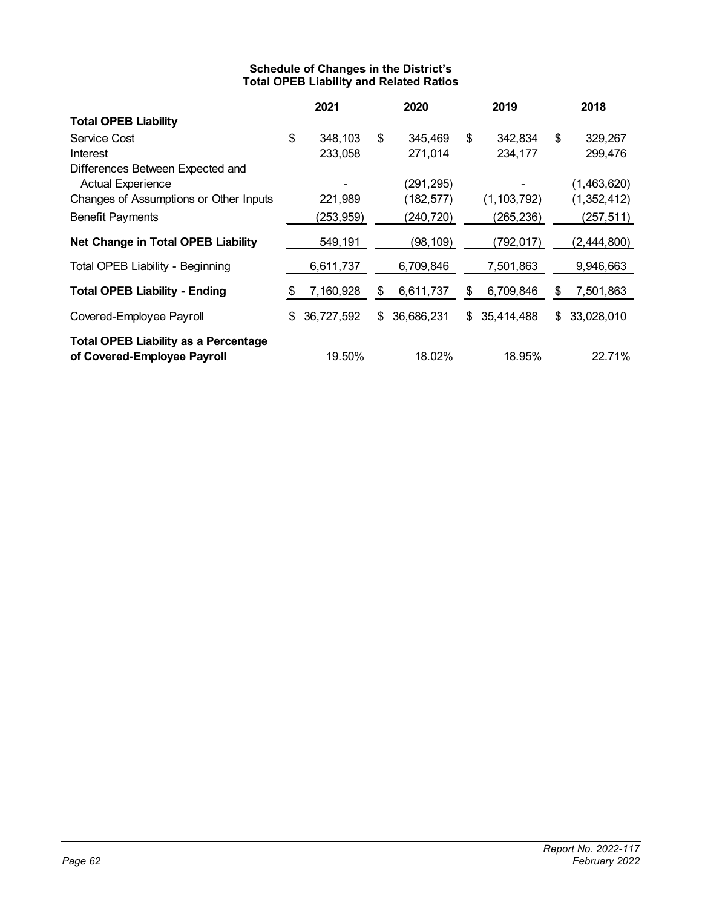## Schedule of Changes in the District's Total OPEB Liability and Related Ratios

| | 2021 | 2020 | 2019 | 2018 |
|---|---|---|---|---|
| **Total OPEB Liability** | | | | |
| Service Cost | $ 348,103 | $ 345,469 | $ 342,834 | $ 329,267 |
| Interest | 233,058 | 271,014 | 234,177 | 299,476 |
| Differences Between Expected and Actual Experience | - | (291,295) | - | (1,463,620) |
| Changes of Assumptions or Other Inputs | 221,989 | (182,577) | (1,103,792) | (1,352,412) |
| Benefit Payments | (253,959) | (240,720) | (265,236) | (257,511) |
| **Net Change in Total OPEB Liability** | 549,191 | (98,109) | (792,017) | (2,444,800) |
| Total OPEB Liability - Beginning | 6,611,737 | 6,709,846 | 7,501,863 | 9,946,663 |
| **Total OPEB Liability - Ending** | $ 7,160,928 | $ 6,611,737 | $ 6,709,846 | $ 7,501,863 |
| Covered-Employee Payroll | $ 36,727,592 | $ 36,686,231 | $ 35,414,488 | $ 33,028,010 |
| **Total OPEB Liability as a Percentage of Covered-Employee Payroll** | 19.50% | 18.02% | 18.95% | 22.71% |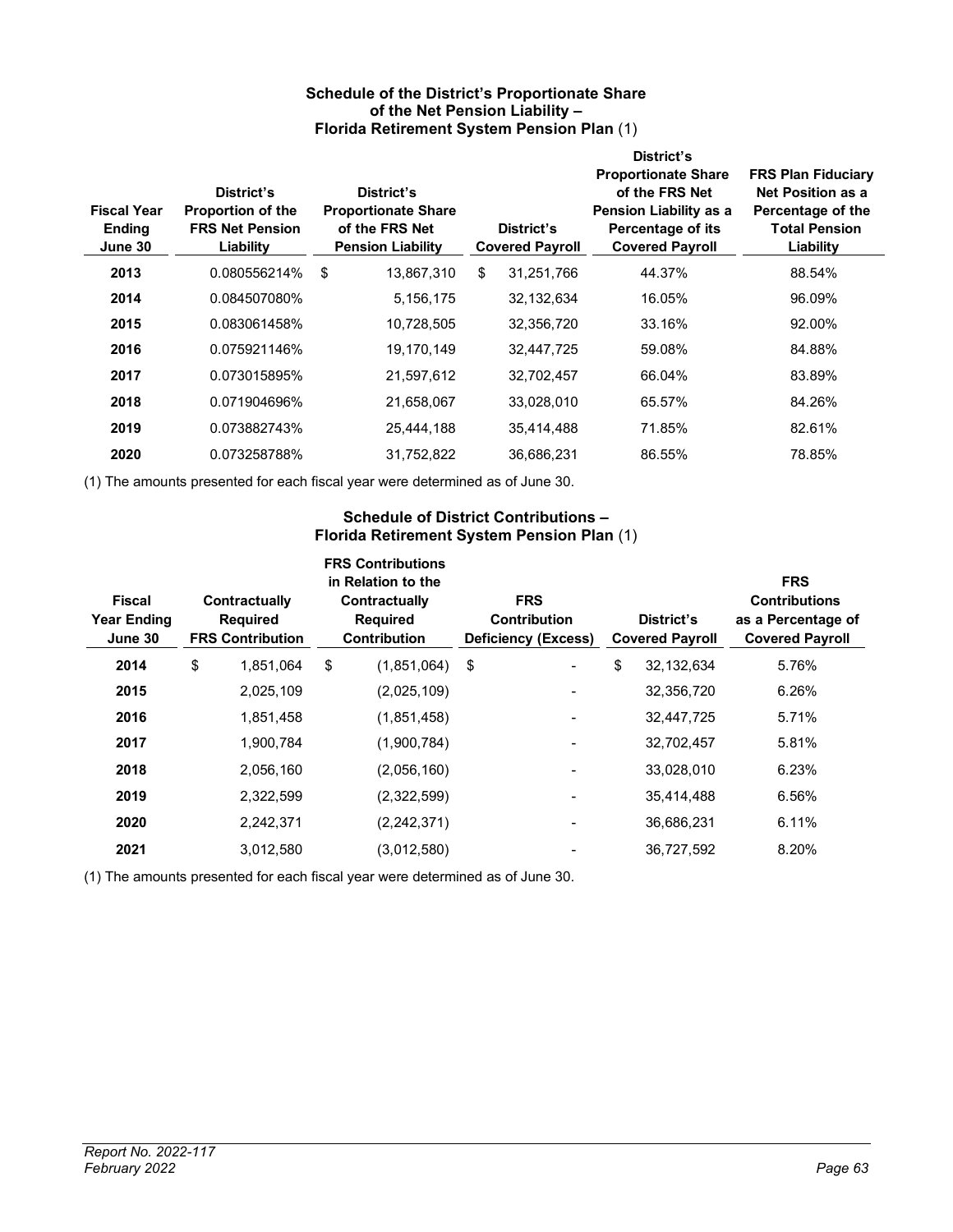### Schedule of the District's Proportionate Share of the Net Pension Liability – Florida Retirement System Pension Plan (1)

| Fiscal Year Ending June 30 | District's Proportion of the FRS Net Pension Liability | District's Proportionate Share of the FRS Net Pension Liability | District's Covered Payroll | District's Proportionate Share of the FRS Net Pension Liability as a Percentage of its Covered Payroll | FRS Plan Fiduciary Net Position as a Percentage of the Total Pension Liability |
|---|---|---|---|---|---|
| **2013** | 0.080556214% | $ 13,867,310 | $ 31,251,766 | 44.37% | 88.54% |
| **2014** | 0.084507080% | 5,156,175 | 32,132,634 | 16.05% | 96.09% |
| **2015** | 0.083061458% | 10,728,505 | 32,356,720 | 33.16% | 92.00% |
| **2016** | 0.075921146% | 19,170,149 | 32,447,725 | 59.08% | 84.88% |
| **2017** | 0.073015895% | 21,597,612 | 32,702,457 | 66.04% | 83.89% |
| **2018** | 0.071904696% | 21,658,067 | 33,028,010 | 65.57% | 84.26% |
| **2019** | 0.073882743% | 25,444,188 | 35,414,488 | 71.85% | 82.61% |
| **2020** | 0.073258788% | 31,752,822 | 36,686,231 | 86.55% | 78.85% |

(1) The amounts presented for each fiscal year were determined as of June 30.

### Schedule of District Contributions – Florida Retirement System Pension Plan (1)

| Fiscal Year Ending June 30 | Contractually Required FRS Contribution | FRS Contributions in Relation to the Contractually Required Contribution | FRS Contribution Deficiency (Excess) | District's Covered Payroll | FRS Contributions as a Percentage of Covered Payroll |
|---|---|---|---|---|---|
| **2014** | $ 1,851,064 | $ (1,851,064) | $ - | $ 32,132,634 | 5.76% |
| **2015** | 2,025,109 | (2,025,109) | - | 32,356,720 | 6.26% |
| **2016** | 1,851,458 | (1,851,458) | - | 32,447,725 | 5.71% |
| **2017** | 1,900,784 | (1,900,784) | - | 32,702,457 | 5.81% |
| **2018** | 2,056,160 | (2,056,160) | - | 33,028,010 | 6.23% |
| **2019** | 2,322,599 | (2,322,599) | - | 35,414,488 | 6.56% |
| **2020** | 2,242,371 | (2,242,371) | - | 36,686,231 | 6.11% |
| **2021** | 3,012,580 | (3,012,580) | - | 36,727,592 | 8.20% |

(1) The amounts presented for each fiscal year were determined as of June 30.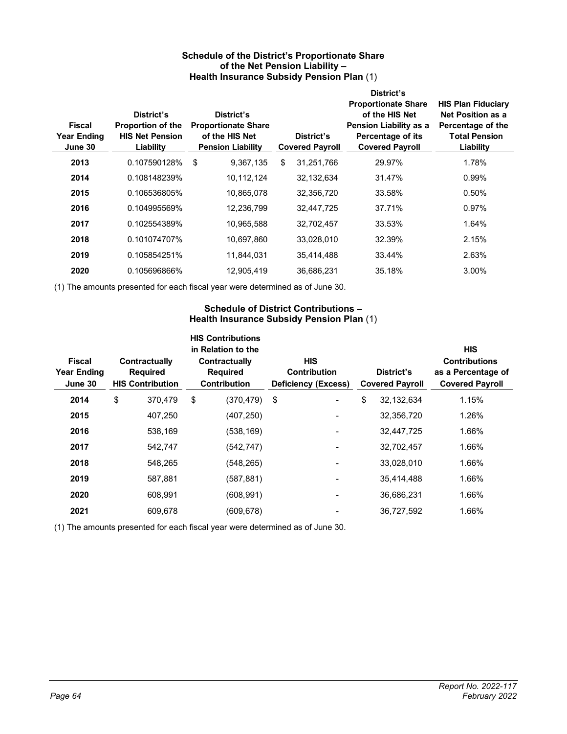### Schedule of the District's Proportionate Share of the Net Pension Liability – Health Insurance Subsidy Pension Plan (1)

| Fiscal Year Ending June 30 | District's Proportion of the HIS Net Pension Liability | District's Proportionate Share of the HIS Net Pension Liability | District's Covered Payroll | District's Proportionate Share of the HIS Net Pension Liability as a Percentage of its Covered Payroll | HIS Plan Fiduciary Net Position as a Percentage of the Total Pension Liability |
|---|---|---|---|---|---|
| 2013 | 0.107590128% | $ 9,367,135 | $ 31,251,766 | 29.97% | 1.78% |
| 2014 | 0.108148239% | 10,112,124 | 32,132,634 | 31.47% | 0.99% |
| 2015 | 0.106536805% | 10,865,078 | 32,356,720 | 33.58% | 0.50% |
| 2016 | 0.104995569% | 12,236,799 | 32,447,725 | 37.71% | 0.97% |
| 2017 | 0.102554389% | 10,965,588 | 32,702,457 | 33.53% | 1.64% |
| 2018 | 0.101074707% | 10,697,860 | 33,028,010 | 32.39% | 2.15% |
| 2019 | 0.105854251% | 11,844,031 | 35,414,488 | 33.44% | 2.63% |
| 2020 | 0.105696866% | 12,905,419 | 36,686,231 | 35.18% | 3.00% |

(1) The amounts presented for each fiscal year were determined as of June 30.

### Schedule of District Contributions – Health Insurance Subsidy Pension Plan (1)

| Fiscal Year Ending June 30 | Contractually Required HIS Contribution | HIS Contributions in Relation to the Contractually Required Contribution | HIS Contribution Deficiency (Excess) | District's Covered Payroll | HIS Contributions as a Percentage of Covered Payroll |
|---|---|---|---|---|---|
| 2014 | $ 370,479 | $ (370,479) | $ - | $ 32,132,634 | 1.15% |
| 2015 | 407,250 | (407,250) | - | 32,356,720 | 1.26% |
| 2016 | 538,169 | (538,169) | - | 32,447,725 | 1.66% |
| 2017 | 542,747 | (542,747) | - | 32,702,457 | 1.66% |
| 2018 | 548,265 | (548,265) | - | 33,028,010 | 1.66% |
| 2019 | 587,881 | (587,881) | - | 35,414,488 | 1.66% |
| 2020 | 608,991 | (608,991) | - | 36,686,231 | 1.66% |
| 2021 | 609,678 | (609,678) | - | 36,727,592 | 1.66% |

(1) The amounts presented for each fiscal year were determined as of June 30.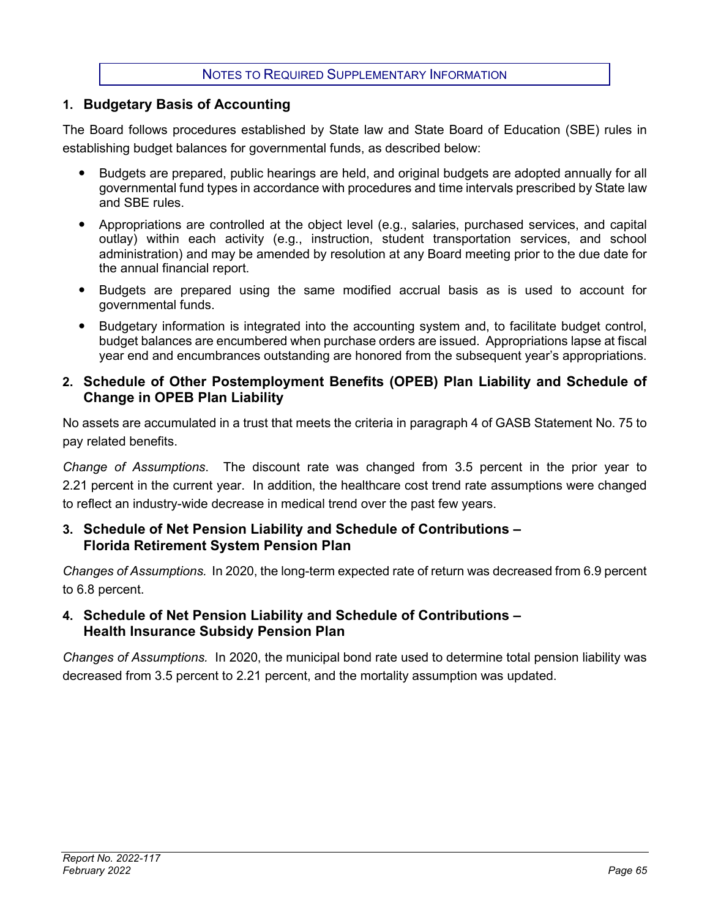# Notes to Required Supplementary Information

## 1. Budgetary Basis of Accounting

The Board follows procedures established by State law and State Board of Education (SBE) rules in establishing budget balances for governmental funds, as described below:

- Budgets are prepared, public hearings are held, and original budgets are adopted annually for all governmental fund types in accordance with procedures and time intervals prescribed by State law and SBE rules.
- Appropriations are controlled at the object level (e.g., salaries, purchased services, and capital outlay) within each activity (e.g., instruction, student transportation services, and school administration) and may be amended by resolution at any Board meeting prior to the due date for the annual financial report.
- Budgets are prepared using the same modified accrual basis as is used to account for governmental funds.
- Budgetary information is integrated into the accounting system and, to facilitate budget control, budget balances are encumbered when purchase orders are issued. Appropriations lapse at fiscal year end and encumbrances outstanding are honored from the subsequent year's appropriations.

## 2. Schedule of Other Postemployment Benefits (OPEB) Plan Liability and Schedule of Change in OPEB Plan Liability

No assets are accumulated in a trust that meets the criteria in paragraph 4 of GASB Statement No. 75 to pay related benefits.

*Change of Assumptions*. The discount rate was changed from 3.5 percent in the prior year to 2.21 percent in the current year. In addition, the healthcare cost trend rate assumptions were changed to reflect an industry-wide decrease in medical trend over the past few years.

## 3. Schedule of Net Pension Liability and Schedule of Contributions – Florida Retirement System Pension Plan

*Changes of Assumptions.* In 2020, the long-term expected rate of return was decreased from 6.9 percent to 6.8 percent.

## 4. Schedule of Net Pension Liability and Schedule of Contributions – Health Insurance Subsidy Pension Plan

*Changes of Assumptions.* In 2020, the municipal bond rate used to determine total pension liability was decreased from 3.5 percent to 2.21 percent, and the mortality assumption was updated.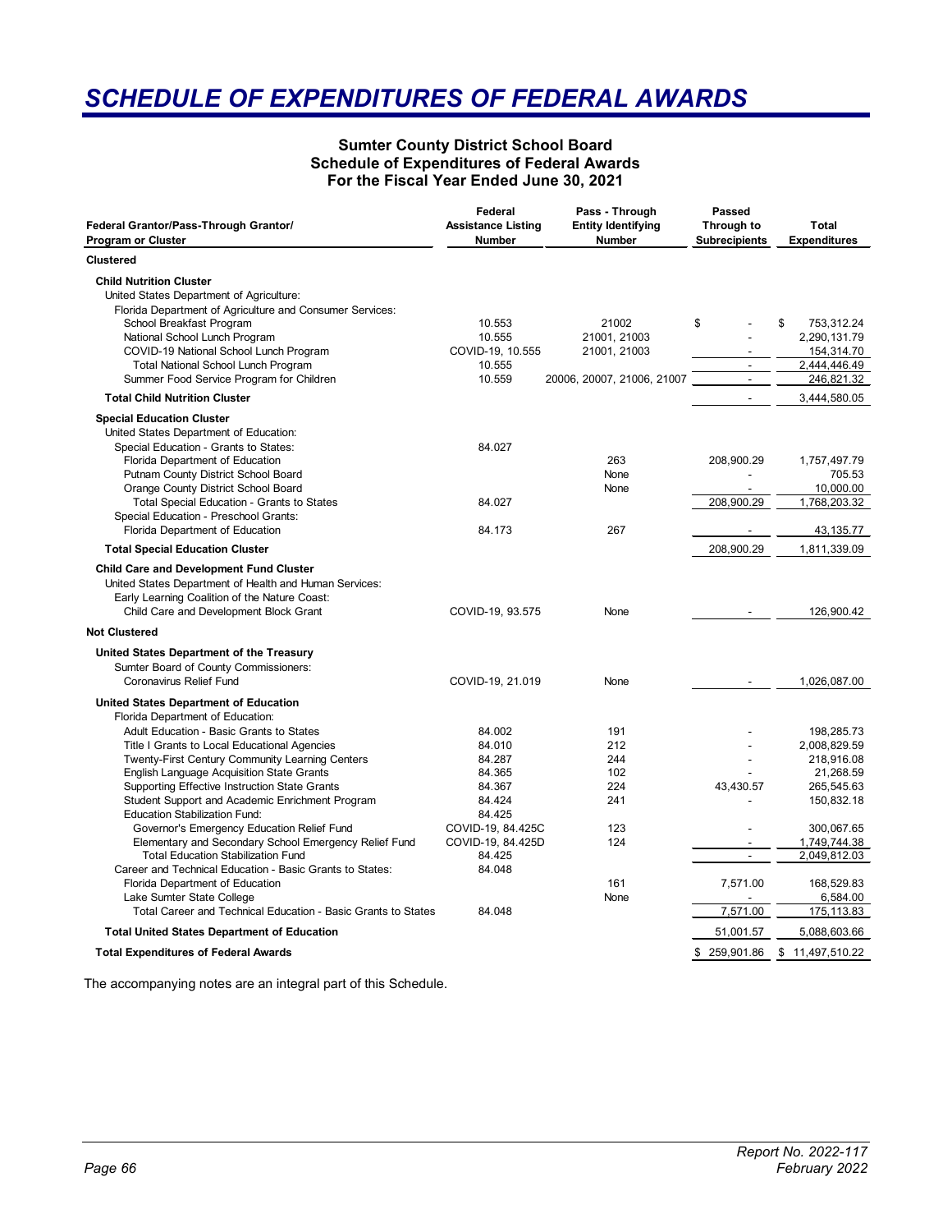# SCHEDULE OF EXPENDITURES OF FEDERAL AWARDS

**Sumter County District School Board**
**Schedule of Expenditures of Federal Awards**
**For the Fiscal Year Ended June 30, 2021**

| Federal Grantor/Pass-Through Grantor/ Program or Cluster | Federal Assistance Listing Number | Pass - Through Entity Identifying Number | Passed Through to Subrecipients | Total Expenditures |
|---|---|---|---|---|
| **Clustered** | | | | |
| **Child Nutrition Cluster** | | | | |
| United States Department of Agriculture: | | | | |
| Florida Department of Agriculture and Consumer Services: | | | | |
| School Breakfast Program | 10.553 | 21002 | $ - | $ 753,312.24 |
| National School Lunch Program | 10.555 | 21001, 21003 | - | 2,290,131.79 |
| COVID-19 National School Lunch Program | COVID-19, 10.555 | 21001, 21003 | - | 154,314.70 |
| Total National School Lunch Program | 10.555 | | - | 2,444,446.49 |
| Summer Food Service Program for Children | 10.559 | 20006, 20007, 21006, 21007 | - | 246,821.32 |
| **Total Child Nutrition Cluster** | | | - | 3,444,580.05 |
| **Special Education Cluster** | | | | |
| United States Department of Education: | | | | |
| Special Education - Grants to States: | 84.027 | | | |
| Florida Department of Education | | 263 | 208,900.29 | 1,757,497.79 |
| Putnam County District School Board | | None | - | 705.53 |
| Orange County District School Board | | None | - | 10,000.00 |
| Total Special Education - Grants to States | 84.027 | | 208,900.29 | 1,768,203.32 |
| Special Education - Preschool Grants: | | | | |
| Florida Department of Education | 84.173 | 267 | - | 43,135.77 |
| **Total Special Education Cluster** | | | 208,900.29 | 1,811,339.09 |
| **Child Care and Development Fund Cluster** | | | | |
| United States Department of Health and Human Services: | | | | |
| Early Learning Coalition of the Nature Coast: | | | | |
| Child Care and Development Block Grant | COVID-19, 93.575 | None | - | 126,900.42 |
| **Not Clustered** | | | | |
| **United States Department of the Treasury** | | | | |
| Sumter Board of County Commissioners: | | | | |
| Coronavirus Relief Fund | COVID-19, 21.019 | None | - | 1,026,087.00 |
| **United States Department of Education** | | | | |
| Florida Department of Education: | | | | |
| Adult Education - Basic Grants to States | 84.002 | 191 | - | 198,285.73 |
| Title I Grants to Local Educational Agencies | 84.010 | 212 | - | 2,008,829.59 |
| Twenty-First Century Community Learning Centers | 84.287 | 244 | - | 218,916.08 |
| English Language Acquisition State Grants | 84.365 | 102 | - | 21,268.59 |
| Supporting Effective Instruction State Grants | 84.367 | 224 | 43,430.57 | 265,545.63 |
| Student Support and Academic Enrichment Program | 84.424 | 241 | - | 150,832.18 |
| Education Stabilization Fund: | 84.425 | | | |
| Governor's Emergency Education Relief Fund | COVID-19, 84.425C | 123 | - | 300,067.65 |
| Elementary and Secondary School Emergency Relief Fund | COVID-19, 84.425D | 124 | - | 1,749,744.38 |
| Total Education Stabilization Fund | 84.425 | | - | 2,049,812.03 |
| Career and Technical Education - Basic Grants to States: | 84.048 | | | |
| Florida Department of Education | | 161 | 7,571.00 | 168,529.83 |
| Lake Sumter State College | | None | - | 6,584.00 |
| Total Career and Technical Education - Basic Grants to States | 84.048 | | 7,571.00 | 175,113.83 |
| **Total United States Department of Education** | | | 51,001.57 | 5,088,603.66 |
| **Total Expenditures of Federal Awards** | | | $ 259,901.86 | $ 11,497,510.22 |

The accompanying notes are an integral part of this Schedule.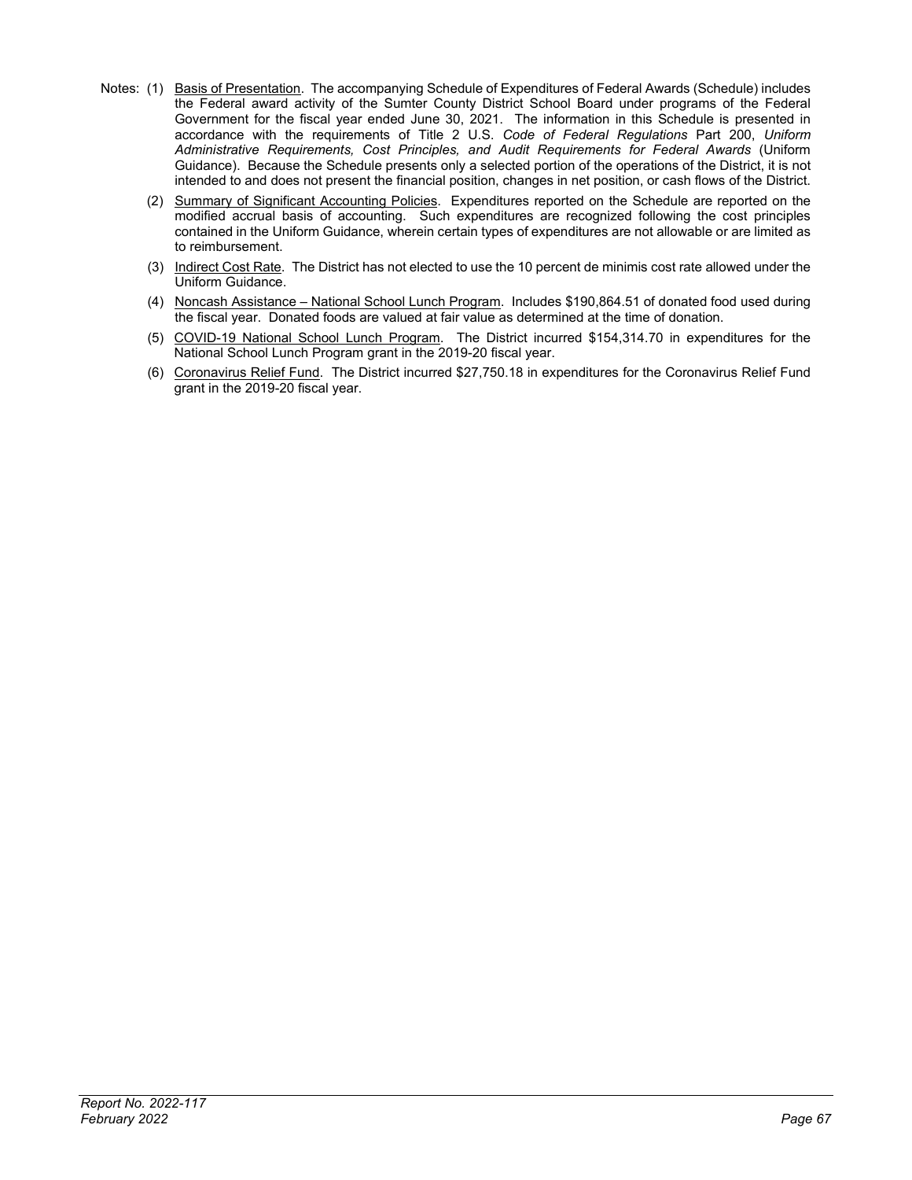Notes: (1) Basis of Presentation. The accompanying Schedule of Expenditures of Federal Awards (Schedule) includes the Federal award activity of the Sumter County District School Board under programs of the Federal Government for the fiscal year ended June 30, 2021. The information in this Schedule is presented in accordance with the requirements of Title 2 U.S. *Code of Federal Regulations* Part 200, *Uniform Administrative Requirements, Cost Principles, and Audit Requirements for Federal Awards* (Uniform Guidance). Because the Schedule presents only a selected portion of the operations of the District, it is not intended to and does not present the financial position, changes in net position, or cash flows of the District.

(2) Summary of Significant Accounting Policies. Expenditures reported on the Schedule are reported on the modified accrual basis of accounting. Such expenditures are recognized following the cost principles contained in the Uniform Guidance, wherein certain types of expenditures are not allowable or are limited as to reimbursement.

(3) Indirect Cost Rate. The District has not elected to use the 10 percent de minimis cost rate allowed under the Uniform Guidance.

(4) Noncash Assistance – National School Lunch Program. Includes $190,864.51 of donated food used during the fiscal year. Donated foods are valued at fair value as determined at the time of donation.

(5) COVID-19 National School Lunch Program. The District incurred $154,314.70 in expenditures for the National School Lunch Program grant in the 2019-20 fiscal year.

(6) Coronavirus Relief Fund. The District incurred $27,750.18 in expenditures for the Coronavirus Relief Fund grant in the 2019-20 fiscal year.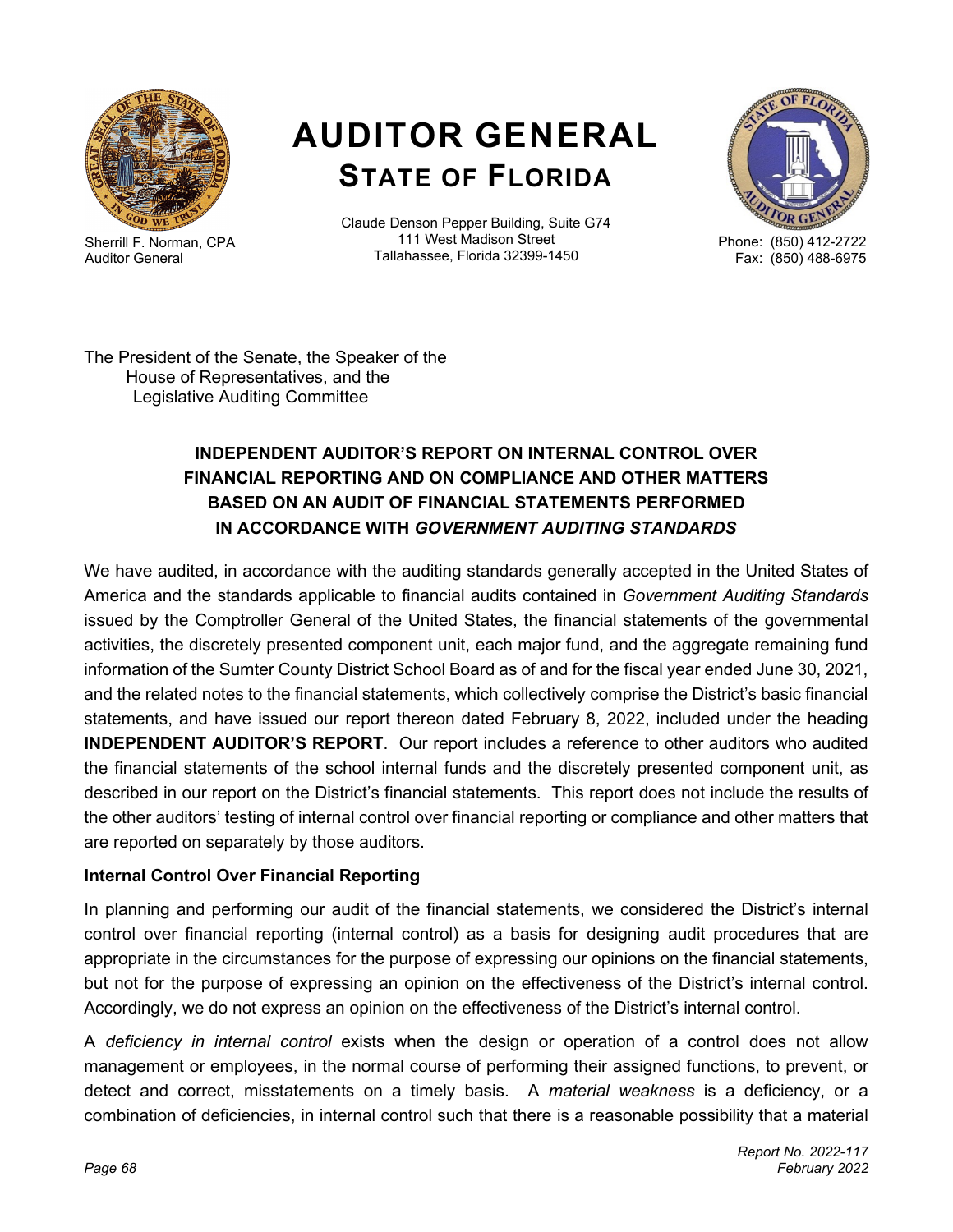# AUDITOR GENERAL
## STATE OF FLORIDA

Sherrill F. Norman, CPA
Auditor General

Claude Denson Pepper Building, Suite G74
111 West Madison Street
Tallahassee, Florida 32399-1450

Phone: (850) 412-2722
Fax: (850) 488-6975

The President of the Senate, the Speaker of the
House of Representatives, and the
Legislative Auditing Committee

### INDEPENDENT AUDITOR'S REPORT ON INTERNAL CONTROL OVER FINANCIAL REPORTING AND ON COMPLIANCE AND OTHER MATTERS BASED ON AN AUDIT OF FINANCIAL STATEMENTS PERFORMED IN ACCORDANCE WITH *GOVERNMENT AUDITING STANDARDS*

We have audited, in accordance with the auditing standards generally accepted in the United States of America and the standards applicable to financial audits contained in *Government Auditing Standards* issued by the Comptroller General of the United States, the financial statements of the governmental activities, the discretely presented component unit, each major fund, and the aggregate remaining fund information of the Sumter County District School Board as of and for the fiscal year ended June 30, 2021, and the related notes to the financial statements, which collectively comprise the District's basic financial statements, and have issued our report thereon dated February 8, 2022, included under the heading **INDEPENDENT AUDITOR'S REPORT**. Our report includes a reference to other auditors who audited the financial statements of the school internal funds and the discretely presented component unit, as described in our report on the District's financial statements. This report does not include the results of the other auditors' testing of internal control over financial reporting or compliance and other matters that are reported on separately by those auditors.

#### Internal Control Over Financial Reporting

In planning and performing our audit of the financial statements, we considered the District's internal control over financial reporting (internal control) as a basis for designing audit procedures that are appropriate in the circumstances for the purpose of expressing our opinions on the financial statements, but not for the purpose of expressing an opinion on the effectiveness of the District's internal control. Accordingly, we do not express an opinion on the effectiveness of the District's internal control.

A *deficiency in internal control* exists when the design or operation of a control does not allow management or employees, in the normal course of performing their assigned functions, to prevent, or detect and correct, misstatements on a timely basis. A *material weakness* is a deficiency, or a combination of deficiencies, in internal control such that there is a reasonable possibility that a material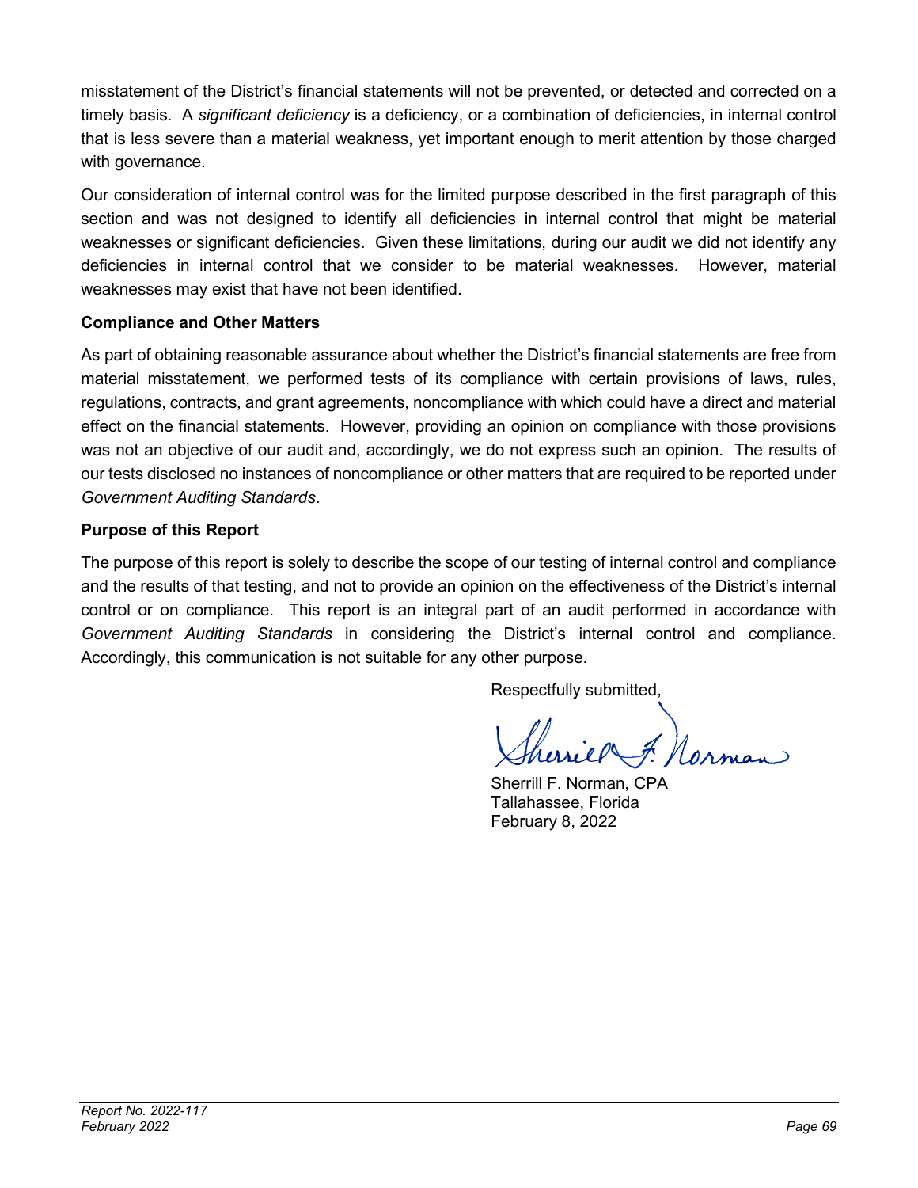misstatement of the District's financial statements will not be prevented, or detected and corrected on a timely basis. A *significant deficiency* is a deficiency, or a combination of deficiencies, in internal control that is less severe than a material weakness, yet important enough to merit attention by those charged with governance.

Our consideration of internal control was for the limited purpose described in the first paragraph of this section and was not designed to identify all deficiencies in internal control that might be material weaknesses or significant deficiencies. Given these limitations, during our audit we did not identify any deficiencies in internal control that we consider to be material weaknesses. However, material weaknesses may exist that have not been identified.

**Compliance and Other Matters**

As part of obtaining reasonable assurance about whether the District's financial statements are free from material misstatement, we performed tests of its compliance with certain provisions of laws, rules, regulations, contracts, and grant agreements, noncompliance with which could have a direct and material effect on the financial statements. However, providing an opinion on compliance with those provisions was not an objective of our audit and, accordingly, we do not express such an opinion. The results of our tests disclosed no instances of noncompliance or other matters that are required to be reported under *Government Auditing Standards*.

**Purpose of this Report**

The purpose of this report is solely to describe the scope of our testing of internal control and compliance and the results of that testing, and not to provide an opinion on the effectiveness of the District's internal control or on compliance. This report is an integral part of an audit performed in accordance with *Government Auditing Standards* in considering the District's internal control and compliance. Accordingly, this communication is not suitable for any other purpose.

Respectfully submitted,

Sherrill F. Norman, CPA
Tallahassee, Florida
February 8, 2022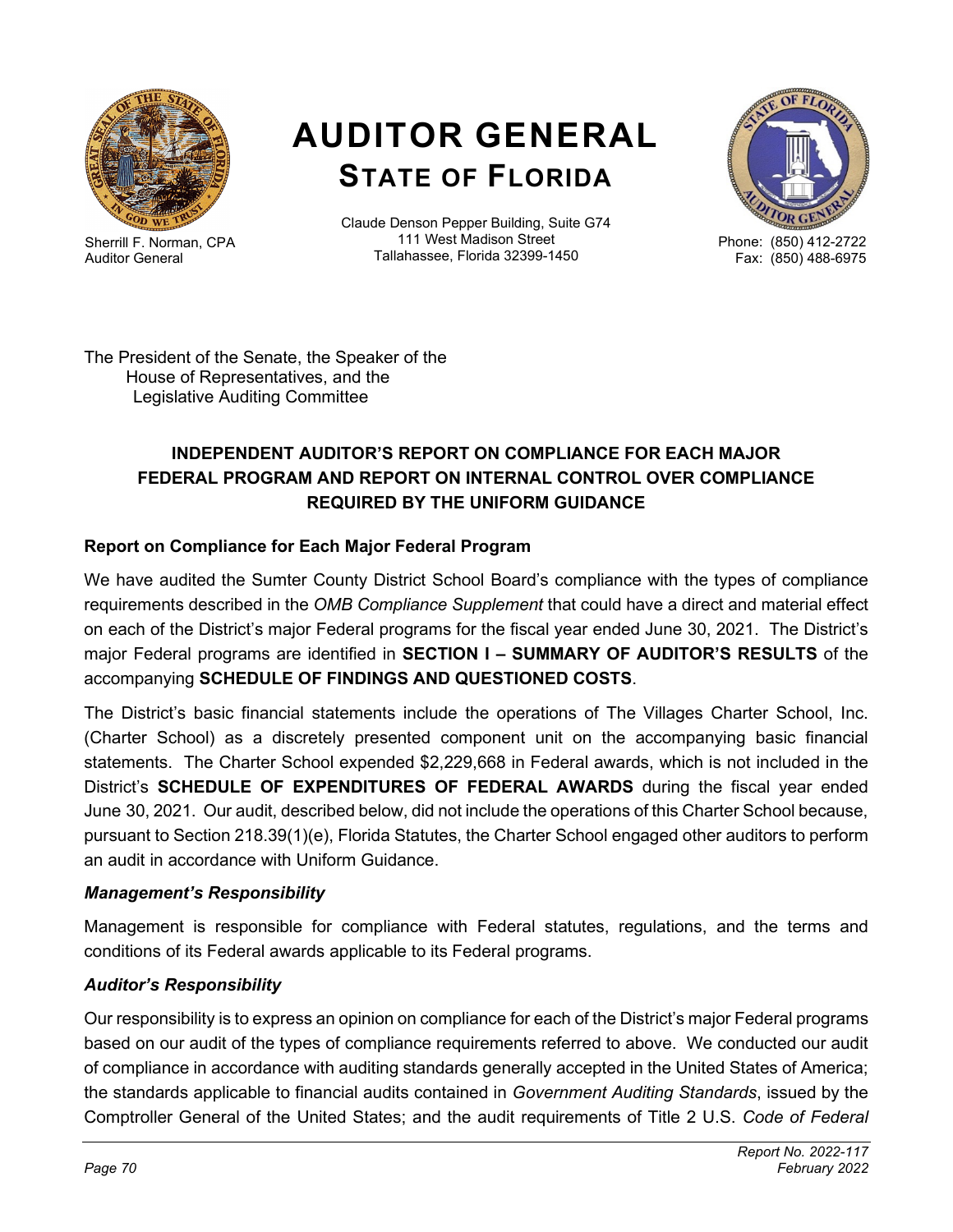# AUDITOR GENERAL
## STATE OF FLORIDA

Sherrill F. Norman, CPA
Auditor General

Claude Denson Pepper Building, Suite G74
111 West Madison Street
Tallahassee, Florida 32399-1450

Phone: (850) 412-2722
Fax: (850) 488-6975

The President of the Senate, the Speaker of the
House of Representatives, and the
Legislative Auditing Committee

### INDEPENDENT AUDITOR'S REPORT ON COMPLIANCE FOR EACH MAJOR FEDERAL PROGRAM AND REPORT ON INTERNAL CONTROL OVER COMPLIANCE REQUIRED BY THE UNIFORM GUIDANCE

#### Report on Compliance for Each Major Federal Program

We have audited the Sumter County District School Board's compliance with the types of compliance requirements described in the *OMB Compliance Supplement* that could have a direct and material effect on each of the District's major Federal programs for the fiscal year ended June 30, 2021. The District's major Federal programs are identified in **SECTION I – SUMMARY OF AUDITOR'S RESULTS** of the accompanying **SCHEDULE OF FINDINGS AND QUESTIONED COSTS**.

The District's basic financial statements include the operations of The Villages Charter School, Inc. (Charter School) as a discretely presented component unit on the accompanying basic financial statements. The Charter School expended $2,229,668 in Federal awards, which is not included in the District's **SCHEDULE OF EXPENDITURES OF FEDERAL AWARDS** during the fiscal year ended June 30, 2021. Our audit, described below, did not include the operations of this Charter School because, pursuant to Section 218.39(1)(e), Florida Statutes, the Charter School engaged other auditors to perform an audit in accordance with Uniform Guidance.

#### *Management's Responsibility*

Management is responsible for compliance with Federal statutes, regulations, and the terms and conditions of its Federal awards applicable to its Federal programs.

#### *Auditor's Responsibility*

Our responsibility is to express an opinion on compliance for each of the District's major Federal programs based on our audit of the types of compliance requirements referred to above. We conducted our audit of compliance in accordance with auditing standards generally accepted in the United States of America; the standards applicable to financial audits contained in *Government Auditing Standards*, issued by the Comptroller General of the United States; and the audit requirements of Title 2 U.S. *Code of Federal*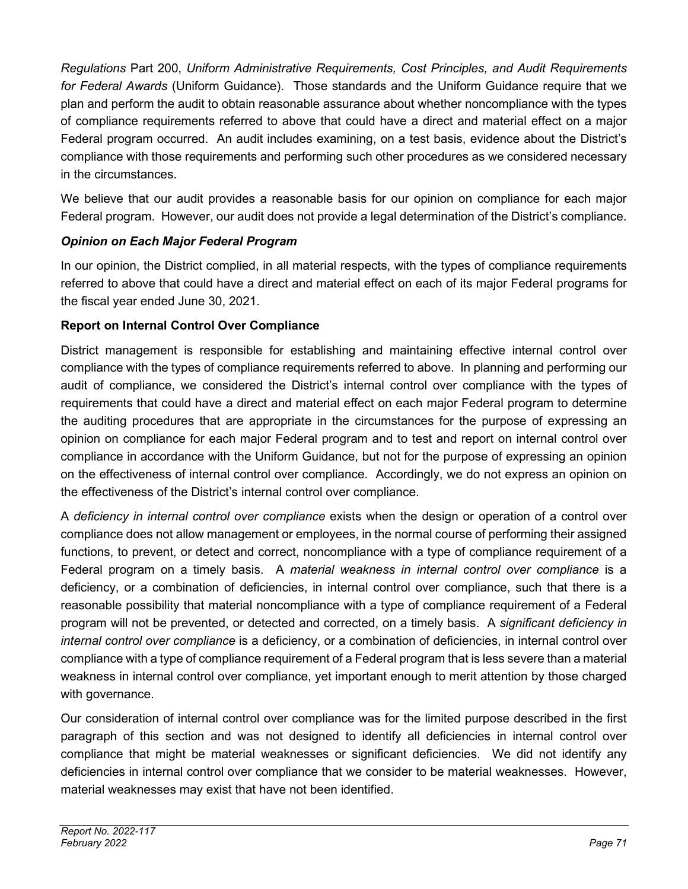*Regulations* Part 200, *Uniform Administrative Requirements, Cost Principles, and Audit Requirements for Federal Awards* (Uniform Guidance). Those standards and the Uniform Guidance require that we plan and perform the audit to obtain reasonable assurance about whether noncompliance with the types of compliance requirements referred to above that could have a direct and material effect on a major Federal program occurred. An audit includes examining, on a test basis, evidence about the District's compliance with those requirements and performing such other procedures as we considered necessary in the circumstances.

We believe that our audit provides a reasonable basis for our opinion on compliance for each major Federal program. However, our audit does not provide a legal determination of the District's compliance.

***Opinion on Each Major Federal Program***

In our opinion, the District complied, in all material respects, with the types of compliance requirements referred to above that could have a direct and material effect on each of its major Federal programs for the fiscal year ended June 30, 2021.

**Report on Internal Control Over Compliance**

District management is responsible for establishing and maintaining effective internal control over compliance with the types of compliance requirements referred to above. In planning and performing our audit of compliance, we considered the District's internal control over compliance with the types of requirements that could have a direct and material effect on each major Federal program to determine the auditing procedures that are appropriate in the circumstances for the purpose of expressing an opinion on compliance for each major Federal program and to test and report on internal control over compliance in accordance with the Uniform Guidance, but not for the purpose of expressing an opinion on the effectiveness of internal control over compliance. Accordingly, we do not express an opinion on the effectiveness of the District's internal control over compliance.

A *deficiency in internal control over compliance* exists when the design or operation of a control over compliance does not allow management or employees, in the normal course of performing their assigned functions, to prevent, or detect and correct, noncompliance with a type of compliance requirement of a Federal program on a timely basis. A *material weakness in internal control over compliance* is a deficiency, or a combination of deficiencies, in internal control over compliance, such that there is a reasonable possibility that material noncompliance with a type of compliance requirement of a Federal program will not be prevented, or detected and corrected, on a timely basis. A *significant deficiency in internal control over compliance* is a deficiency, or a combination of deficiencies, in internal control over compliance with a type of compliance requirement of a Federal program that is less severe than a material weakness in internal control over compliance, yet important enough to merit attention by those charged with governance.

Our consideration of internal control over compliance was for the limited purpose described in the first paragraph of this section and was not designed to identify all deficiencies in internal control over compliance that might be material weaknesses or significant deficiencies. We did not identify any deficiencies in internal control over compliance that we consider to be material weaknesses. However, material weaknesses may exist that have not been identified.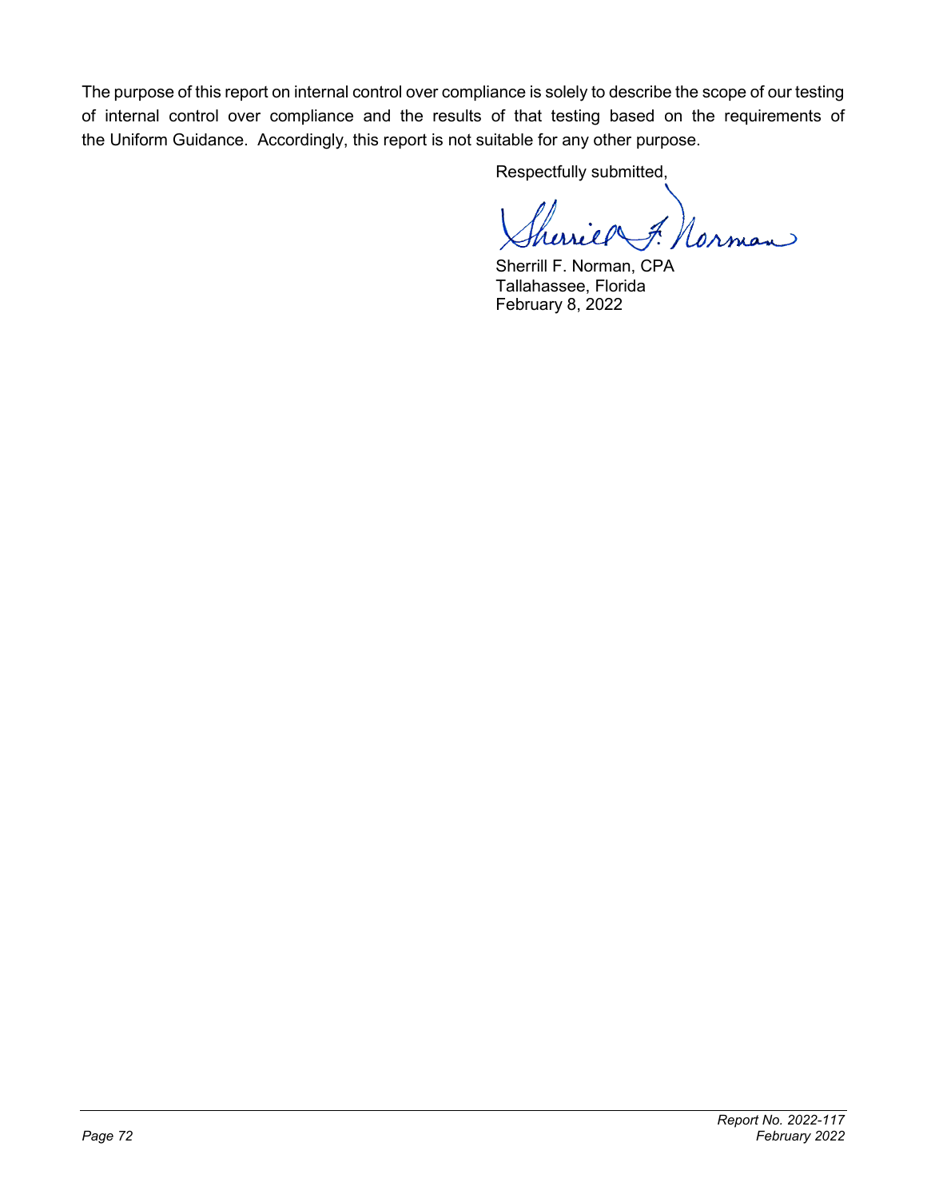The purpose of this report on internal control over compliance is solely to describe the scope of our testing of internal control over compliance and the results of that testing based on the requirements of the Uniform Guidance. Accordingly, this report is not suitable for any other purpose.

Respectfully submitted,

Sherrill F. Norman, CPA
Tallahassee, Florida
February 8, 2022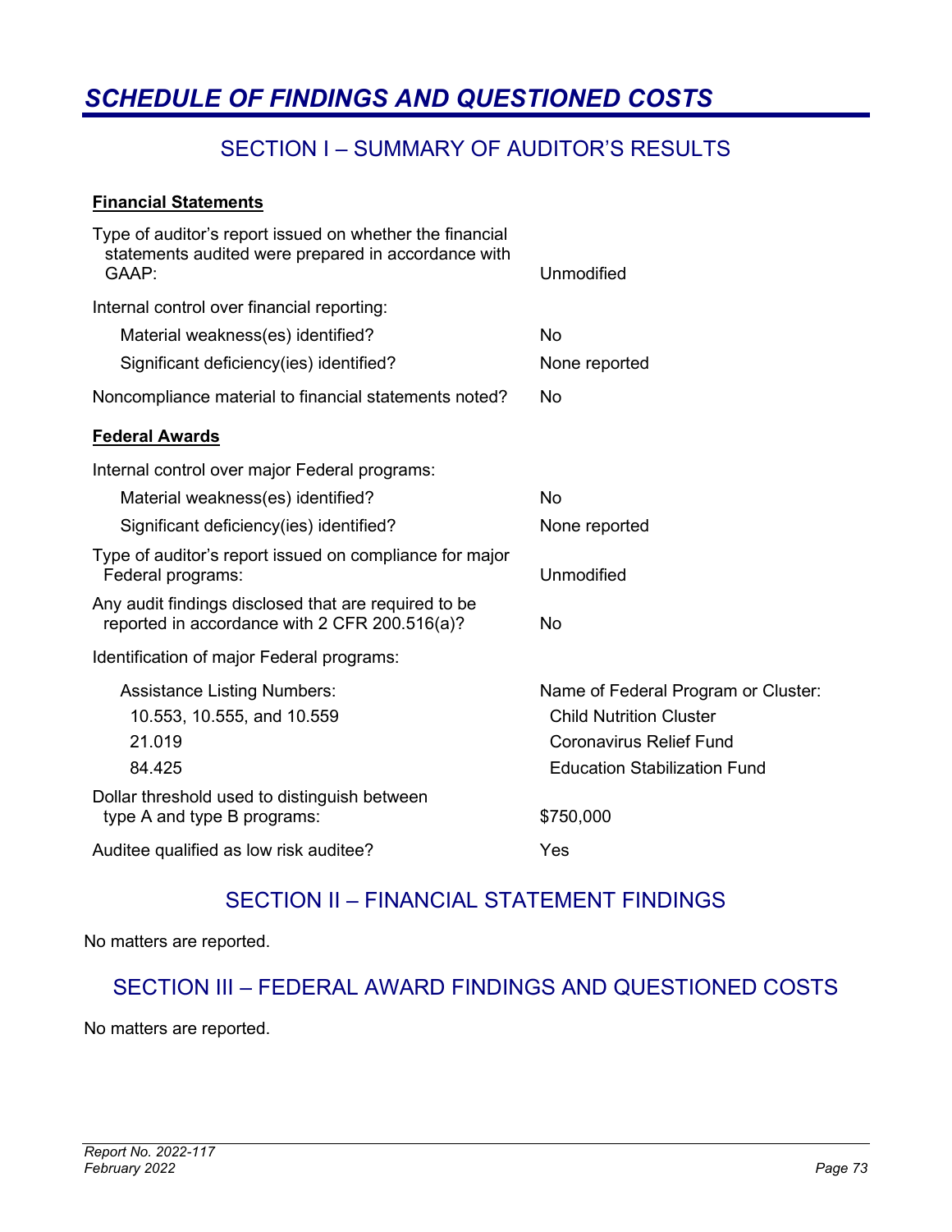# *SCHEDULE OF FINDINGS AND QUESTIONED COSTS*

## SECTION I – SUMMARY OF AUDITOR'S RESULTS

**Financial Statements**

| | |
|---|---|
| Type of auditor's report issued on whether the financial statements audited were prepared in accordance with GAAP: | Unmodified |
| Internal control over financial reporting: | |
| Material weakness(es) identified? | No |
| Significant deficiency(ies) identified? | None reported |
| Noncompliance material to financial statements noted? | No |

**Federal Awards**

| | |
|---|---|
| Internal control over major Federal programs: | |
| Material weakness(es) identified? | No |
| Significant deficiency(ies) identified? | None reported |
| Type of auditor's report issued on compliance for major Federal programs: | Unmodified |
| Any audit findings disclosed that are required to be reported in accordance with 2 CFR 200.516(a)? | No |
| Identification of major Federal programs: | |
| Assistance Listing Numbers: | Name of Federal Program or Cluster: |
| 10.553, 10.555, and 10.559 | Child Nutrition Cluster |
| 21.019 | Coronavirus Relief Fund |
| 84.425 | Education Stabilization Fund |
| Dollar threshold used to distinguish between type A and type B programs: | $750,000 |
| Auditee qualified as low risk auditee? | Yes |

## SECTION II – FINANCIAL STATEMENT FINDINGS

No matters are reported.

## SECTION III – FEDERAL AWARD FINDINGS AND QUESTIONED COSTS

No matters are reported.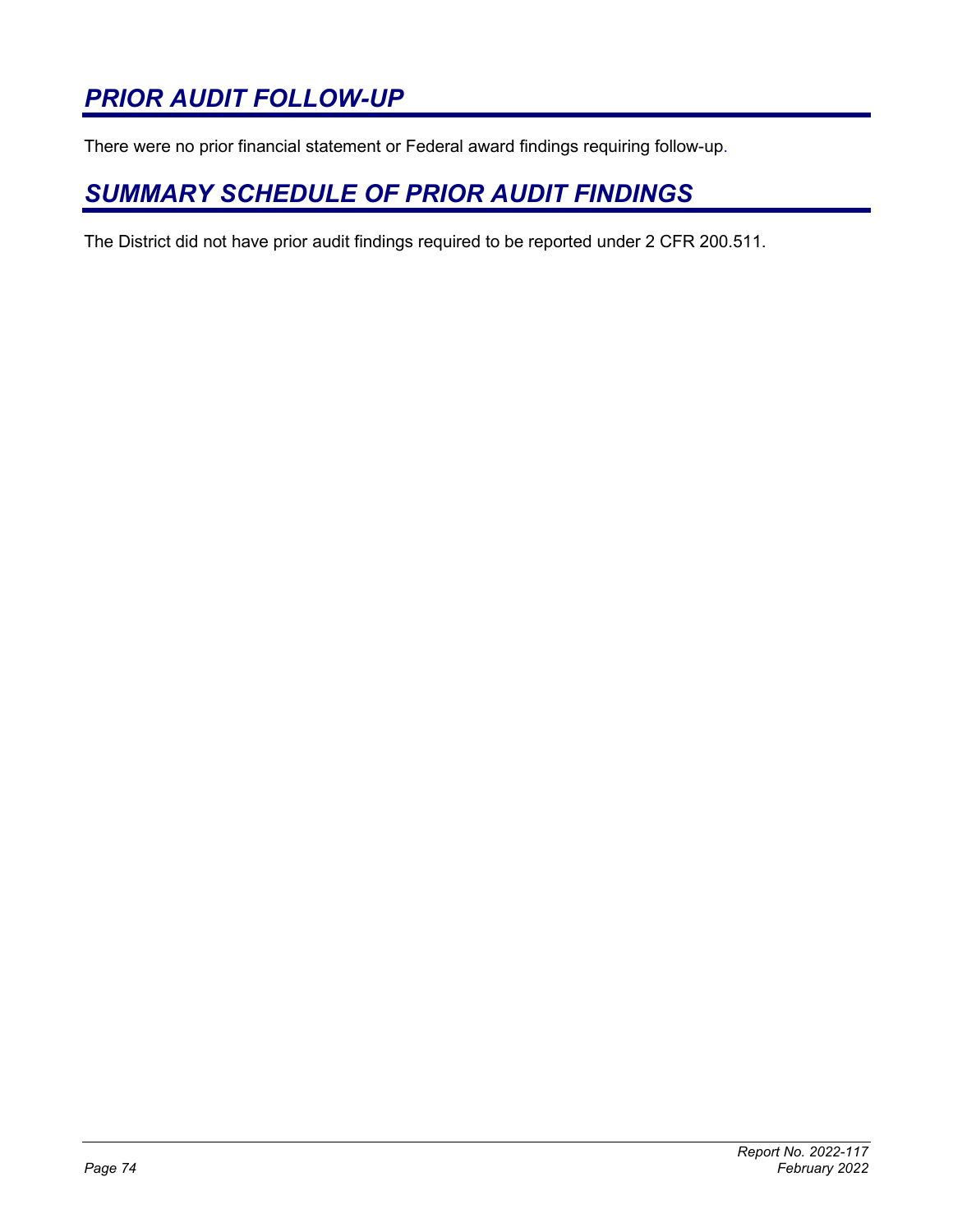## *PRIOR AUDIT FOLLOW-UP*

There were no prior financial statement or Federal award findings requiring follow-up.

## *SUMMARY SCHEDULE OF PRIOR AUDIT FINDINGS*

The District did not have prior audit findings required to be reported under 2 CFR 200.511.